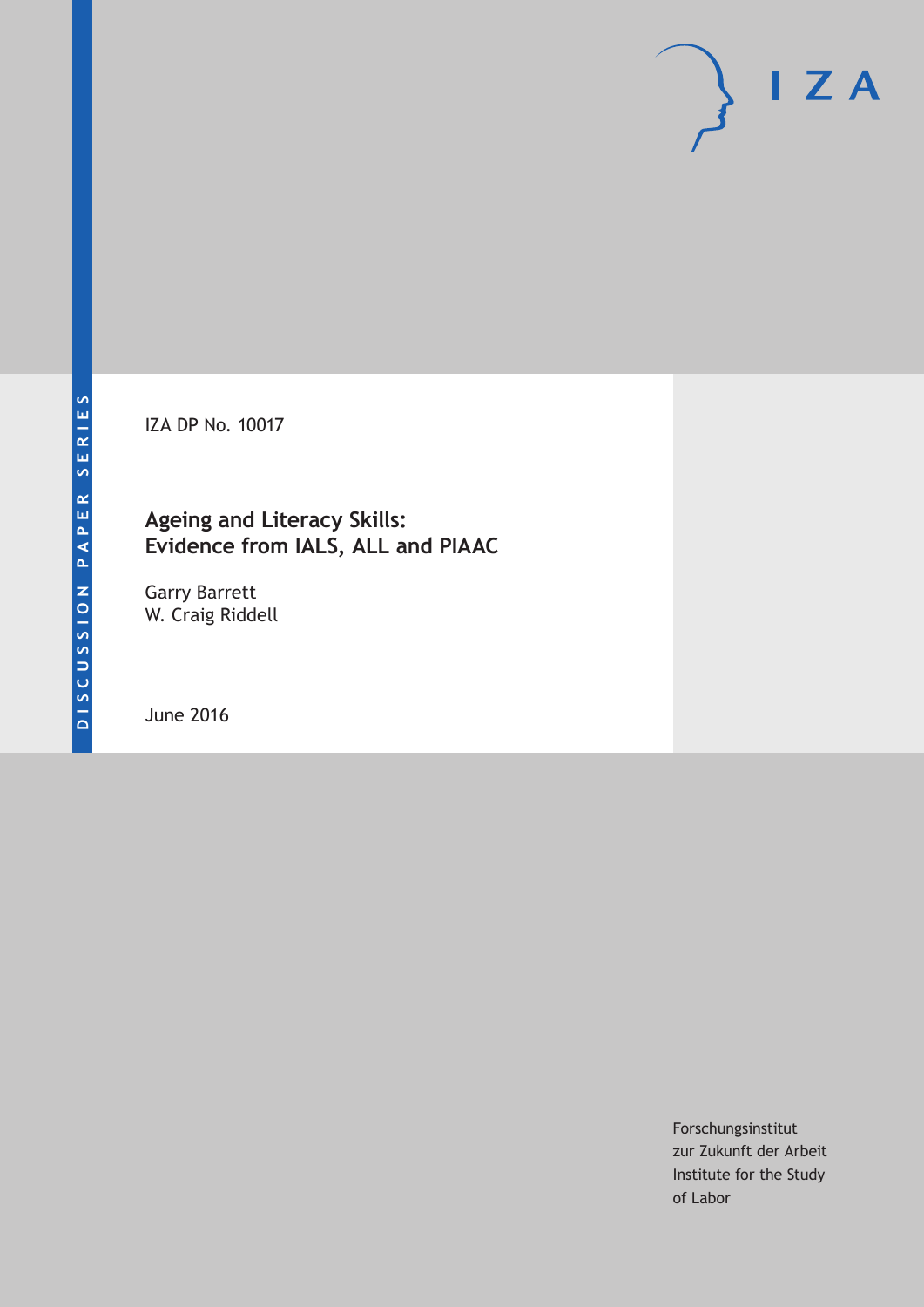DISCUSSION PAPER SERIES

IZA DP No. 10017

# Ageing and Literacy Skills: Evidence from IALS, ALL and PIAAC

Garry Barrett
W. Craig Riddell

June 2016

Forschungsinstitut
zur Zukunft der Arbeit
Institute for the Study
of Labor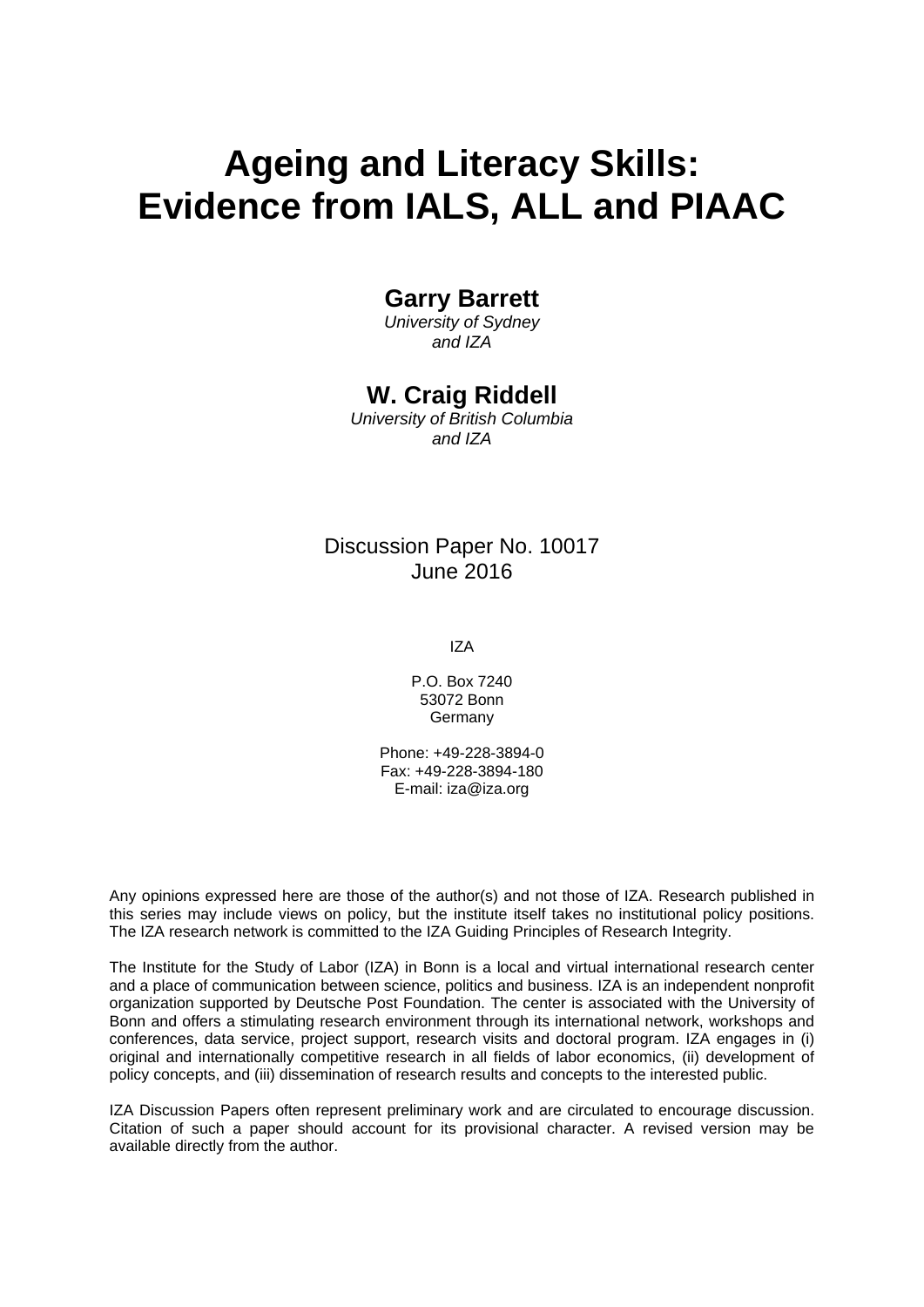# Ageing and Literacy Skills: Evidence from IALS, ALL and PIAAC

**Garry Barrett**

*University of Sydney*
*and IZA*

**W. Craig Riddell**

*University of British Columbia*
*and IZA*

Discussion Paper No. 10017
June 2016

IZA

P.O. Box 7240
53072 Bonn
Germany

Phone: +49-228-3894-0
Fax: +49-228-3894-180
E-mail: iza@iza.org

Any opinions expressed here are those of the author(s) and not those of IZA. Research published in this series may include views on policy, but the institute itself takes no institutional policy positions. The IZA research network is committed to the IZA Guiding Principles of Research Integrity.

The Institute for the Study of Labor (IZA) in Bonn is a local and virtual international research center and a place of communication between science, politics and business. IZA is an independent nonprofit organization supported by Deutsche Post Foundation. The center is associated with the University of Bonn and offers a stimulating research environment through its international network, workshops and conferences, data service, project support, research visits and doctoral program. IZA engages in (i) original and internationally competitive research in all fields of labor economics, (ii) development of policy concepts, and (iii) dissemination of research results and concepts to the interested public.

IZA Discussion Papers often represent preliminary work and are circulated to encourage discussion. Citation of such a paper should account for its provisional character. A revised version may be available directly from the author.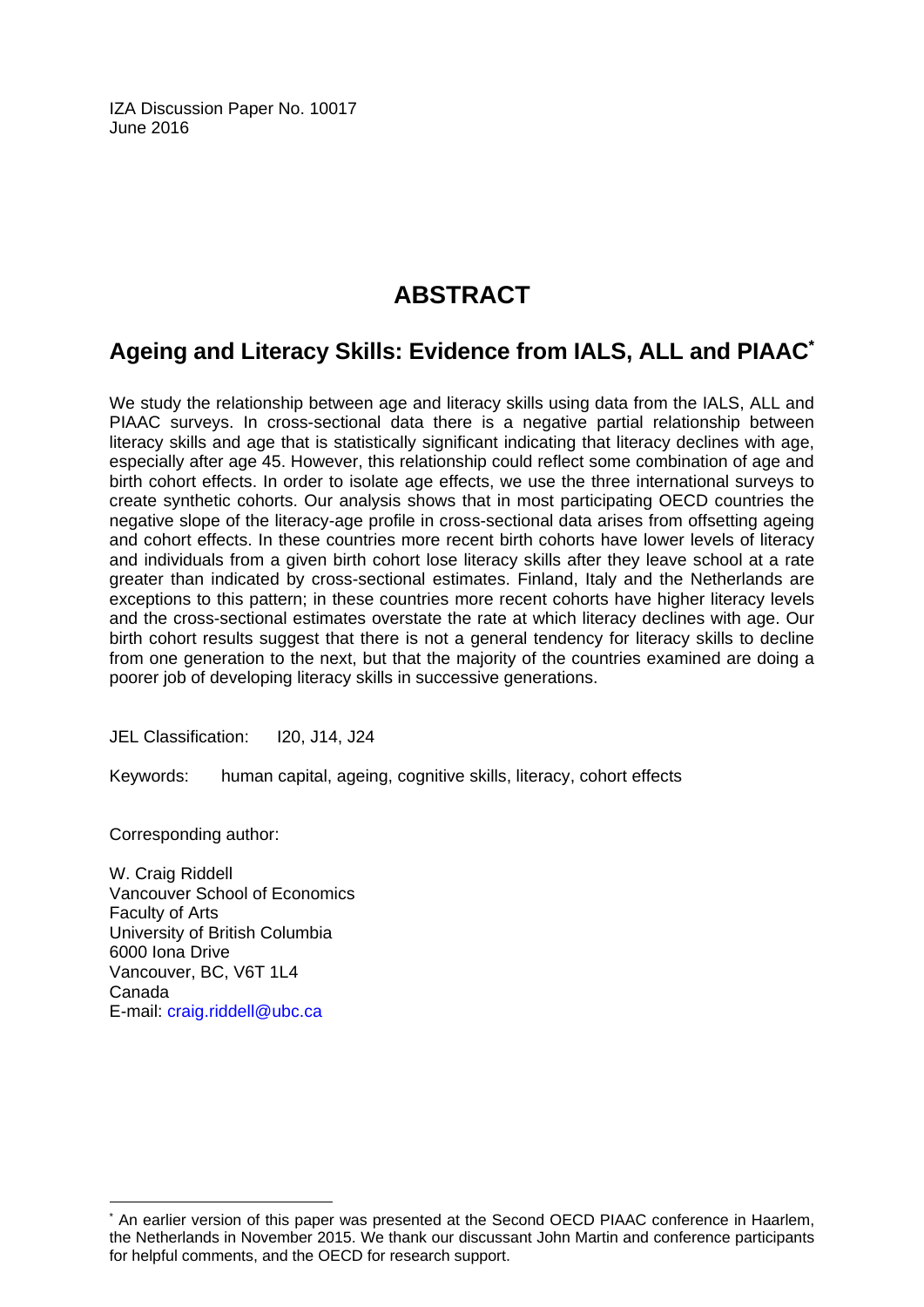IZA Discussion Paper No. 10017
June 2016

# ABSTRACT

## Ageing and Literacy Skills: Evidence from IALS, ALL and PIAAC[*]

We study the relationship between age and literacy skills using data from the IALS, ALL and PIAAC surveys. In cross-sectional data there is a negative partial relationship between literacy skills and age that is statistically significant indicating that literacy declines with age, especially after age 45. However, this relationship could reflect some combination of age and birth cohort effects. In order to isolate age effects, we use the three international surveys to create synthetic cohorts. Our analysis shows that in most participating OECD countries the negative slope of the literacy-age profile in cross-sectional data arises from offsetting ageing and cohort effects. In these countries more recent birth cohorts have lower levels of literacy and individuals from a given birth cohort lose literacy skills after they leave school at a rate greater than indicated by cross-sectional estimates. Finland, Italy and the Netherlands are exceptions to this pattern; in these countries more recent cohorts have higher literacy levels and the cross-sectional estimates overstate the rate at which literacy declines with age. Our birth cohort results suggest that there is not a general tendency for literacy skills to decline from one generation to the next, but that the majority of the countries examined are doing a poorer job of developing literacy skills in successive generations.

JEL Classification: I20, J14, J24

Keywords: human capital, ageing, cognitive skills, literacy, cohort effects

Corresponding author:

W. Craig Riddell
Vancouver School of Economics
Faculty of Arts
University of British Columbia
6000 Iona Drive
Vancouver, BC, V6T 1L4
Canada
E-mail: craig.riddell@ubc.ca

[*] An earlier version of this paper was presented at the Second OECD PIAAC conference in Haarlem, the Netherlands in November 2015. We thank our discussant John Martin and conference participants for helpful comments, and the OECD for research support.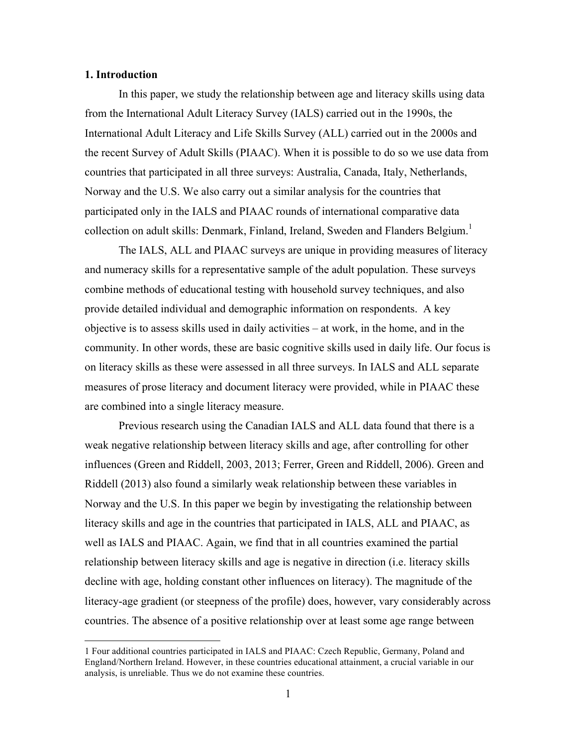## 1. Introduction

In this paper, we study the relationship between age and literacy skills using data from the International Adult Literacy Survey (IALS) carried out in the 1990s, the International Adult Literacy and Life Skills Survey (ALL) carried out in the 2000s and the recent Survey of Adult Skills (PIAAC). When it is possible to do so we use data from countries that participated in all three surveys: Australia, Canada, Italy, Netherlands, Norway and the U.S. We also carry out a similar analysis for the countries that participated only in the IALS and PIAAC rounds of international comparative data collection on adult skills: Denmark, Finland, Ireland, Sweden and Flanders Belgium.[1]

The IALS, ALL and PIAAC surveys are unique in providing measures of literacy and numeracy skills for a representative sample of the adult population. These surveys combine methods of educational testing with household survey techniques, and also provide detailed individual and demographic information on respondents. A key objective is to assess skills used in daily activities – at work, in the home, and in the community. In other words, these are basic cognitive skills used in daily life. Our focus is on literacy skills as these were assessed in all three surveys. In IALS and ALL separate measures of prose literacy and document literacy were provided, while in PIAAC these are combined into a single literacy measure.

Previous research using the Canadian IALS and ALL data found that there is a weak negative relationship between literacy skills and age, after controlling for other influences (Green and Riddell, 2003, 2013; Ferrer, Green and Riddell, 2006). Green and Riddell (2013) also found a similarly weak relationship between these variables in Norway and the U.S. In this paper we begin by investigating the relationship between literacy skills and age in the countries that participated in IALS, ALL and PIAAC, as well as IALS and PIAAC. Again, we find that in all countries examined the partial relationship between literacy skills and age is negative in direction (i.e. literacy skills decline with age, holding constant other influences on literacy). The magnitude of the literacy-age gradient (or steepness of the profile) does, however, vary considerably across countries. The absence of a positive relationship over at least some age range between

1 Four additional countries participated in IALS and PIAAC: Czech Republic, Germany, Poland and England/Northern Ireland. However, in these countries educational attainment, a crucial variable in our analysis, is unreliable. Thus we do not examine these countries.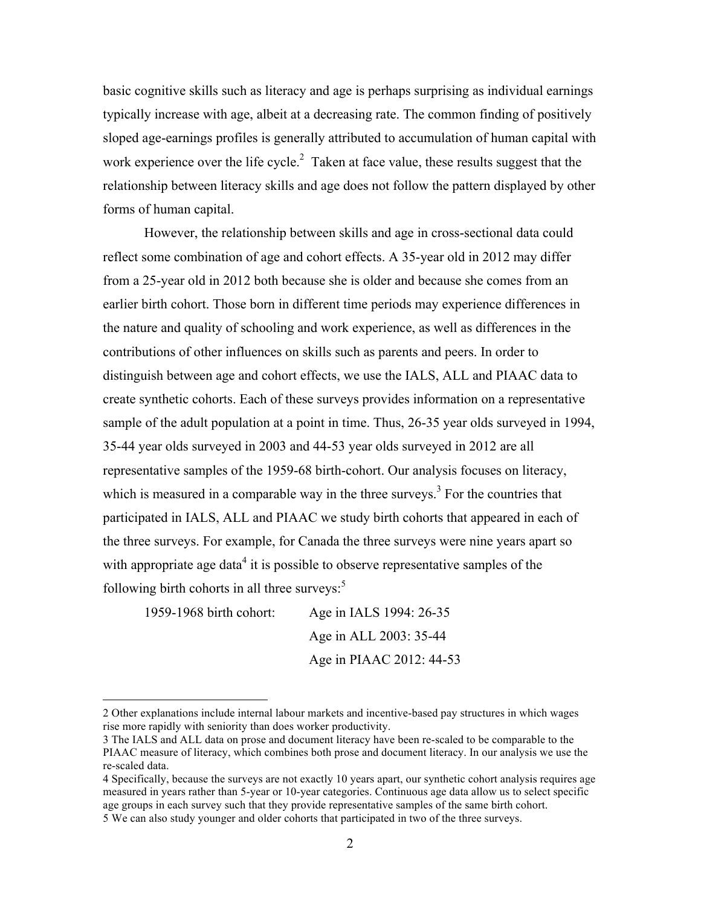basic cognitive skills such as literacy and age is perhaps surprising as individual earnings typically increase with age, albeit at a decreasing rate. The common finding of positively sloped age-earnings profiles is generally attributed to accumulation of human capital with work experience over the life cycle.[2] Taken at face value, these results suggest that the relationship between literacy skills and age does not follow the pattern displayed by other forms of human capital.

However, the relationship between skills and age in cross-sectional data could reflect some combination of age and cohort effects. A 35-year old in 2012 may differ from a 25-year old in 2012 both because she is older and because she comes from an earlier birth cohort. Those born in different time periods may experience differences in the nature and quality of schooling and work experience, as well as differences in the contributions of other influences on skills such as parents and peers. In order to distinguish between age and cohort effects, we use the IALS, ALL and PIAAC data to create synthetic cohorts. Each of these surveys provides information on a representative sample of the adult population at a point in time. Thus, 26-35 year olds surveyed in 1994, 35-44 year olds surveyed in 2003 and 44-53 year olds surveyed in 2012 are all representative samples of the 1959-68 birth-cohort. Our analysis focuses on literacy, which is measured in a comparable way in the three surveys.[3] For the countries that participated in IALS, ALL and PIAAC we study birth cohorts that appeared in each of the three surveys. For example, for Canada the three surveys were nine years apart so with appropriate age data[4] it is possible to observe representative samples of the following birth cohorts in all three surveys:[5]

1959-1968 birth cohort: Age in IALS 1994: 26-35
Age in ALL 2003: 35-44
Age in PIAAC 2012: 44-53

---

2 Other explanations include internal labour markets and incentive-based pay structures in which wages rise more rapidly with seniority than does worker productivity.

3 The IALS and ALL data on prose and document literacy have been re-scaled to be comparable to the PIAAC measure of literacy, which combines both prose and document literacy. In our analysis we use the re-scaled data.

4 Specifically, because the surveys are not exactly 10 years apart, our synthetic cohort analysis requires age measured in years rather than 5-year or 10-year categories. Continuous age data allow us to select specific age groups in each survey such that they provide representative samples of the same birth cohort.

5 We can also study younger and older cohorts that participated in two of the three surveys.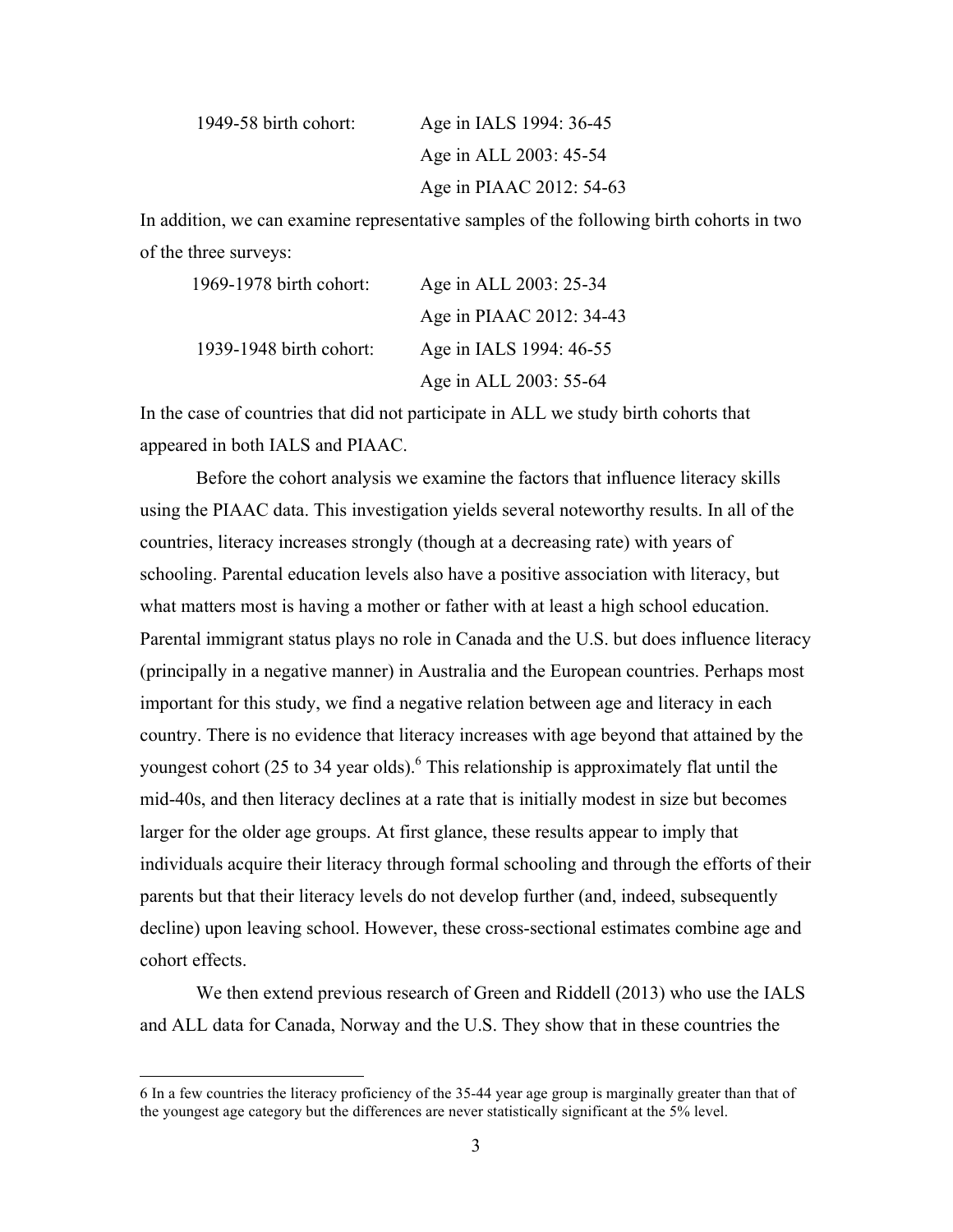| | |
|---|---|
| 1949-58 birth cohort: | Age in IALS 1994: 36-45 |
| | Age in ALL 2003: 45-54 |
| | Age in PIAAC 2012: 54-63 |

In addition, we can examine representative samples of the following birth cohorts in two of the three surveys:

| | |
|---|---|
| 1969-1978 birth cohort: | Age in ALL 2003: 25-34 |
| | Age in PIAAC 2012: 34-43 |
| 1939-1948 birth cohort: | Age in IALS 1994: 46-55 |
| | Age in ALL 2003: 55-64 |

In the case of countries that did not participate in ALL we study birth cohorts that appeared in both IALS and PIAAC.

Before the cohort analysis we examine the factors that influence literacy skills using the PIAAC data. This investigation yields several noteworthy results. In all of the countries, literacy increases strongly (though at a decreasing rate) with years of schooling. Parental education levels also have a positive association with literacy, but what matters most is having a mother or father with at least a high school education. Parental immigrant status plays no role in Canada and the U.S. but does influence literacy (principally in a negative manner) in Australia and the European countries. Perhaps most important for this study, we find a negative relation between age and literacy in each country. There is no evidence that literacy increases with age beyond that attained by the youngest cohort (25 to 34 year olds).[6] This relationship is approximately flat until the mid-40s, and then literacy declines at a rate that is initially modest in size but becomes larger for the older age groups. At first glance, these results appear to imply that individuals acquire their literacy through formal schooling and through the efforts of their parents but that their literacy levels do not develop further (and, indeed, subsequently decline) upon leaving school. However, these cross-sectional estimates combine age and cohort effects.

We then extend previous research of Green and Riddell (2013) who use the IALS and ALL data for Canada, Norway and the U.S. They show that in these countries the

6 In a few countries the literacy proficiency of the 35-44 year age group is marginally greater than that of the youngest age category but the differences are never statistically significant at the 5% level.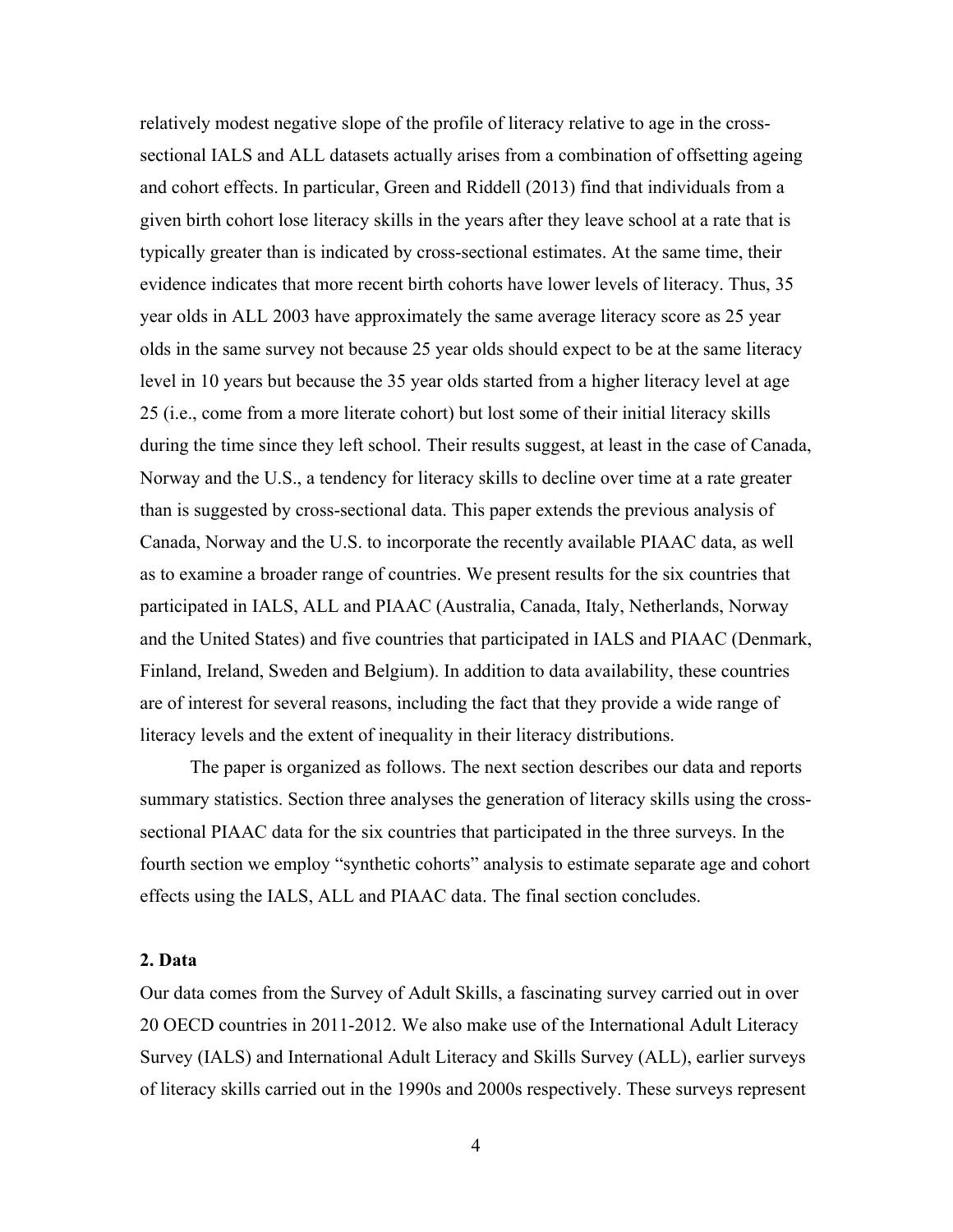relatively modest negative slope of the profile of literacy relative to age in the cross-sectional IALS and ALL datasets actually arises from a combination of offsetting ageing and cohort effects. In particular, Green and Riddell (2013) find that individuals from a given birth cohort lose literacy skills in the years after they leave school at a rate that is typically greater than is indicated by cross-sectional estimates. At the same time, their evidence indicates that more recent birth cohorts have lower levels of literacy. Thus, 35 year olds in ALL 2003 have approximately the same average literacy score as 25 year olds in the same survey not because 25 year olds should expect to be at the same literacy level in 10 years but because the 35 year olds started from a higher literacy level at age 25 (i.e., come from a more literate cohort) but lost some of their initial literacy skills during the time since they left school. Their results suggest, at least in the case of Canada, Norway and the U.S., a tendency for literacy skills to decline over time at a rate greater than is suggested by cross-sectional data. This paper extends the previous analysis of Canada, Norway and the U.S. to incorporate the recently available PIAAC data, as well as to examine a broader range of countries. We present results for the six countries that participated in IALS, ALL and PIAAC (Australia, Canada, Italy, Netherlands, Norway and the United States) and five countries that participated in IALS and PIAAC (Denmark, Finland, Ireland, Sweden and Belgium). In addition to data availability, these countries are of interest for several reasons, including the fact that they provide a wide range of literacy levels and the extent of inequality in their literacy distributions.

The paper is organized as follows. The next section describes our data and reports summary statistics. Section three analyses the generation of literacy skills using the cross-sectional PIAAC data for the six countries that participated in the three surveys. In the fourth section we employ "synthetic cohorts" analysis to estimate separate age and cohort effects using the IALS, ALL and PIAAC data. The final section concludes.

## 2. Data

Our data comes from the Survey of Adult Skills, a fascinating survey carried out in over 20 OECD countries in 2011-2012. We also make use of the International Adult Literacy Survey (IALS) and International Adult Literacy and Skills Survey (ALL), earlier surveys of literacy skills carried out in the 1990s and 2000s respectively. These surveys represent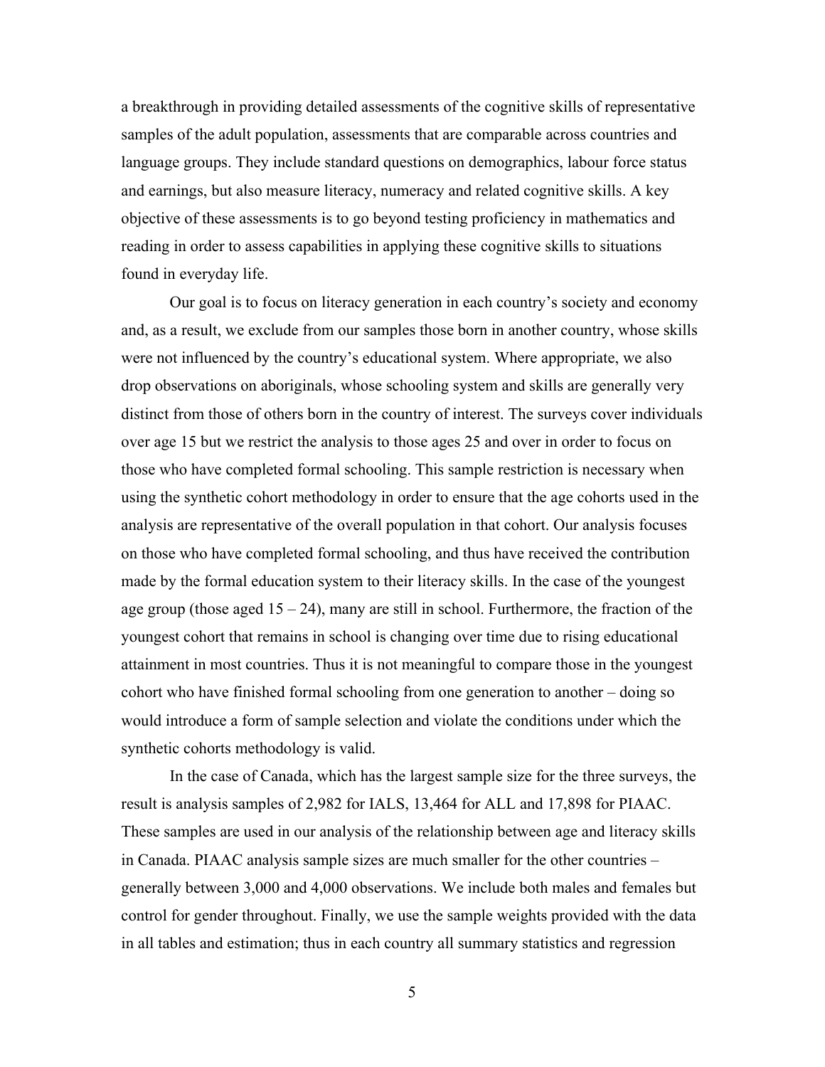a breakthrough in providing detailed assessments of the cognitive skills of representative samples of the adult population, assessments that are comparable across countries and language groups. They include standard questions on demographics, labour force status and earnings, but also measure literacy, numeracy and related cognitive skills. A key objective of these assessments is to go beyond testing proficiency in mathematics and reading in order to assess capabilities in applying these cognitive skills to situations found in everyday life.

Our goal is to focus on literacy generation in each country's society and economy and, as a result, we exclude from our samples those born in another country, whose skills were not influenced by the country's educational system. Where appropriate, we also drop observations on aboriginals, whose schooling system and skills are generally very distinct from those of others born in the country of interest. The surveys cover individuals over age 15 but we restrict the analysis to those ages 25 and over in order to focus on those who have completed formal schooling. This sample restriction is necessary when using the synthetic cohort methodology in order to ensure that the age cohorts used in the analysis are representative of the overall population in that cohort. Our analysis focuses on those who have completed formal schooling, and thus have received the contribution made by the formal education system to their literacy skills. In the case of the youngest age group (those aged 15 – 24), many are still in school. Furthermore, the fraction of the youngest cohort that remains in school is changing over time due to rising educational attainment in most countries. Thus it is not meaningful to compare those in the youngest cohort who have finished formal schooling from one generation to another – doing so would introduce a form of sample selection and violate the conditions under which the synthetic cohorts methodology is valid.

In the case of Canada, which has the largest sample size for the three surveys, the result is analysis samples of 2,982 for IALS, 13,464 for ALL and 17,898 for PIAAC. These samples are used in our analysis of the relationship between age and literacy skills in Canada. PIAAC analysis sample sizes are much smaller for the other countries – generally between 3,000 and 4,000 observations. We include both males and females but control for gender throughout. Finally, we use the sample weights provided with the data in all tables and estimation; thus in each country all summary statistics and regression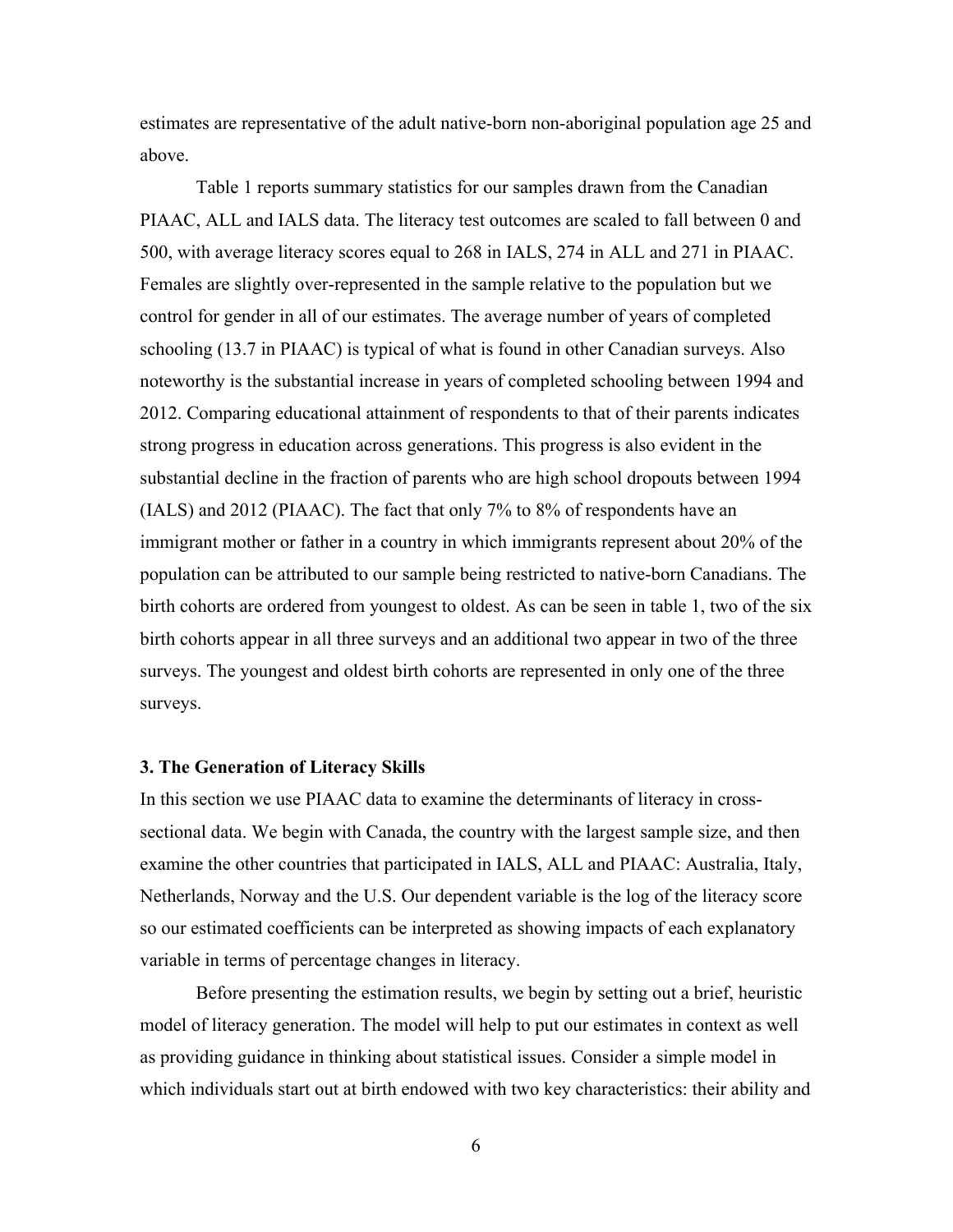estimates are representative of the adult native-born non-aboriginal population age 25 and above.

Table 1 reports summary statistics for our samples drawn from the Canadian PIAAC, ALL and IALS data. The literacy test outcomes are scaled to fall between 0 and 500, with average literacy scores equal to 268 in IALS, 274 in ALL and 271 in PIAAC. Females are slightly over-represented in the sample relative to the population but we control for gender in all of our estimates. The average number of years of completed schooling (13.7 in PIAAC) is typical of what is found in other Canadian surveys. Also noteworthy is the substantial increase in years of completed schooling between 1994 and 2012. Comparing educational attainment of respondents to that of their parents indicates strong progress in education across generations. This progress is also evident in the substantial decline in the fraction of parents who are high school dropouts between 1994 (IALS) and 2012 (PIAAC). The fact that only 7% to 8% of respondents have an immigrant mother or father in a country in which immigrants represent about 20% of the population can be attributed to our sample being restricted to native-born Canadians. The birth cohorts are ordered from youngest to oldest. As can be seen in table 1, two of the six birth cohorts appear in all three surveys and an additional two appear in two of the three surveys. The youngest and oldest birth cohorts are represented in only one of the three surveys.

### 3. The Generation of Literacy Skills

In this section we use PIAAC data to examine the determinants of literacy in cross-sectional data. We begin with Canada, the country with the largest sample size, and then examine the other countries that participated in IALS, ALL and PIAAC: Australia, Italy, Netherlands, Norway and the U.S. Our dependent variable is the log of the literacy score so our estimated coefficients can be interpreted as showing impacts of each explanatory variable in terms of percentage changes in literacy.

Before presenting the estimation results, we begin by setting out a brief, heuristic model of literacy generation. The model will help to put our estimates in context as well as providing guidance in thinking about statistical issues. Consider a simple model in which individuals start out at birth endowed with two key characteristics: their ability and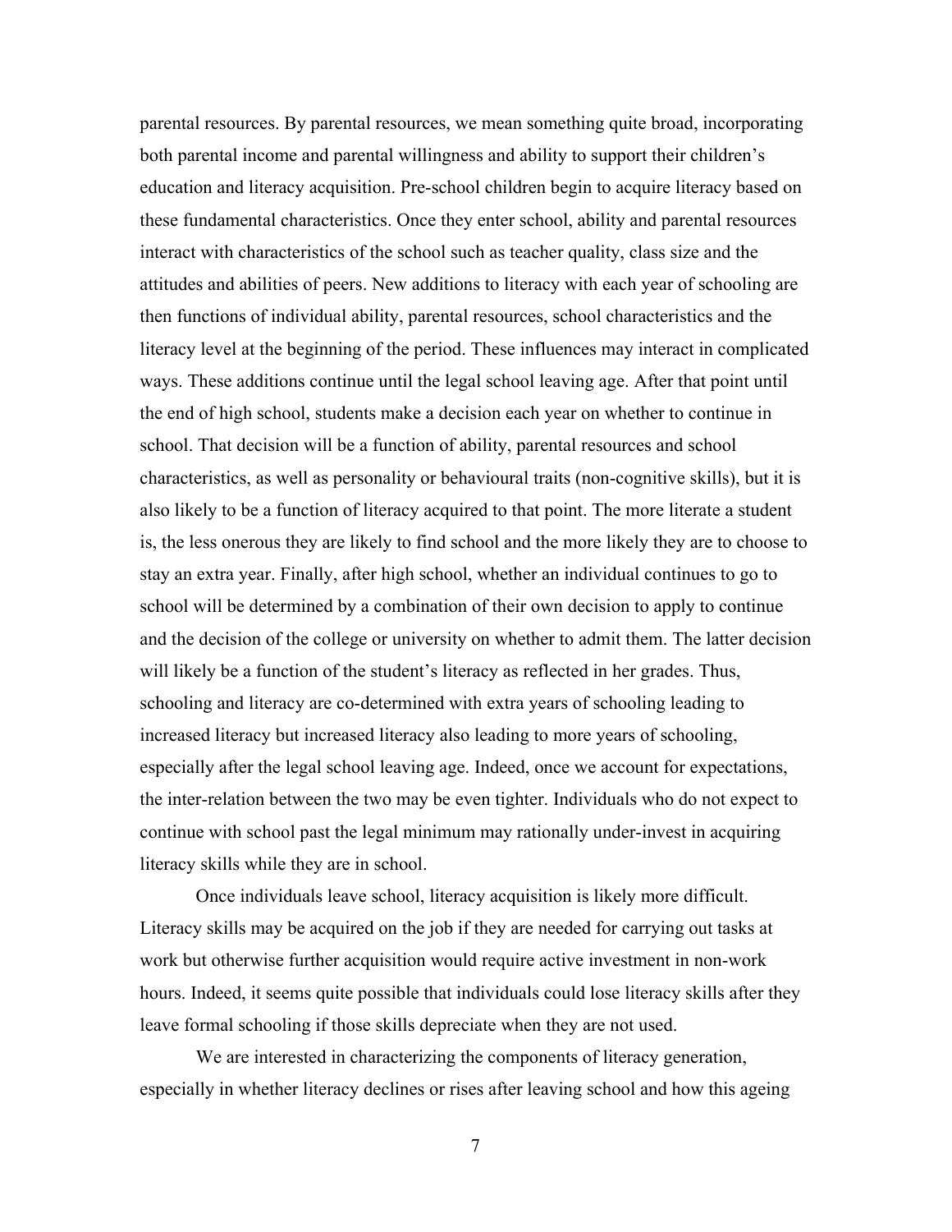parental resources. By parental resources, we mean something quite broad, incorporating both parental income and parental willingness and ability to support their children's education and literacy acquisition. Pre-school children begin to acquire literacy based on these fundamental characteristics. Once they enter school, ability and parental resources interact with characteristics of the school such as teacher quality, class size and the attitudes and abilities of peers. New additions to literacy with each year of schooling are then functions of individual ability, parental resources, school characteristics and the literacy level at the beginning of the period. These influences may interact in complicated ways. These additions continue until the legal school leaving age. After that point until the end of high school, students make a decision each year on whether to continue in school. That decision will be a function of ability, parental resources and school characteristics, as well as personality or behavioural traits (non-cognitive skills), but it is also likely to be a function of literacy acquired to that point. The more literate a student is, the less onerous they are likely to find school and the more likely they are to choose to stay an extra year. Finally, after high school, whether an individual continues to go to school will be determined by a combination of their own decision to apply to continue and the decision of the college or university on whether to admit them. The latter decision will likely be a function of the student's literacy as reflected in her grades. Thus, schooling and literacy are co-determined with extra years of schooling leading to increased literacy but increased literacy also leading to more years of schooling, especially after the legal school leaving age. Indeed, once we account for expectations, the inter-relation between the two may be even tighter. Individuals who do not expect to continue with school past the legal minimum may rationally under-invest in acquiring literacy skills while they are in school.

Once individuals leave school, literacy acquisition is likely more difficult. Literacy skills may be acquired on the job if they are needed for carrying out tasks at work but otherwise further acquisition would require active investment in non-work hours. Indeed, it seems quite possible that individuals could lose literacy skills after they leave formal schooling if those skills depreciate when they are not used.

We are interested in characterizing the components of literacy generation, especially in whether literacy declines or rises after leaving school and how this ageing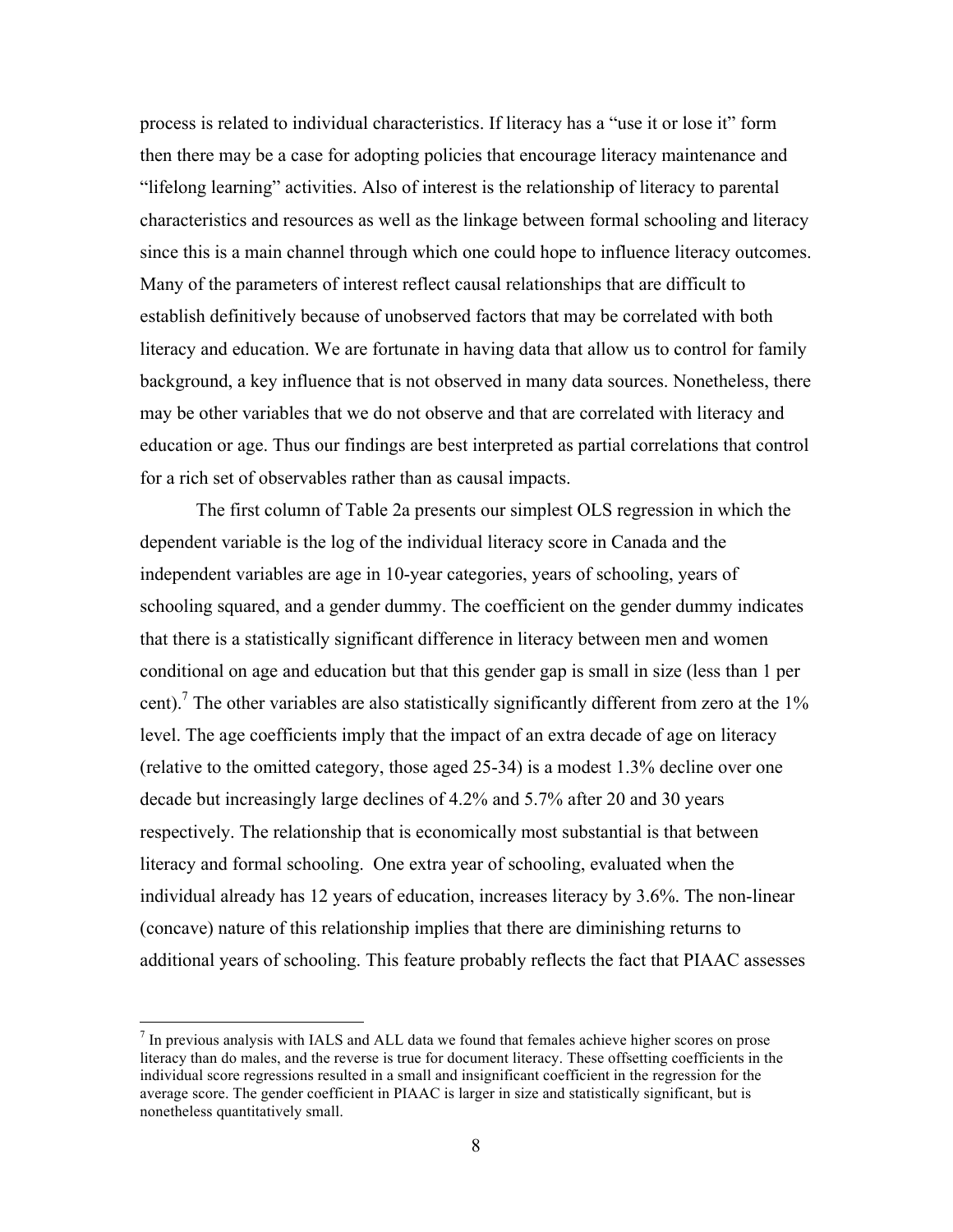process is related to individual characteristics. If literacy has a "use it or lose it" form then there may be a case for adopting policies that encourage literacy maintenance and "lifelong learning" activities. Also of interest is the relationship of literacy to parental characteristics and resources as well as the linkage between formal schooling and literacy since this is a main channel through which one could hope to influence literacy outcomes. Many of the parameters of interest reflect causal relationships that are difficult to establish definitively because of unobserved factors that may be correlated with both literacy and education. We are fortunate in having data that allow us to control for family background, a key influence that is not observed in many data sources. Nonetheless, there may be other variables that we do not observe and that are correlated with literacy and education or age. Thus our findings are best interpreted as partial correlations that control for a rich set of observables rather than as causal impacts.

The first column of Table 2a presents our simplest OLS regression in which the dependent variable is the log of the individual literacy score in Canada and the independent variables are age in 10-year categories, years of schooling, years of schooling squared, and a gender dummy. The coefficient on the gender dummy indicates that there is a statistically significant difference in literacy between men and women conditional on age and education but that this gender gap is small in size (less than 1 per cent).[7] The other variables are also statistically significantly different from zero at the 1% level. The age coefficients imply that the impact of an extra decade of age on literacy (relative to the omitted category, those aged 25-34) is a modest 1.3% decline over one decade but increasingly large declines of 4.2% and 5.7% after 20 and 30 years respectively. The relationship that is economically most substantial is that between literacy and formal schooling. One extra year of schooling, evaluated when the individual already has 12 years of education, increases literacy by 3.6%. The non-linear (concave) nature of this relationship implies that there are diminishing returns to additional years of schooling. This feature probably reflects the fact that PIAAC assesses

---

[7] In previous analysis with IALS and ALL data we found that females achieve higher scores on prose literacy than do males, and the reverse is true for document literacy. These offsetting coefficients in the individual score regressions resulted in a small and insignificant coefficient in the regression for the average score. The gender coefficient in PIAAC is larger in size and statistically significant, but is nonetheless quantitatively small.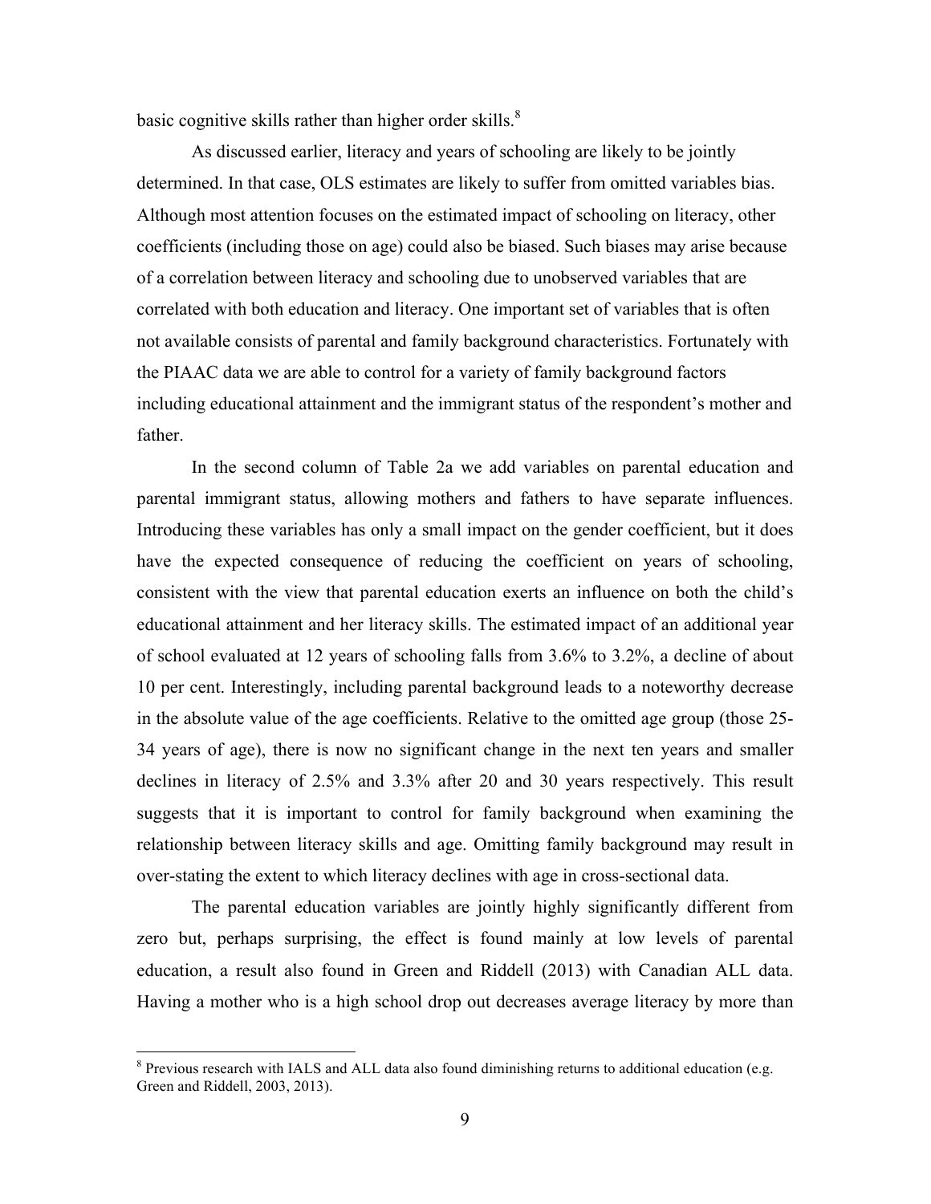basic cognitive skills rather than higher order skills.[8]

As discussed earlier, literacy and years of schooling are likely to be jointly determined. In that case, OLS estimates are likely to suffer from omitted variables bias. Although most attention focuses on the estimated impact of schooling on literacy, other coefficients (including those on age) could also be biased. Such biases may arise because of a correlation between literacy and schooling due to unobserved variables that are correlated with both education and literacy. One important set of variables that is often not available consists of parental and family background characteristics. Fortunately with the PIAAC data we are able to control for a variety of family background factors including educational attainment and the immigrant status of the respondent's mother and father.

In the second column of Table 2a we add variables on parental education and parental immigrant status, allowing mothers and fathers to have separate influences. Introducing these variables has only a small impact on the gender coefficient, but it does have the expected consequence of reducing the coefficient on years of schooling, consistent with the view that parental education exerts an influence on both the child's educational attainment and her literacy skills. The estimated impact of an additional year of school evaluated at 12 years of schooling falls from 3.6% to 3.2%, a decline of about 10 per cent. Interestingly, including parental background leads to a noteworthy decrease in the absolute value of the age coefficients. Relative to the omitted age group (those 25-34 years of age), there is now no significant change in the next ten years and smaller declines in literacy of 2.5% and 3.3% after 20 and 30 years respectively. This result suggests that it is important to control for family background when examining the relationship between literacy skills and age. Omitting family background may result in over-stating the extent to which literacy declines with age in cross-sectional data.

The parental education variables are jointly highly significantly different from zero but, perhaps surprising, the effect is found mainly at low levels of parental education, a result also found in Green and Riddell (2013) with Canadian ALL data. Having a mother who is a high school drop out decreases average literacy by more than

[8] Previous research with IALS and ALL data also found diminishing returns to additional education (e.g. Green and Riddell, 2003, 2013).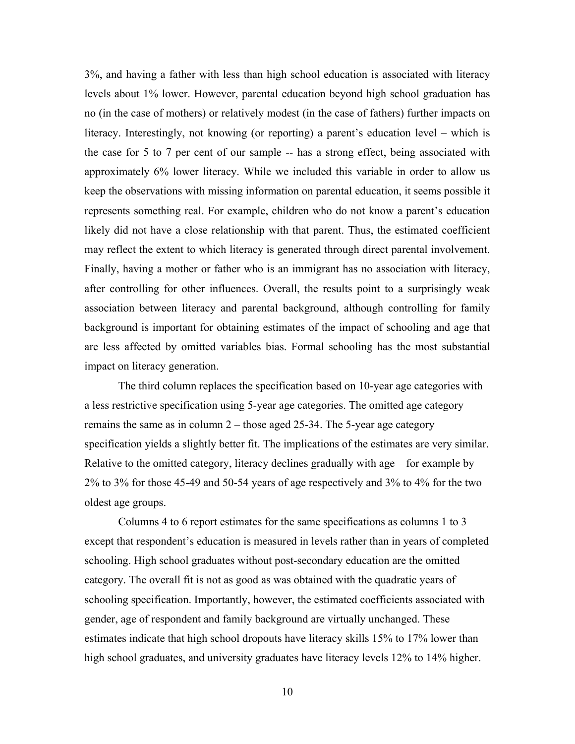3%, and having a father with less than high school education is associated with literacy levels about 1% lower. However, parental education beyond high school graduation has no (in the case of mothers) or relatively modest (in the case of fathers) further impacts on literacy. Interestingly, not knowing (or reporting) a parent's education level – which is the case for 5 to 7 per cent of our sample -- has a strong effect, being associated with approximately 6% lower literacy. While we included this variable in order to allow us keep the observations with missing information on parental education, it seems possible it represents something real. For example, children who do not know a parent's education likely did not have a close relationship with that parent. Thus, the estimated coefficient may reflect the extent to which literacy is generated through direct parental involvement. Finally, having a mother or father who is an immigrant has no association with literacy, after controlling for other influences. Overall, the results point to a surprisingly weak association between literacy and parental background, although controlling for family background is important for obtaining estimates of the impact of schooling and age that are less affected by omitted variables bias. Formal schooling has the most substantial impact on literacy generation.

The third column replaces the specification based on 10-year age categories with a less restrictive specification using 5-year age categories. The omitted age category remains the same as in column 2 – those aged 25-34. The 5-year age category specification yields a slightly better fit. The implications of the estimates are very similar. Relative to the omitted category, literacy declines gradually with age – for example by 2% to 3% for those 45-49 and 50-54 years of age respectively and 3% to 4% for the two oldest age groups.

Columns 4 to 6 report estimates for the same specifications as columns 1 to 3 except that respondent's education is measured in levels rather than in years of completed schooling. High school graduates without post-secondary education are the omitted category. The overall fit is not as good as was obtained with the quadratic years of schooling specification. Importantly, however, the estimated coefficients associated with gender, age of respondent and family background are virtually unchanged. These estimates indicate that high school dropouts have literacy skills 15% to 17% lower than high school graduates, and university graduates have literacy levels 12% to 14% higher.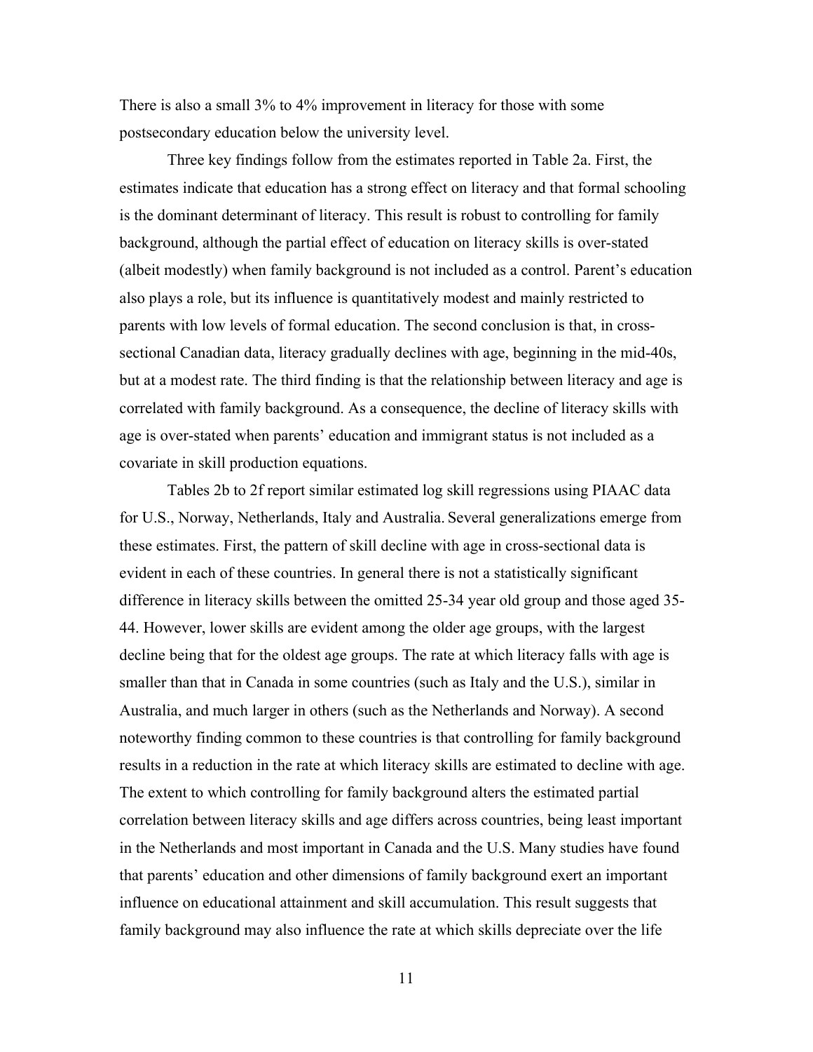There is also a small 3% to 4% improvement in literacy for those with some postsecondary education below the university level.

Three key findings follow from the estimates reported in Table 2a. First, the estimates indicate that education has a strong effect on literacy and that formal schooling is the dominant determinant of literacy. This result is robust to controlling for family background, although the partial effect of education on literacy skills is over-stated (albeit modestly) when family background is not included as a control. Parent's education also plays a role, but its influence is quantitatively modest and mainly restricted to parents with low levels of formal education. The second conclusion is that, in cross-sectional Canadian data, literacy gradually declines with age, beginning in the mid-40s, but at a modest rate. The third finding is that the relationship between literacy and age is correlated with family background. As a consequence, the decline of literacy skills with age is over-stated when parents' education and immigrant status is not included as a covariate in skill production equations.

Tables 2b to 2f report similar estimated log skill regressions using PIAAC data for U.S., Norway, Netherlands, Italy and Australia. Several generalizations emerge from these estimates. First, the pattern of skill decline with age in cross-sectional data is evident in each of these countries. In general there is not a statistically significant difference in literacy skills between the omitted 25-34 year old group and those aged 35-44. However, lower skills are evident among the older age groups, with the largest decline being that for the oldest age groups. The rate at which literacy falls with age is smaller than that in Canada in some countries (such as Italy and the U.S.), similar in Australia, and much larger in others (such as the Netherlands and Norway). A second noteworthy finding common to these countries is that controlling for family background results in a reduction in the rate at which literacy skills are estimated to decline with age. The extent to which controlling for family background alters the estimated partial correlation between literacy skills and age differs across countries, being least important in the Netherlands and most important in Canada and the U.S. Many studies have found that parents' education and other dimensions of family background exert an important influence on educational attainment and skill accumulation. This result suggests that family background may also influence the rate at which skills depreciate over the life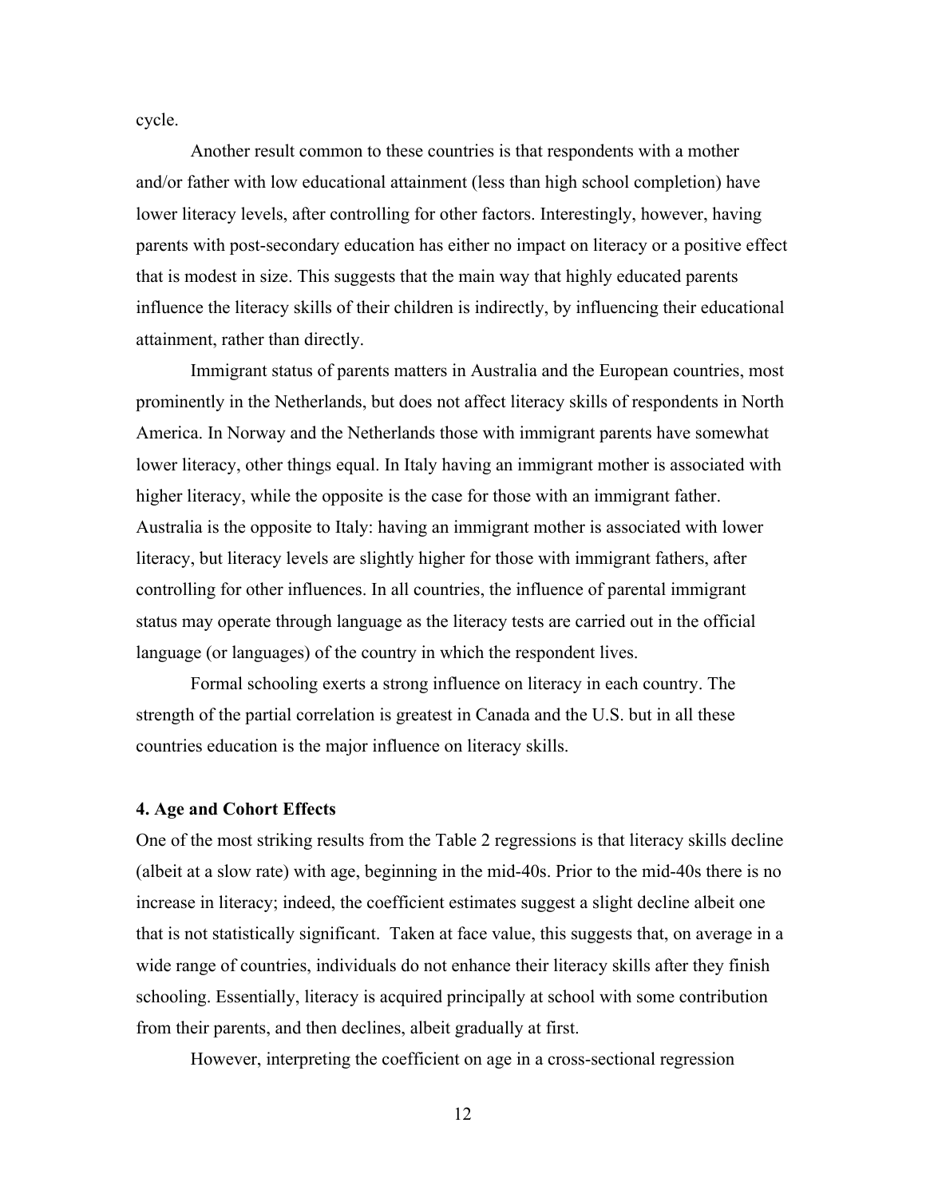cycle.

Another result common to these countries is that respondents with a mother and/or father with low educational attainment (less than high school completion) have lower literacy levels, after controlling for other factors. Interestingly, however, having parents with post-secondary education has either no impact on literacy or a positive effect that is modest in size. This suggests that the main way that highly educated parents influence the literacy skills of their children is indirectly, by influencing their educational attainment, rather than directly.

Immigrant status of parents matters in Australia and the European countries, most prominently in the Netherlands, but does not affect literacy skills of respondents in North America. In Norway and the Netherlands those with immigrant parents have somewhat lower literacy, other things equal. In Italy having an immigrant mother is associated with higher literacy, while the opposite is the case for those with an immigrant father. Australia is the opposite to Italy: having an immigrant mother is associated with lower literacy, but literacy levels are slightly higher for those with immigrant fathers, after controlling for other influences. In all countries, the influence of parental immigrant status may operate through language as the literacy tests are carried out in the official language (or languages) of the country in which the respondent lives.

Formal schooling exerts a strong influence on literacy in each country. The strength of the partial correlation is greatest in Canada and the U.S. but in all these countries education is the major influence on literacy skills.

### 4. Age and Cohort Effects

One of the most striking results from the Table 2 regressions is that literacy skills decline (albeit at a slow rate) with age, beginning in the mid-40s. Prior to the mid-40s there is no increase in literacy; indeed, the coefficient estimates suggest a slight decline albeit one that is not statistically significant. Taken at face value, this suggests that, on average in a wide range of countries, individuals do not enhance their literacy skills after they finish schooling. Essentially, literacy is acquired principally at school with some contribution from their parents, and then declines, albeit gradually at first.

However, interpreting the coefficient on age in a cross-sectional regression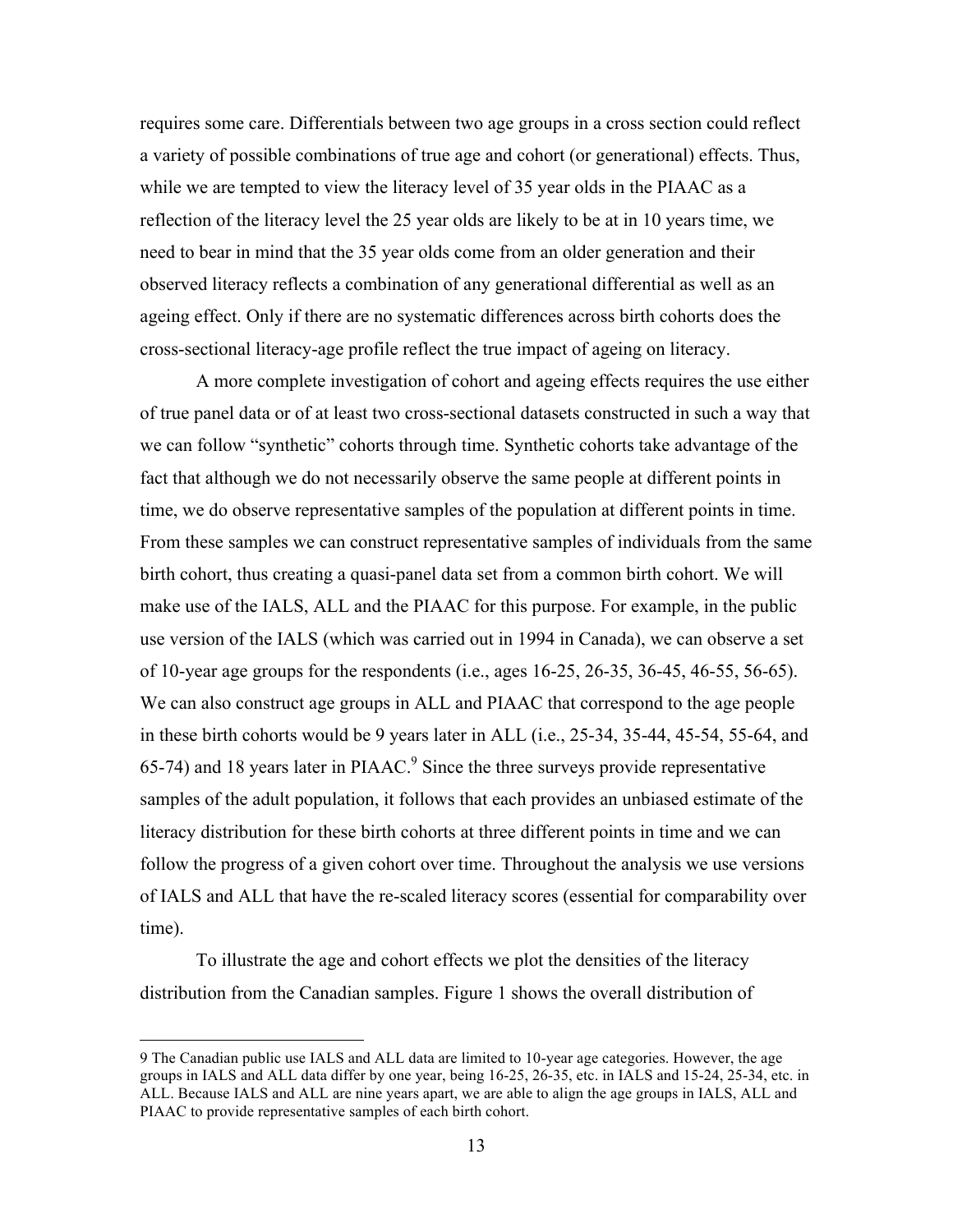requires some care. Differentials between two age groups in a cross section could reflect a variety of possible combinations of true age and cohort (or generational) effects. Thus, while we are tempted to view the literacy level of 35 year olds in the PIAAC as a reflection of the literacy level the 25 year olds are likely to be at in 10 years time, we need to bear in mind that the 35 year olds come from an older generation and their observed literacy reflects a combination of any generational differential as well as an ageing effect. Only if there are no systematic differences across birth cohorts does the cross-sectional literacy-age profile reflect the true impact of ageing on literacy.

A more complete investigation of cohort and ageing effects requires the use either of true panel data or of at least two cross-sectional datasets constructed in such a way that we can follow "synthetic" cohorts through time. Synthetic cohorts take advantage of the fact that although we do not necessarily observe the same people at different points in time, we do observe representative samples of the population at different points in time. From these samples we can construct representative samples of individuals from the same birth cohort, thus creating a quasi-panel data set from a common birth cohort. We will make use of the IALS, ALL and the PIAAC for this purpose. For example, in the public use version of the IALS (which was carried out in 1994 in Canada), we can observe a set of 10-year age groups for the respondents (i.e., ages 16-25, 26-35, 36-45, 46-55, 56-65). We can also construct age groups in ALL and PIAAC that correspond to the age people in these birth cohorts would be 9 years later in ALL (i.e., 25-34, 35-44, 45-54, 55-64, and 65-74) and 18 years later in PIAAC.[9] Since the three surveys provide representative samples of the adult population, it follows that each provides an unbiased estimate of the literacy distribution for these birth cohorts at three different points in time and we can follow the progress of a given cohort over time. Throughout the analysis we use versions of IALS and ALL that have the re-scaled literacy scores (essential for comparability over time).

To illustrate the age and cohort effects we plot the densities of the literacy distribution from the Canadian samples. Figure 1 shows the overall distribution of

---

9 The Canadian public use IALS and ALL data are limited to 10-year age categories. However, the age groups in IALS and ALL data differ by one year, being 16-25, 26-35, etc. in IALS and 15-24, 25-34, etc. in ALL. Because IALS and ALL are nine years apart, we are able to align the age groups in IALS, ALL and PIAAC to provide representative samples of each birth cohort.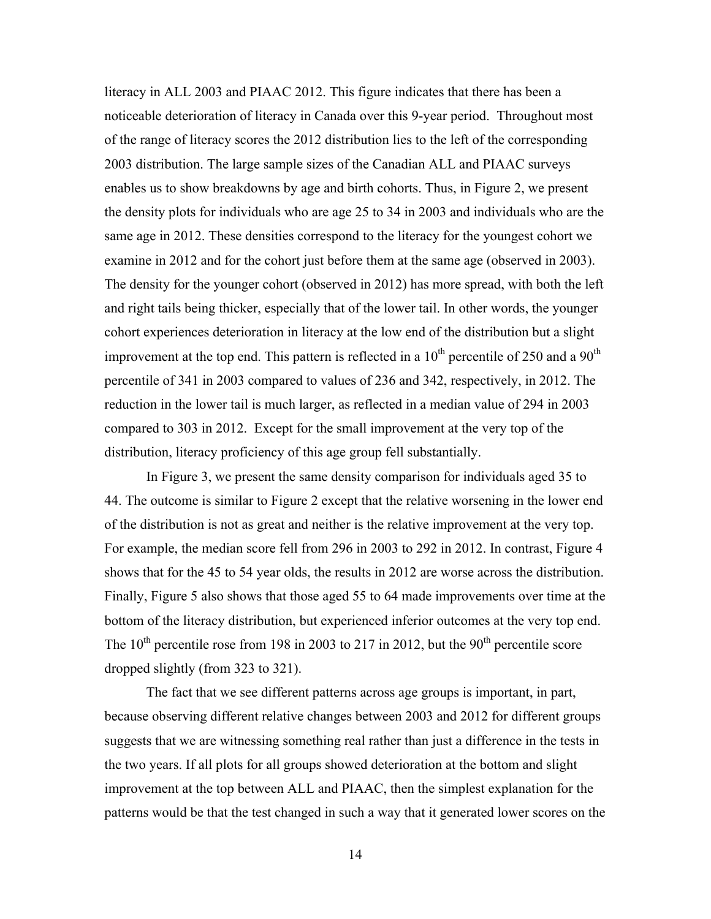literacy in ALL 2003 and PIAAC 2012. This figure indicates that there has been a noticeable deterioration of literacy in Canada over this 9-year period. Throughout most of the range of literacy scores the 2012 distribution lies to the left of the corresponding 2003 distribution. The large sample sizes of the Canadian ALL and PIAAC surveys enables us to show breakdowns by age and birth cohorts. Thus, in Figure 2, we present the density plots for individuals who are age 25 to 34 in 2003 and individuals who are the same age in 2012. These densities correspond to the literacy for the youngest cohort we examine in 2012 and for the cohort just before them at the same age (observed in 2003). The density for the younger cohort (observed in 2012) has more spread, with both the left and right tails being thicker, especially that of the lower tail. In other words, the younger cohort experiences deterioration in literacy at the low end of the distribution but a slight improvement at the top end. This pattern is reflected in a 10th percentile of 250 and a 90th percentile of 341 in 2003 compared to values of 236 and 342, respectively, in 2012. The reduction in the lower tail is much larger, as reflected in a median value of 294 in 2003 compared to 303 in 2012. Except for the small improvement at the very top of the distribution, literacy proficiency of this age group fell substantially.

In Figure 3, we present the same density comparison for individuals aged 35 to 44. The outcome is similar to Figure 2 except that the relative worsening in the lower end of the distribution is not as great and neither is the relative improvement at the very top. For example, the median score fell from 296 in 2003 to 292 in 2012. In contrast, Figure 4 shows that for the 45 to 54 year olds, the results in 2012 are worse across the distribution. Finally, Figure 5 also shows that those aged 55 to 64 made improvements over time at the bottom of the literacy distribution, but experienced inferior outcomes at the very top end. The 10th percentile rose from 198 in 2003 to 217 in 2012, but the 90th percentile score dropped slightly (from 323 to 321).

The fact that we see different patterns across age groups is important, in part, because observing different relative changes between 2003 and 2012 for different groups suggests that we are witnessing something real rather than just a difference in the tests in the two years. If all plots for all groups showed deterioration at the bottom and slight improvement at the top between ALL and PIAAC, then the simplest explanation for the patterns would be that the test changed in such a way that it generated lower scores on the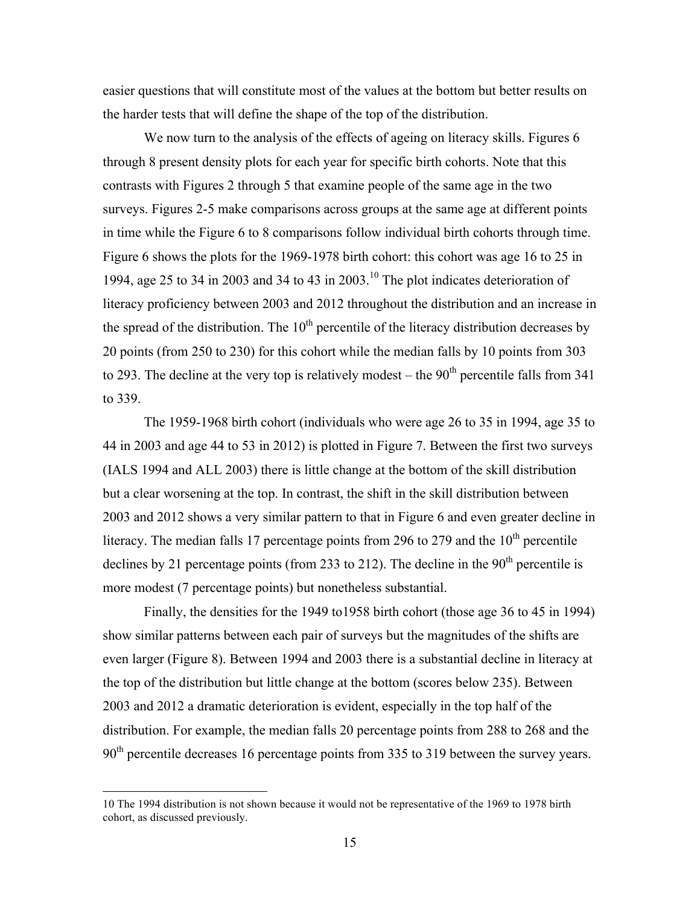easier questions that will constitute most of the values at the bottom but better results on the harder tests that will define the shape of the top of the distribution.

We now turn to the analysis of the effects of ageing on literacy skills. Figures 6 through 8 present density plots for each year for specific birth cohorts. Note that this contrasts with Figures 2 through 5 that examine people of the same age in the two surveys. Figures 2-5 make comparisons across groups at the same age at different points in time while the Figure 6 to 8 comparisons follow individual birth cohorts through time. Figure 6 shows the plots for the 1969-1978 birth cohort: this cohort was age 16 to 25 in 1994, age 25 to 34 in 2003 and 34 to 43 in 2003.[10] The plot indicates deterioration of literacy proficiency between 2003 and 2012 throughout the distribution and an increase in the spread of the distribution. The 10th percentile of the literacy distribution decreases by 20 points (from 250 to 230) for this cohort while the median falls by 10 points from 303 to 293. The decline at the very top is relatively modest – the 90th percentile falls from 341 to 339.

The 1959-1968 birth cohort (individuals who were age 26 to 35 in 1994, age 35 to 44 in 2003 and age 44 to 53 in 2012) is plotted in Figure 7. Between the first two surveys (IALS 1994 and ALL 2003) there is little change at the bottom of the skill distribution but a clear worsening at the top. In contrast, the shift in the skill distribution between 2003 and 2012 shows a very similar pattern to that in Figure 6 and even greater decline in literacy. The median falls 17 percentage points from 296 to 279 and the 10th percentile declines by 21 percentage points (from 233 to 212). The decline in the 90th percentile is more modest (7 percentage points) but nonetheless substantial.

Finally, the densities for the 1949 to1958 birth cohort (those age 36 to 45 in 1994) show similar patterns between each pair of surveys but the magnitudes of the shifts are even larger (Figure 8). Between 1994 and 2003 there is a substantial decline in literacy at the top of the distribution but little change at the bottom (scores below 235). Between 2003 and 2012 a dramatic deterioration is evident, especially in the top half of the distribution. For example, the median falls 20 percentage points from 288 to 268 and the 90th percentile decreases 16 percentage points from 335 to 319 between the survey years.

---

10 The 1994 distribution is not shown because it would not be representative of the 1969 to 1978 birth cohort, as discussed previously.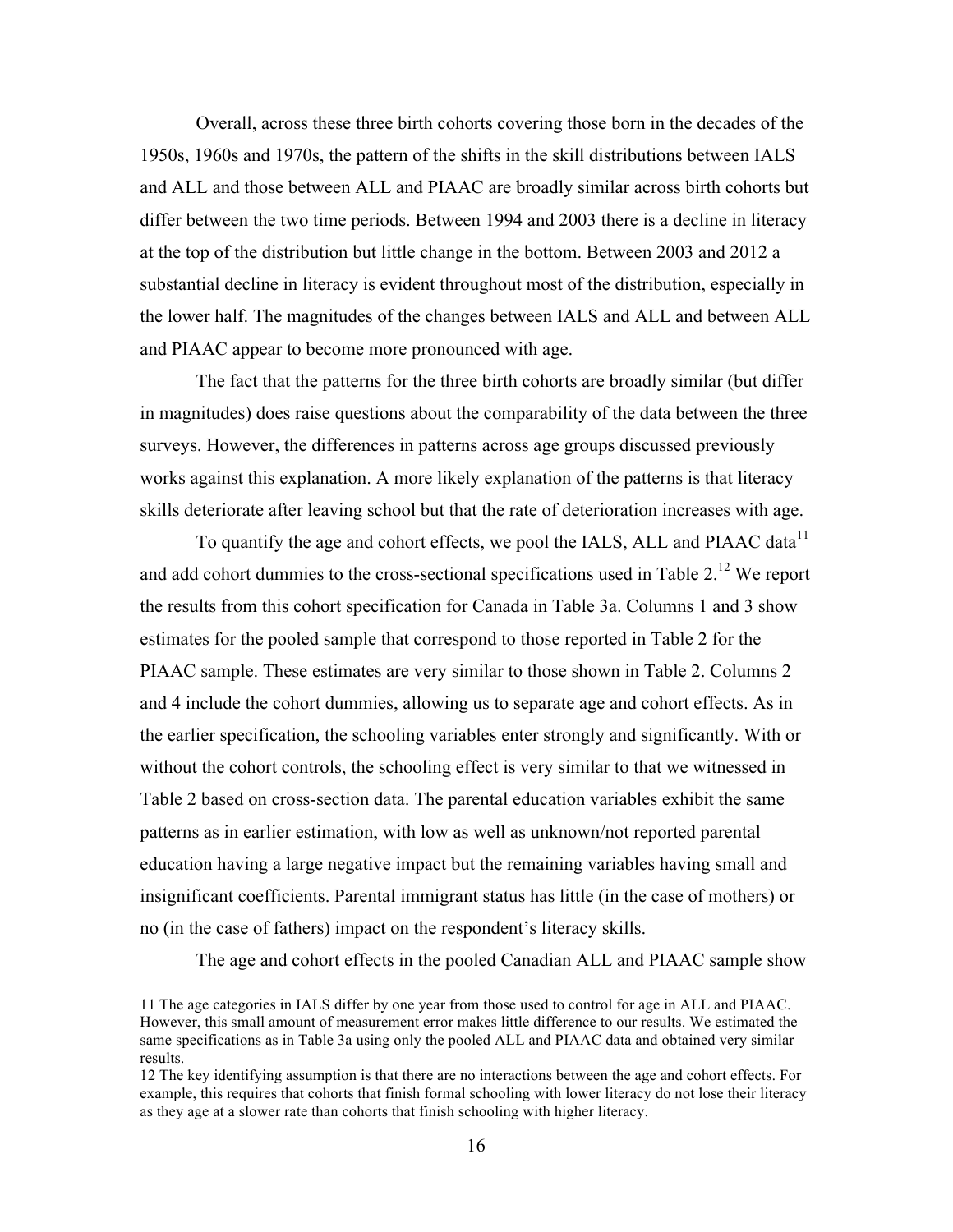Overall, across these three birth cohorts covering those born in the decades of the 1950s, 1960s and 1970s, the pattern of the shifts in the skill distributions between IALS and ALL and those between ALL and PIAAC are broadly similar across birth cohorts but differ between the two time periods. Between 1994 and 2003 there is a decline in literacy at the top of the distribution but little change in the bottom. Between 2003 and 2012 a substantial decline in literacy is evident throughout most of the distribution, especially in the lower half. The magnitudes of the changes between IALS and ALL and between ALL and PIAAC appear to become more pronounced with age.

The fact that the patterns for the three birth cohorts are broadly similar (but differ in magnitudes) does raise questions about the comparability of the data between the three surveys. However, the differences in patterns across age groups discussed previously works against this explanation. A more likely explanation of the patterns is that literacy skills deteriorate after leaving school but that the rate of deterioration increases with age.

To quantify the age and cohort effects, we pool the IALS, ALL and PIAAC data[11] and add cohort dummies to the cross-sectional specifications used in Table 2.[12] We report the results from this cohort specification for Canada in Table 3a. Columns 1 and 3 show estimates for the pooled sample that correspond to those reported in Table 2 for the PIAAC sample. These estimates are very similar to those shown in Table 2. Columns 2 and 4 include the cohort dummies, allowing us to separate age and cohort effects. As in the earlier specification, the schooling variables enter strongly and significantly. With or without the cohort controls, the schooling effect is very similar to that we witnessed in Table 2 based on cross-section data. The parental education variables exhibit the same patterns as in earlier estimation, with low as well as unknown/not reported parental education having a large negative impact but the remaining variables having small and insignificant coefficients. Parental immigrant status has little (in the case of mothers) or no (in the case of fathers) impact on the respondent's literacy skills.

The age and cohort effects in the pooled Canadian ALL and PIAAC sample show

---

11 The age categories in IALS differ by one year from those used to control for age in ALL and PIAAC. However, this small amount of measurement error makes little difference to our results. We estimated the same specifications as in Table 3a using only the pooled ALL and PIAAC data and obtained very similar results.

12 The key identifying assumption is that there are no interactions between the age and cohort effects. For example, this requires that cohorts that finish formal schooling with lower literacy do not lose their literacy as they age at a slower rate than cohorts that finish schooling with higher literacy.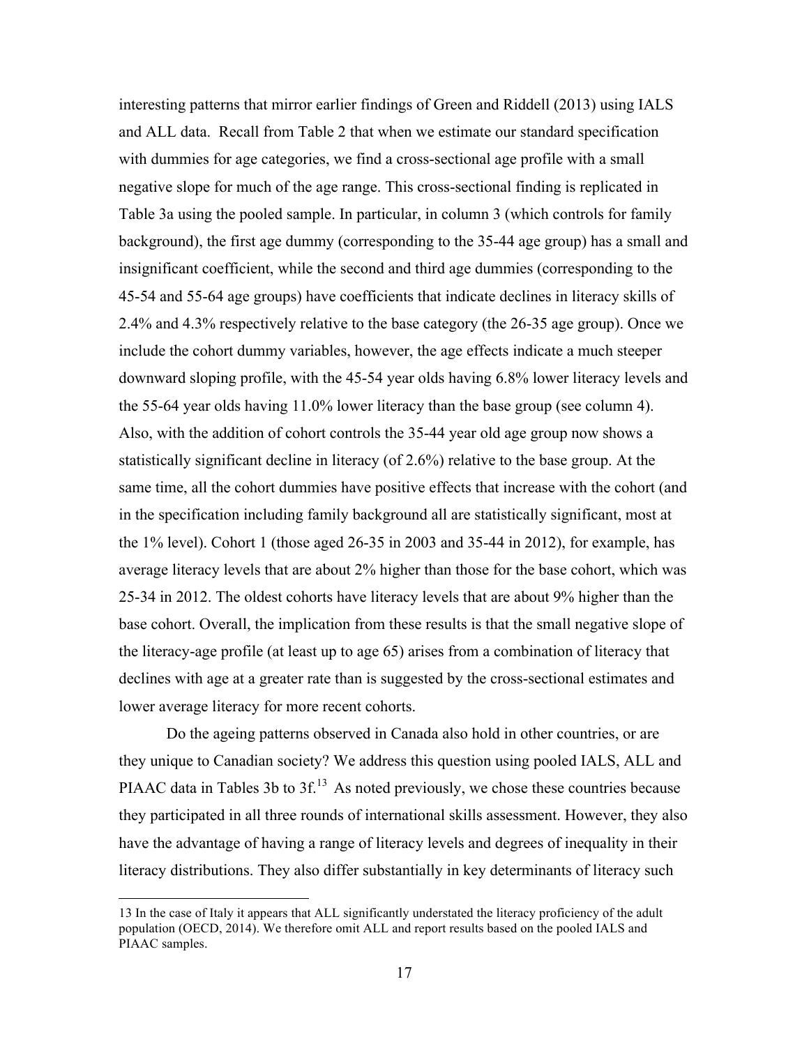interesting patterns that mirror earlier findings of Green and Riddell (2013) using IALS and ALL data. Recall from Table 2 that when we estimate our standard specification with dummies for age categories, we find a cross-sectional age profile with a small negative slope for much of the age range. This cross-sectional finding is replicated in Table 3a using the pooled sample. In particular, in column 3 (which controls for family background), the first age dummy (corresponding to the 35-44 age group) has a small and insignificant coefficient, while the second and third age dummies (corresponding to the 45-54 and 55-64 age groups) have coefficients that indicate declines in literacy skills of 2.4% and 4.3% respectively relative to the base category (the 26-35 age group). Once we include the cohort dummy variables, however, the age effects indicate a much steeper downward sloping profile, with the 45-54 year olds having 6.8% lower literacy levels and the 55-64 year olds having 11.0% lower literacy than the base group (see column 4). Also, with the addition of cohort controls the 35-44 year old age group now shows a statistically significant decline in literacy (of 2.6%) relative to the base group. At the same time, all the cohort dummies have positive effects that increase with the cohort (and in the specification including family background all are statistically significant, most at the 1% level). Cohort 1 (those aged 26-35 in 2003 and 35-44 in 2012), for example, has average literacy levels that are about 2% higher than those for the base cohort, which was 25-34 in 2012. The oldest cohorts have literacy levels that are about 9% higher than the base cohort. Overall, the implication from these results is that the small negative slope of the literacy-age profile (at least up to age 65) arises from a combination of literacy that declines with age at a greater rate than is suggested by the cross-sectional estimates and lower average literacy for more recent cohorts.

Do the ageing patterns observed in Canada also hold in other countries, or are they unique to Canadian society? We address this question using pooled IALS, ALL and PIAAC data in Tables 3b to 3f.[13] As noted previously, we chose these countries because they participated in all three rounds of international skills assessment. However, they also have the advantage of having a range of literacy levels and degrees of inequality in their literacy distributions. They also differ substantially in key determinants of literacy such

13 In the case of Italy it appears that ALL significantly understated the literacy proficiency of the adult population (OECD, 2014). We therefore omit ALL and report results based on the pooled IALS and PIAAC samples.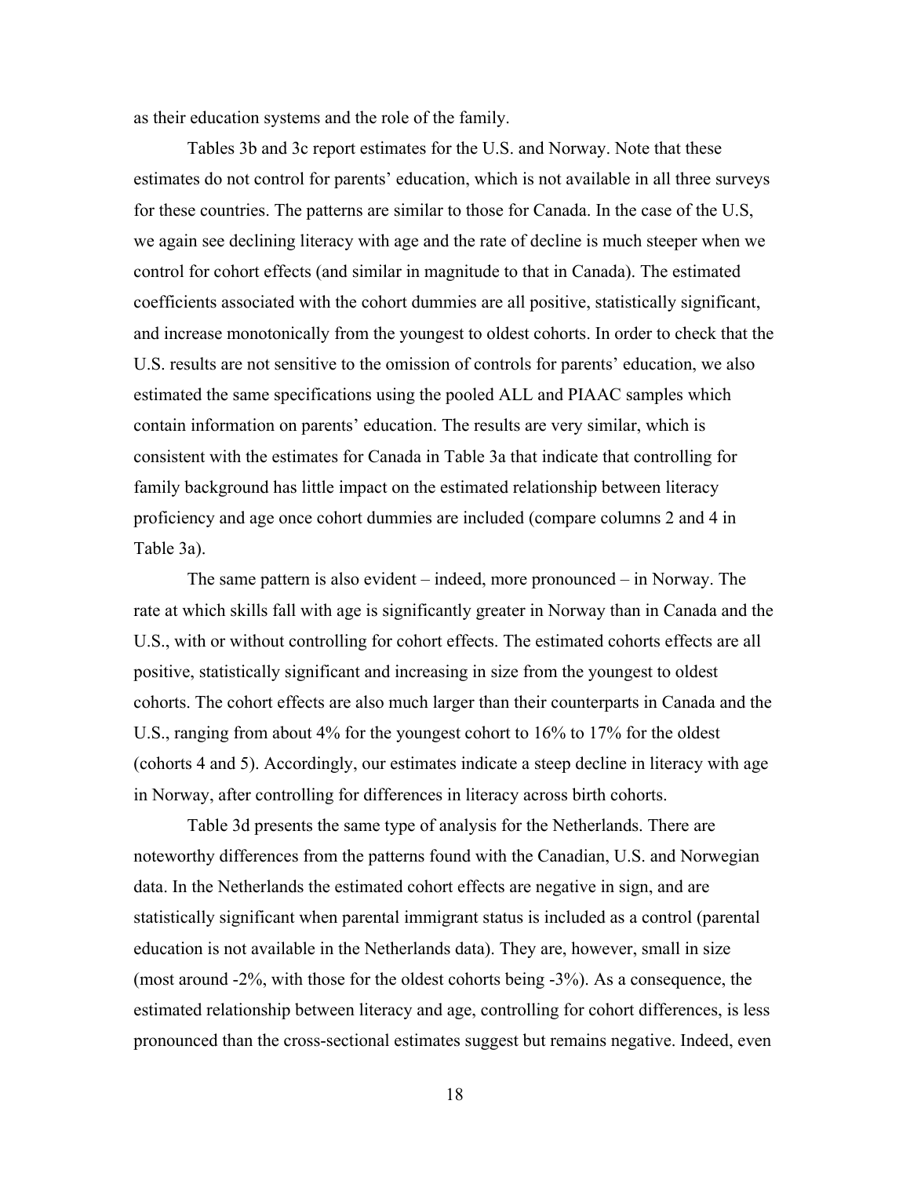as their education systems and the role of the family.

Tables 3b and 3c report estimates for the U.S. and Norway. Note that these estimates do not control for parents' education, which is not available in all three surveys for these countries. The patterns are similar to those for Canada. In the case of the U.S, we again see declining literacy with age and the rate of decline is much steeper when we control for cohort effects (and similar in magnitude to that in Canada). The estimated coefficients associated with the cohort dummies are all positive, statistically significant, and increase monotonically from the youngest to oldest cohorts. In order to check that the U.S. results are not sensitive to the omission of controls for parents' education, we also estimated the same specifications using the pooled ALL and PIAAC samples which contain information on parents' education. The results are very similar, which is consistent with the estimates for Canada in Table 3a that indicate that controlling for family background has little impact on the estimated relationship between literacy proficiency and age once cohort dummies are included (compare columns 2 and 4 in Table 3a).

The same pattern is also evident – indeed, more pronounced – in Norway. The rate at which skills fall with age is significantly greater in Norway than in Canada and the U.S., with or without controlling for cohort effects. The estimated cohorts effects are all positive, statistically significant and increasing in size from the youngest to oldest cohorts. The cohort effects are also much larger than their counterparts in Canada and the U.S., ranging from about 4% for the youngest cohort to 16% to 17% for the oldest (cohorts 4 and 5). Accordingly, our estimates indicate a steep decline in literacy with age in Norway, after controlling for differences in literacy across birth cohorts.

Table 3d presents the same type of analysis for the Netherlands. There are noteworthy differences from the patterns found with the Canadian, U.S. and Norwegian data. In the Netherlands the estimated cohort effects are negative in sign, and are statistically significant when parental immigrant status is included as a control (parental education is not available in the Netherlands data). They are, however, small in size (most around -2%, with those for the oldest cohorts being -3%). As a consequence, the estimated relationship between literacy and age, controlling for cohort differences, is less pronounced than the cross-sectional estimates suggest but remains negative. Indeed, even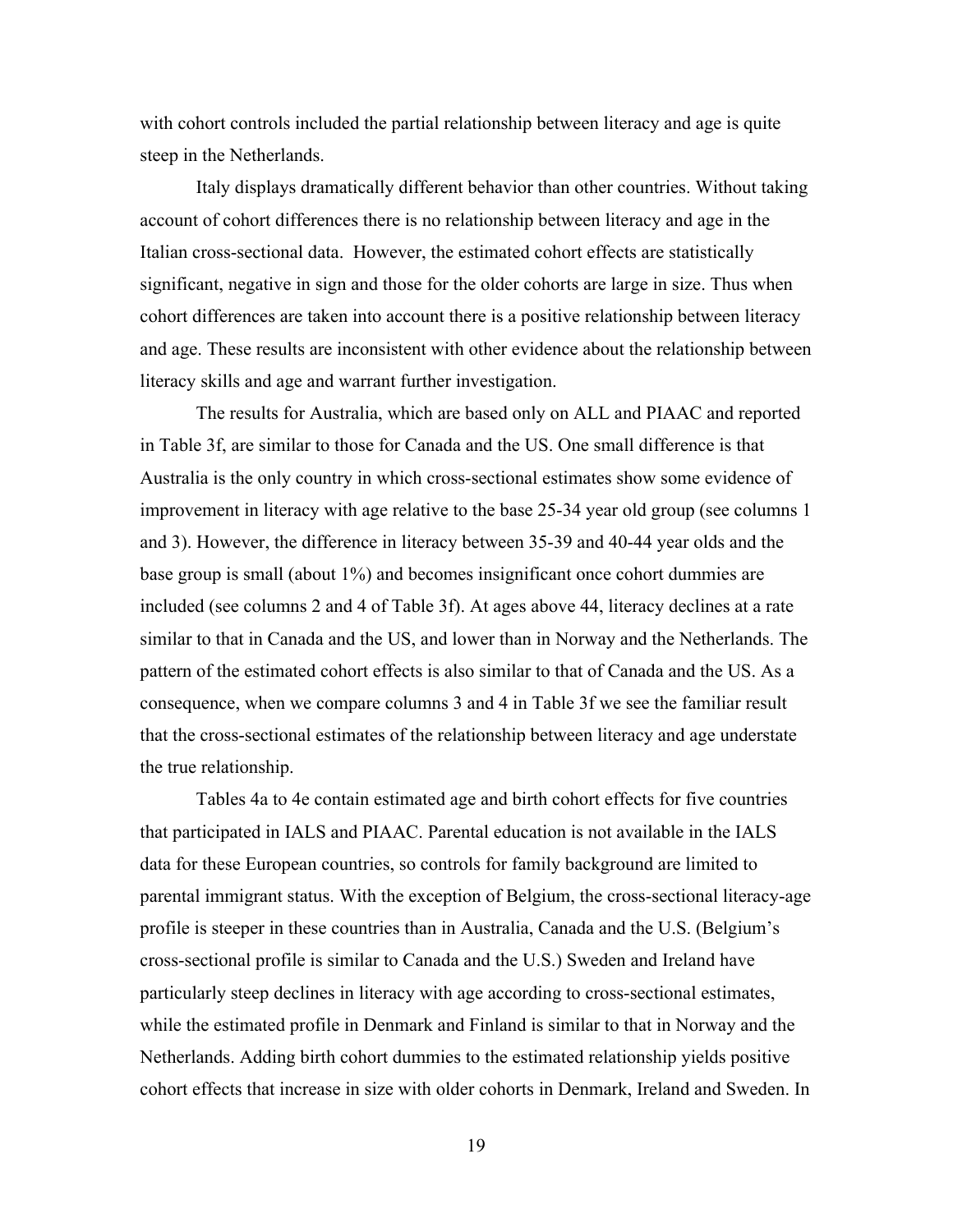with cohort controls included the partial relationship between literacy and age is quite steep in the Netherlands.

Italy displays dramatically different behavior than other countries. Without taking account of cohort differences there is no relationship between literacy and age in the Italian cross-sectional data. However, the estimated cohort effects are statistically significant, negative in sign and those for the older cohorts are large in size. Thus when cohort differences are taken into account there is a positive relationship between literacy and age. These results are inconsistent with other evidence about the relationship between literacy skills and age and warrant further investigation.

The results for Australia, which are based only on ALL and PIAAC and reported in Table 3f, are similar to those for Canada and the US. One small difference is that Australia is the only country in which cross-sectional estimates show some evidence of improvement in literacy with age relative to the base 25-34 year old group (see columns 1 and 3). However, the difference in literacy between 35-39 and 40-44 year olds and the base group is small (about 1%) and becomes insignificant once cohort dummies are included (see columns 2 and 4 of Table 3f). At ages above 44, literacy declines at a rate similar to that in Canada and the US, and lower than in Norway and the Netherlands. The pattern of the estimated cohort effects is also similar to that of Canada and the US. As a consequence, when we compare columns 3 and 4 in Table 3f we see the familiar result that the cross-sectional estimates of the relationship between literacy and age understate the true relationship.

Tables 4a to 4e contain estimated age and birth cohort effects for five countries that participated in IALS and PIAAC. Parental education is not available in the IALS data for these European countries, so controls for family background are limited to parental immigrant status. With the exception of Belgium, the cross-sectional literacy-age profile is steeper in these countries than in Australia, Canada and the U.S. (Belgium's cross-sectional profile is similar to Canada and the U.S.) Sweden and Ireland have particularly steep declines in literacy with age according to cross-sectional estimates, while the estimated profile in Denmark and Finland is similar to that in Norway and the Netherlands. Adding birth cohort dummies to the estimated relationship yields positive cohort effects that increase in size with older cohorts in Denmark, Ireland and Sweden. In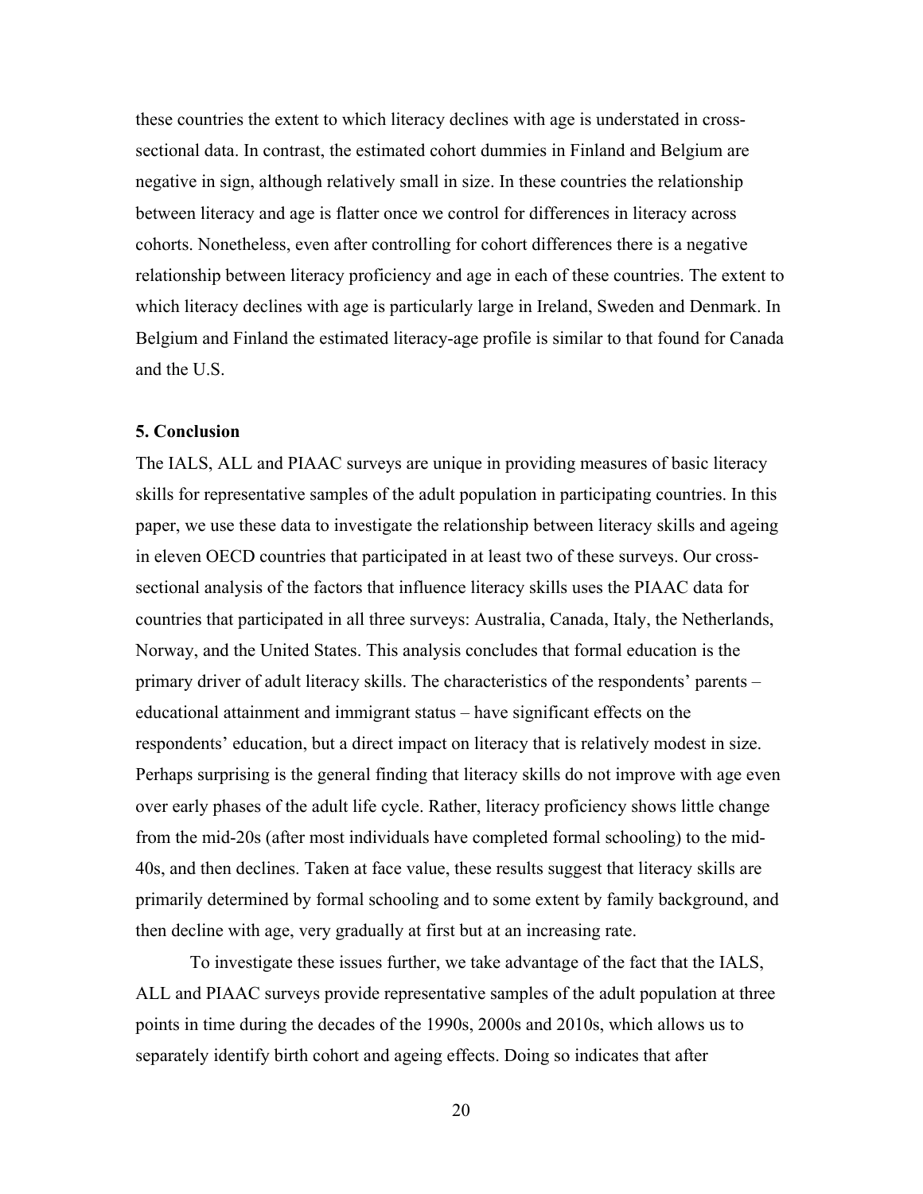these countries the extent to which literacy declines with age is understated in cross-sectional data. In contrast, the estimated cohort dummies in Finland and Belgium are negative in sign, although relatively small in size. In these countries the relationship between literacy and age is flatter once we control for differences in literacy across cohorts. Nonetheless, even after controlling for cohort differences there is a negative relationship between literacy proficiency and age in each of these countries. The extent to which literacy declines with age is particularly large in Ireland, Sweden and Denmark. In Belgium and Finland the estimated literacy-age profile is similar to that found for Canada and the U.S.

## 5. Conclusion

The IALS, ALL and PIAAC surveys are unique in providing measures of basic literacy skills for representative samples of the adult population in participating countries. In this paper, we use these data to investigate the relationship between literacy skills and ageing in eleven OECD countries that participated in at least two of these surveys. Our cross-sectional analysis of the factors that influence literacy skills uses the PIAAC data for countries that participated in all three surveys: Australia, Canada, Italy, the Netherlands, Norway, and the United States. This analysis concludes that formal education is the primary driver of adult literacy skills. The characteristics of the respondents' parents – educational attainment and immigrant status – have significant effects on the respondents' education, but a direct impact on literacy that is relatively modest in size. Perhaps surprising is the general finding that literacy skills do not improve with age even over early phases of the adult life cycle. Rather, literacy proficiency shows little change from the mid-20s (after most individuals have completed formal schooling) to the mid-40s, and then declines. Taken at face value, these results suggest that literacy skills are primarily determined by formal schooling and to some extent by family background, and then decline with age, very gradually at first but at an increasing rate.

To investigate these issues further, we take advantage of the fact that the IALS, ALL and PIAAC surveys provide representative samples of the adult population at three points in time during the decades of the 1990s, 2000s and 2010s, which allows us to separately identify birth cohort and ageing effects. Doing so indicates that after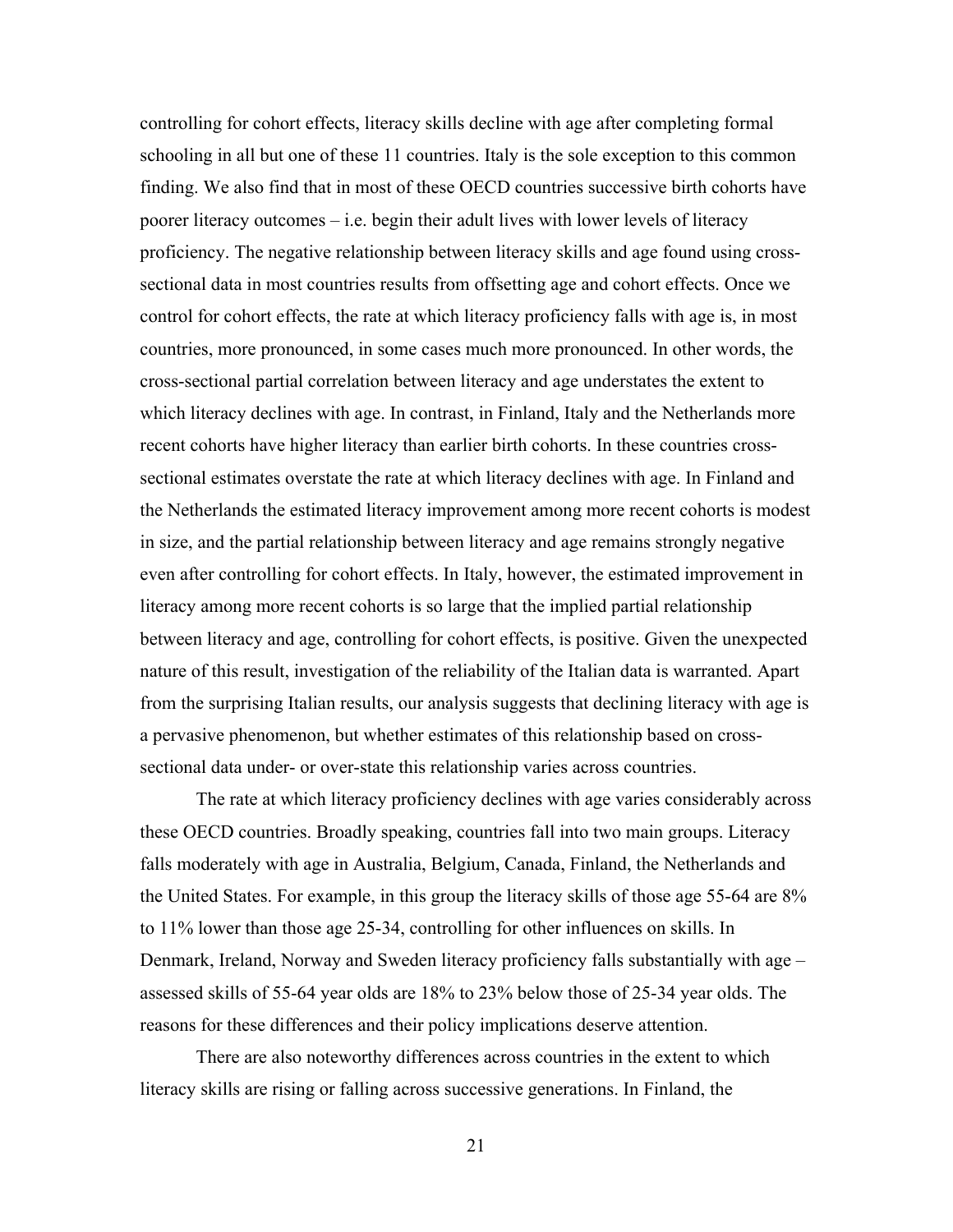controlling for cohort effects, literacy skills decline with age after completing formal schooling in all but one of these 11 countries. Italy is the sole exception to this common finding. We also find that in most of these OECD countries successive birth cohorts have poorer literacy outcomes – i.e. begin their adult lives with lower levels of literacy proficiency. The negative relationship between literacy skills and age found using cross-sectional data in most countries results from offsetting age and cohort effects. Once we control for cohort effects, the rate at which literacy proficiency falls with age is, in most countries, more pronounced, in some cases much more pronounced. In other words, the cross-sectional partial correlation between literacy and age understates the extent to which literacy declines with age. In contrast, in Finland, Italy and the Netherlands more recent cohorts have higher literacy than earlier birth cohorts. In these countries cross-sectional estimates overstate the rate at which literacy declines with age. In Finland and the Netherlands the estimated literacy improvement among more recent cohorts is modest in size, and the partial relationship between literacy and age remains strongly negative even after controlling for cohort effects. In Italy, however, the estimated improvement in literacy among more recent cohorts is so large that the implied partial relationship between literacy and age, controlling for cohort effects, is positive. Given the unexpected nature of this result, investigation of the reliability of the Italian data is warranted. Apart from the surprising Italian results, our analysis suggests that declining literacy with age is a pervasive phenomenon, but whether estimates of this relationship based on cross-sectional data under- or over-state this relationship varies across countries.

The rate at which literacy proficiency declines with age varies considerably across these OECD countries. Broadly speaking, countries fall into two main groups. Literacy falls moderately with age in Australia, Belgium, Canada, Finland, the Netherlands and the United States. For example, in this group the literacy skills of those age 55-64 are 8% to 11% lower than those age 25-34, controlling for other influences on skills. In Denmark, Ireland, Norway and Sweden literacy proficiency falls substantially with age – assessed skills of 55-64 year olds are 18% to 23% below those of 25-34 year olds. The reasons for these differences and their policy implications deserve attention.

There are also noteworthy differences across countries in the extent to which literacy skills are rising or falling across successive generations. In Finland, the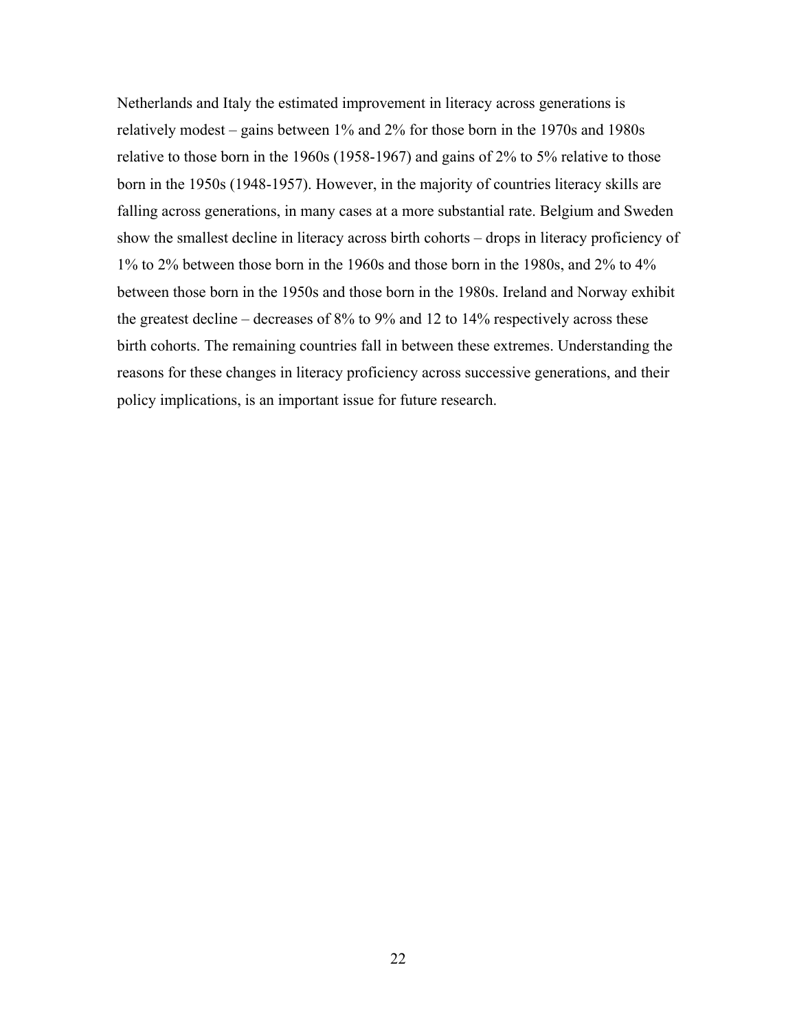Netherlands and Italy the estimated improvement in literacy across generations is relatively modest – gains between 1% and 2% for those born in the 1970s and 1980s relative to those born in the 1960s (1958-1967) and gains of 2% to 5% relative to those born in the 1950s (1948-1957). However, in the majority of countries literacy skills are falling across generations, in many cases at a more substantial rate. Belgium and Sweden show the smallest decline in literacy across birth cohorts – drops in literacy proficiency of 1% to 2% between those born in the 1960s and those born in the 1980s, and 2% to 4% between those born in the 1950s and those born in the 1980s. Ireland and Norway exhibit the greatest decline – decreases of 8% to 9% and 12 to 14% respectively across these birth cohorts. The remaining countries fall in between these extremes. Understanding the reasons for these changes in literacy proficiency across successive generations, and their policy implications, is an important issue for future research.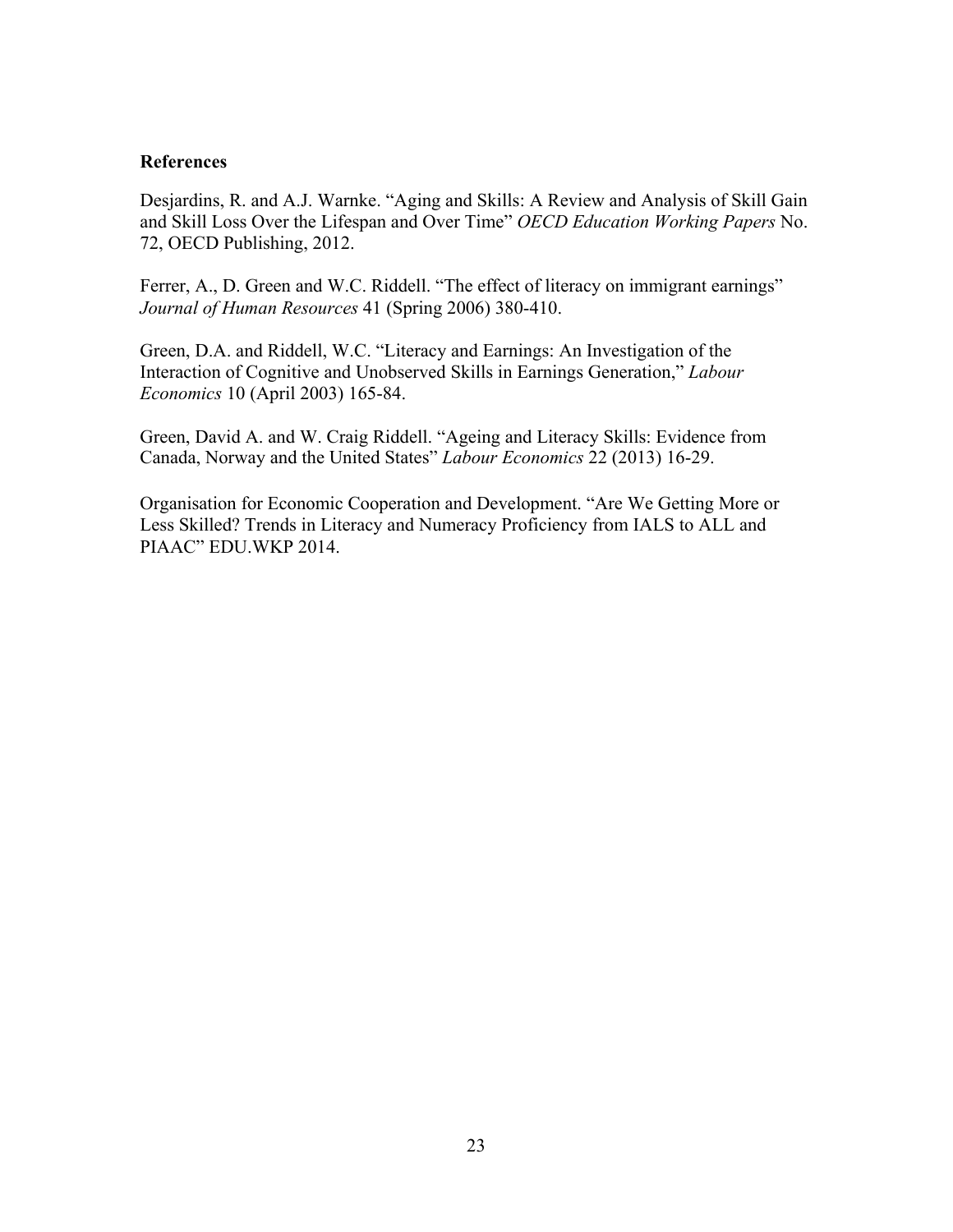**References**

Desjardins, R. and A.J. Warnke. “Aging and Skills: A Review and Analysis of Skill Gain and Skill Loss Over the Lifespan and Over Time” *OECD Education Working Papers* No. 72, OECD Publishing, 2012.

Ferrer, A., D. Green and W.C. Riddell. “The effect of literacy on immigrant earnings” *Journal of Human Resources* 41 (Spring 2006) 380-410.

Green, D.A. and Riddell, W.C. “Literacy and Earnings: An Investigation of the Interaction of Cognitive and Unobserved Skills in Earnings Generation,” *Labour Economics* 10 (April 2003) 165-84.

Green, David A. and W. Craig Riddell. “Ageing and Literacy Skills: Evidence from Canada, Norway and the United States” *Labour Economics* 22 (2013) 16-29.

Organisation for Economic Cooperation and Development. “Are We Getting More or Less Skilled? Trends in Literacy and Numeracy Proficiency from IALS to ALL and PIAAC” EDU.WKP 2014.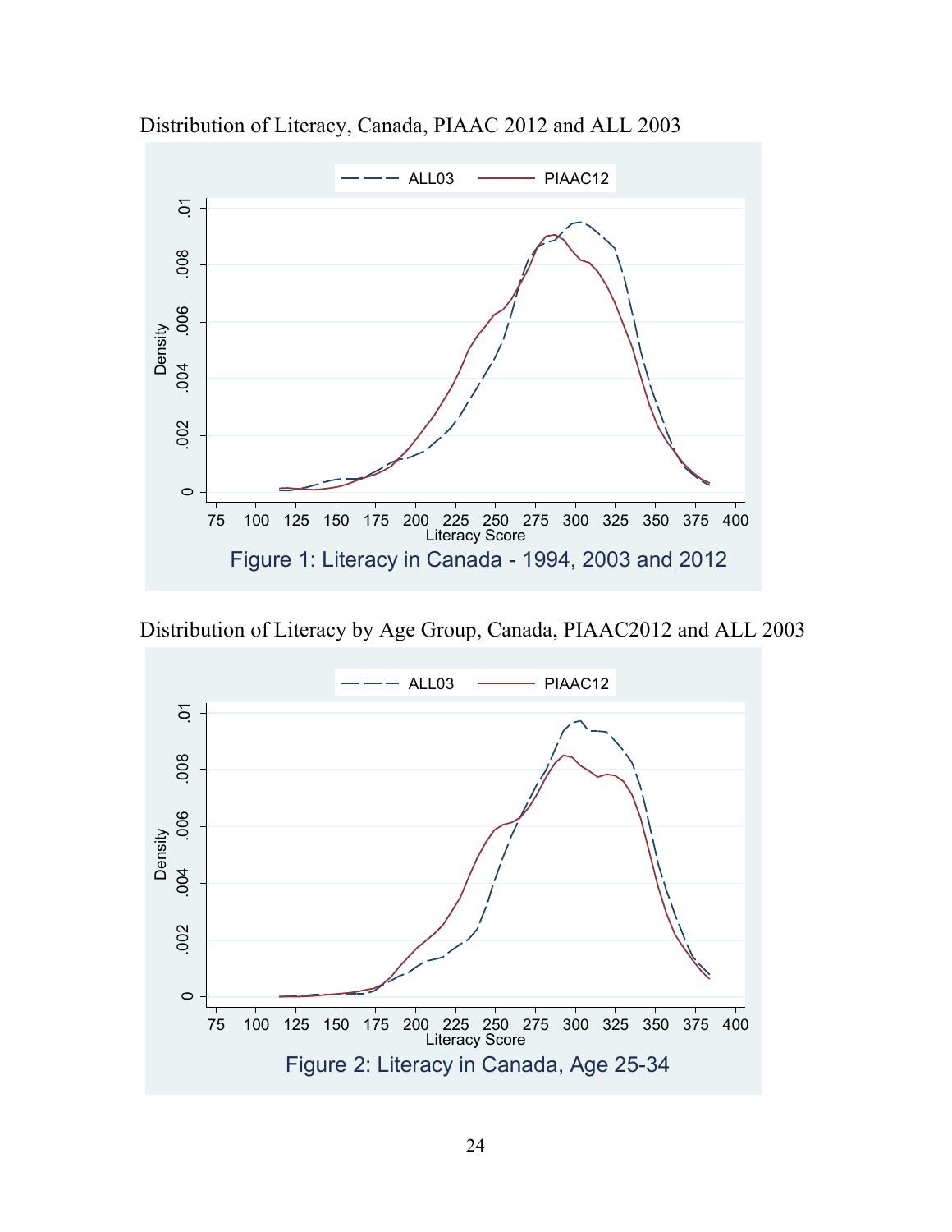Distribution of Literacy, Canada, PIAAC 2012 and ALL 2003

Figure 1: Literacy in Canada - 1994, 2003 and 2012

Distribution of Literacy by Age Group, Canada, PIAAC2012 and ALL 2003

Figure 2: Literacy in Canada, Age 25-34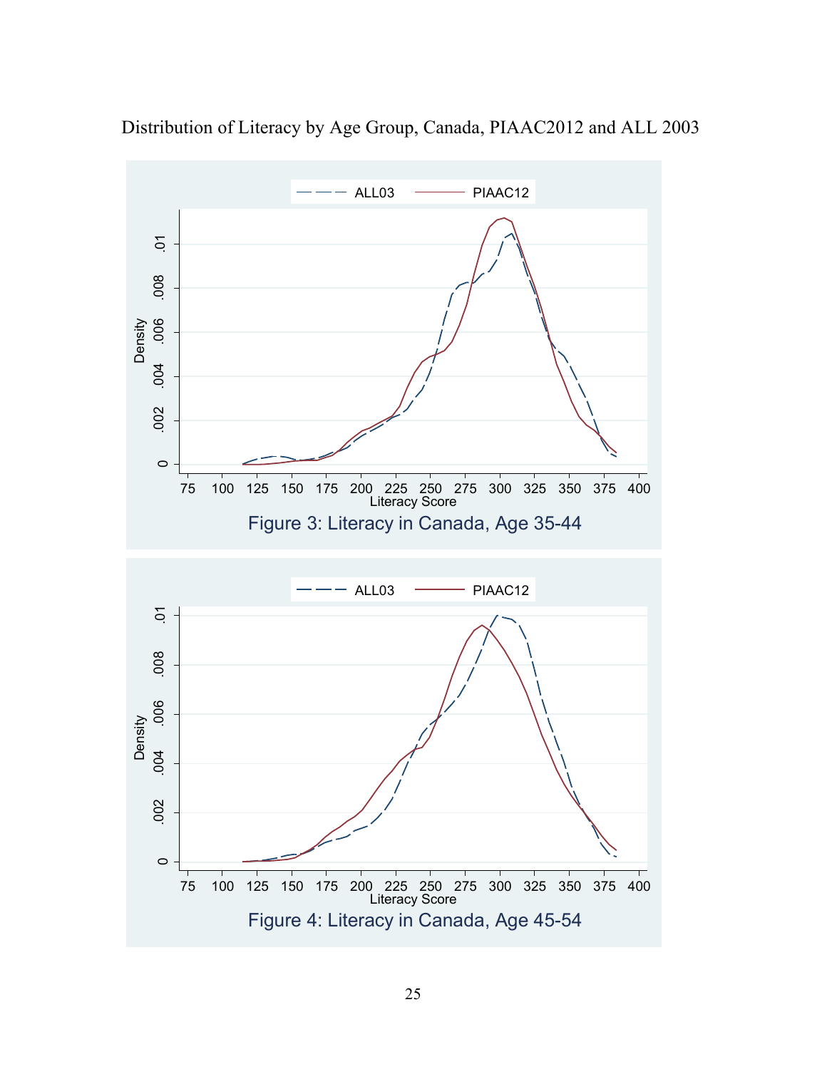Distribution of Literacy by Age Group, Canada, PIAAC2012 and ALL 2003

Figure 3: Literacy in Canada, Age 35-44

Figure 4: Literacy in Canada, Age 45-54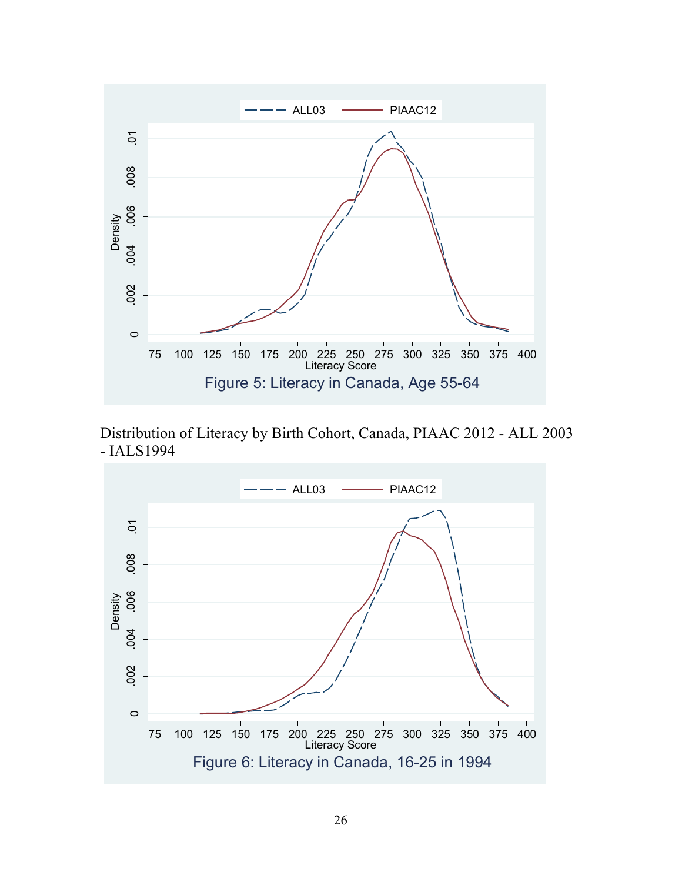Figure 5: Literacy in Canada, Age 55-64

Distribution of Literacy by Birth Cohort, Canada, PIAAC 2012 - ALL 2003 - IALS1994

Figure 6: Literacy in Canada, 16-25 in 1994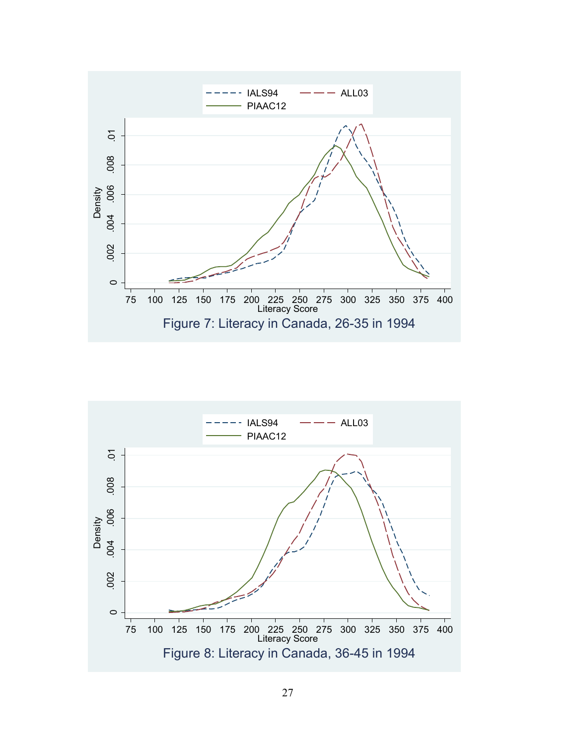Figure 7: Literacy in Canada, 26-35 in 1994

Figure 8: Literacy in Canada, 36-45 in 1994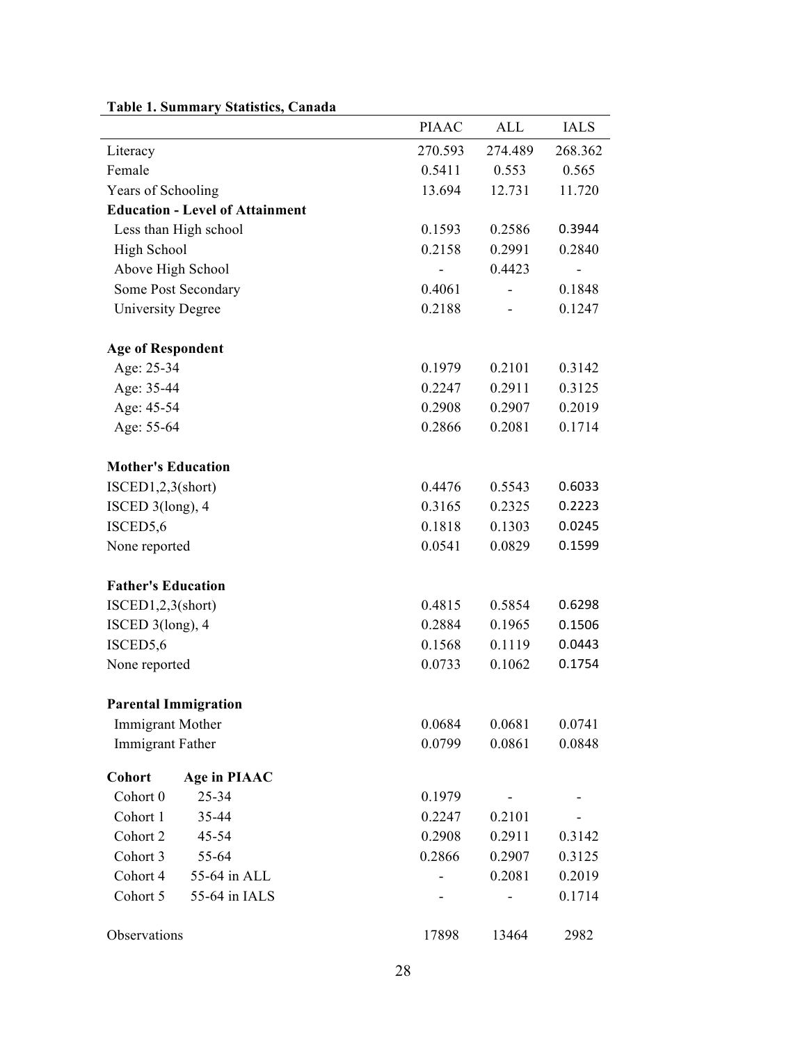**Table 1. Summary Statistics, Canada**

| | | PIAAC | ALL | IALS |
|---|---|---|---|---|
| Literacy | | 270.593 | 274.489 | 268.362 |
| Female | | 0.5411 | 0.553 | 0.565 |
| Years of Schooling | | 13.694 | 12.731 | 11.720 |
| **Education - Level of Attainment** | | | | |
| Less than High school | | 0.1593 | 0.2586 | 0.3944 |
| High School | | 0.2158 | 0.2991 | 0.2840 |
| Above High School | | - | 0.4423 | - |
| Some Post Secondary | | 0.4061 | - | 0.1848 |
| University Degree | | 0.2188 | - | 0.1247 |
| | | | | |
| **Age of Respondent** | | | | |
| Age: 25-34 | | 0.1979 | 0.2101 | 0.3142 |
| Age: 35-44 | | 0.2247 | 0.2911 | 0.3125 |
| Age: 45-54 | | 0.2908 | 0.2907 | 0.2019 |
| Age: 55-64 | | 0.2866 | 0.2081 | 0.1714 |
| | | | | |
| **Mother's Education** | | | | |
| ISCED1,2,3(short) | | 0.4476 | 0.5543 | 0.6033 |
| ISCED 3(long), 4 | | 0.3165 | 0.2325 | 0.2223 |
| ISCED5,6 | | 0.1818 | 0.1303 | 0.0245 |
| None reported | | 0.0541 | 0.0829 | 0.1599 |
| | | | | |
| **Father's Education** | | | | |
| ISCED1,2,3(short) | | 0.4815 | 0.5854 | 0.6298 |
| ISCED 3(long), 4 | | 0.2884 | 0.1965 | 0.1506 |
| ISCED5,6 | | 0.1568 | 0.1119 | 0.0443 |
| None reported | | 0.0733 | 0.1062 | 0.1754 |
| | | | | |
| **Parental Immigration** | | | | |
| Immigrant Mother | | 0.0684 | 0.0681 | 0.0741 |
| Immigrant Father | | 0.0799 | 0.0861 | 0.0848 |
| | | | | |
| **Cohort** | **Age in PIAAC** | | | |
| Cohort 0 | 25-34 | 0.1979 | - | - |
| Cohort 1 | 35-44 | 0.2247 | 0.2101 | - |
| Cohort 2 | 45-54 | 0.2908 | 0.2911 | 0.3142 |
| Cohort 3 | 55-64 | 0.2866 | 0.2907 | 0.3125 |
| Cohort 4 | 55-64 in ALL | - | 0.2081 | 0.2019 |
| Cohort 5 | 55-64 in IALS | - | - | 0.1714 |
| | | | | |
| Observations | | 17898 | 13464 | 2982 |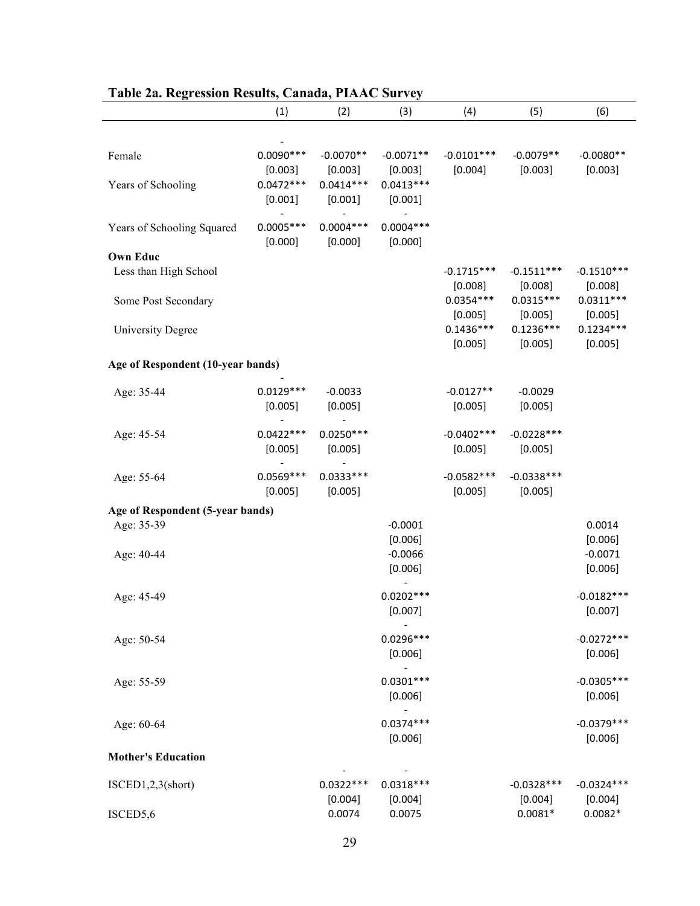**Table 2a. Regression Results, Canada, PIAAC Survey**

| | (1) | (2) | (3) | (4) | (5) | (6) |
|---|---|---|---|---|---|---|
| Female | -0.0090*** | -0.0070** | -0.0071** | -0.0101*** | -0.0079** | -0.0080** |
| | [0.003] | [0.003] | [0.003] | [0.004] | [0.003] | [0.003] |
| Years of Schooling | 0.0472*** | 0.0414*** | 0.0413*** | | | |
| | [0.001] | [0.001] | [0.001] | | | |
| Years of Schooling Squared | -0.0005*** | -0.0004*** | -0.0004*** | | | |
| | [0.000] | [0.000] | [0.000] | | | |
| **Own Educ** | | | | | | |
| Less than High School | | | | -0.1715*** | -0.1511*** | -0.1510*** |
| | | | | [0.008] | [0.008] | [0.008] |
| Some Post Secondary | | | | 0.0354*** | 0.0315*** | 0.0311*** |
| | | | | [0.005] | [0.005] | [0.005] |
| University Degree | | | | 0.1436*** | 0.1236*** | 0.1234*** |
| | | | | [0.005] | [0.005] | [0.005] |
| **Age of Respondent (10-year bands)** | | | | | | |
| Age: 35-44 | -0.0129*** | -0.0033 | | -0.0127** | -0.0029 | |
| | [0.005] | [0.005] | | [0.005] | [0.005] | |
| Age: 45-54 | -0.0422*** | -0.0250*** | | -0.0402*** | -0.0228*** | |
| | [0.005] | [0.005] | | [0.005] | [0.005] | |
| Age: 55-64 | -0.0569*** | -0.0333*** | | -0.0582*** | -0.0338*** | |
| | [0.005] | [0.005] | | [0.005] | [0.005] | |
| **Age of Respondent (5-year bands)** | | | | | | |
| Age: 35-39 | | | -0.0001 | | | 0.0014 |
| | | | [0.006] | | | [0.006] |
| Age: 40-44 | | | -0.0066 | | | -0.0071 |
| | | | [0.006] | | | [0.006] |
| Age: 45-49 | | | -0.0202*** | | | -0.0182*** |
| | | | [0.007] | | | [0.007] |
| Age: 50-54 | | | -0.0296*** | | | -0.0272*** |
| | | | [0.006] | | | [0.006] |
| Age: 55-59 | | | -0.0301*** | | | -0.0305*** |
| | | | [0.006] | | | [0.006] |
| Age: 60-64 | | | -0.0374*** | | | -0.0379*** |
| | | | [0.006] | | | [0.006] |
| **Mother's Education** | | | | | | |
| ISCED1,2,3(short) | | -0.0322*** | -0.0318*** | | -0.0328*** | -0.0324*** |
| | | [0.004] | [0.004] | | [0.004] | [0.004] |
| ISCED5,6 | | 0.0074 | 0.0075 | | 0.0081* | 0.0082* |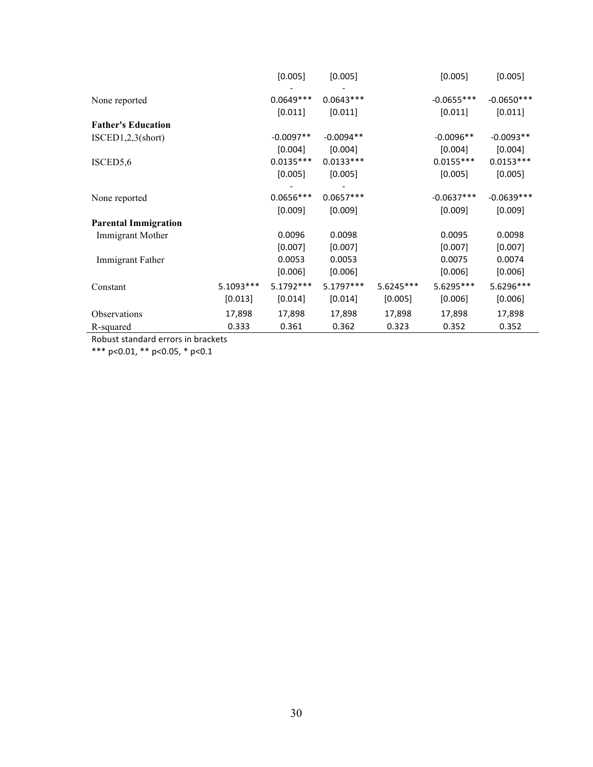| | (1) | (2) | (3) | (4) | (5) | (6) |
|---|---|---|---|---|---|---|
| | | [0.005] | [0.005] | | [0.005] | [0.005] |
| None reported | | -0.0649*** | -0.0643*** | | -0.0655*** | -0.0650*** |
| | | [0.011] | [0.011] | | [0.011] | [0.011] |
| **Father's Education** | | | | | | |
| ISCED1,2,3(short) | | -0.0097** | -0.0094** | | -0.0096** | -0.0093** |
| | | [0.004] | [0.004] | | [0.004] | [0.004] |
| ISCED5,6 | | 0.0135*** | 0.0133*** | | 0.0155*** | 0.0153*** |
| | | [0.005] | [0.005] | | [0.005] | [0.005] |
| None reported | | -0.0656*** | -0.0657*** | | -0.0637*** | -0.0639*** |
| | | [0.009] | [0.009] | | [0.009] | [0.009] |
| **Parental Immigration** | | | | | | |
| Immigrant Mother | | 0.0096 | 0.0098 | | 0.0095 | 0.0098 |
| | | [0.007] | [0.007] | | [0.007] | [0.007] |
| Immigrant Father | | 0.0053 | 0.0053 | | 0.0075 | 0.0074 |
| | | [0.006] | [0.006] | | [0.006] | [0.006] |
| Constant | 5.1093*** | 5.1792*** | 5.1797*** | 5.6245*** | 5.6295*** | 5.6296*** |
| | [0.013] | [0.014] | [0.014] | [0.005] | [0.006] | [0.006] |
| Observations | 17,898 | 17,898 | 17,898 | 17,898 | 17,898 | 17,898 |
| R-squared | 0.333 | 0.361 | 0.362 | 0.323 | 0.352 | 0.352 |

Robust standard errors in brackets

*** p<0.01, ** p<0.05, * p<0.1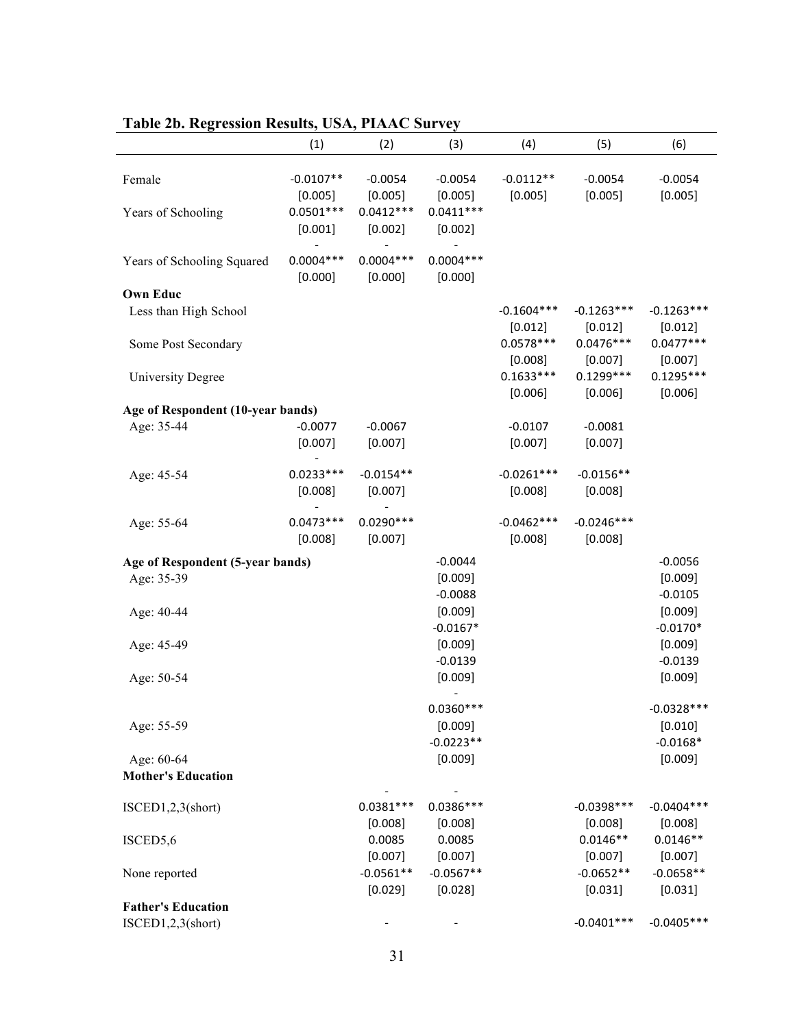**Table 2b. Regression Results, USA, PIAAC Survey**

| | (1) | (2) | (3) | (4) | (5) | (6) |
|---|---|---|---|---|---|---|
| Female | -0.0107** | -0.0054 | -0.0054 | -0.0112** | -0.0054 | -0.0054 |
| | [0.005] | [0.005] | [0.005] | [0.005] | [0.005] | [0.005] |
| Years of Schooling | 0.0501*** | 0.0412*** | 0.0411*** | | | |
| | [0.001] | [0.002] | [0.002] | | | |
| Years of Schooling Squared | -0.0004*** | -0.0004*** | -0.0004*** | | | |
| | [0.000] | [0.000] | [0.000] | | | |
| **Own Educ** | | | | | | |
| Less than High School | | | | -0.1604*** | -0.1263*** | -0.1263*** |
| | | | | [0.012] | [0.012] | [0.012] |
| Some Post Secondary | | | | 0.0578*** | 0.0476*** | 0.0477*** |
| | | | | [0.008] | [0.007] | [0.007] |
| University Degree | | | | 0.1633*** | 0.1299*** | 0.1295*** |
| | | | | [0.006] | [0.006] | [0.006] |
| **Age of Respondent (10-year bands)** | | | | | | |
| Age: 35-44 | -0.0077 | -0.0067 | | -0.0107 | -0.0081 | |
| | [0.007] | [0.007] | | [0.007] | [0.007] | |
| Age: 45-54 | -0.0233*** | -0.0154** | | -0.0261*** | -0.0156** | |
| | [0.008] | [0.007] | | [0.008] | [0.008] | |
| Age: 55-64 | -0.0473*** | -0.0290*** | | -0.0462*** | -0.0246*** | |
| | [0.008] | [0.007] | | [0.008] | [0.008] | |
| **Age of Respondent (5-year bands)** | | | | | | |
| Age: 35-39 | | | -0.0044 | | | -0.0056 |
| | | | [0.009] | | | [0.009] |
| Age: 40-44 | | | -0.0088 | | | -0.0105 |
| | | | [0.009] | | | [0.009] |
| Age: 45-49 | | | -0.0167* | | | -0.0170* |
| | | | [0.009] | | | [0.009] |
| Age: 50-54 | | | -0.0139 | | | -0.0139 |
| | | | [0.009] | | | [0.009] |
| Age: 55-59 | | | -0.0360*** | | | -0.0328*** |
| | | | [0.009] | | | [0.010] |
| Age: 60-64 | | | -0.0223** | | | -0.0168* |
| | | | [0.009] | | | [0.009] |
| **Mother's Education** | | | | | | |
| ISCED1,2,3(short) | | -0.0381*** | -0.0386*** | | -0.0398*** | -0.0404*** |
| | | [0.008] | [0.008] | | [0.008] | [0.008] |
| ISCED5,6 | | 0.0085 | 0.0085 | | 0.0146** | 0.0146** |
| | | [0.007] | [0.007] | | [0.007] | [0.007] |
| None reported | | -0.0561** | -0.0567** | | -0.0652** | -0.0658** |
| | | [0.029] | [0.028] | | [0.031] | [0.031] |
| **Father's Education** | | | | | | |
| ISCED1,2,3(short) | | - | - | | -0.0401*** | -0.0405*** |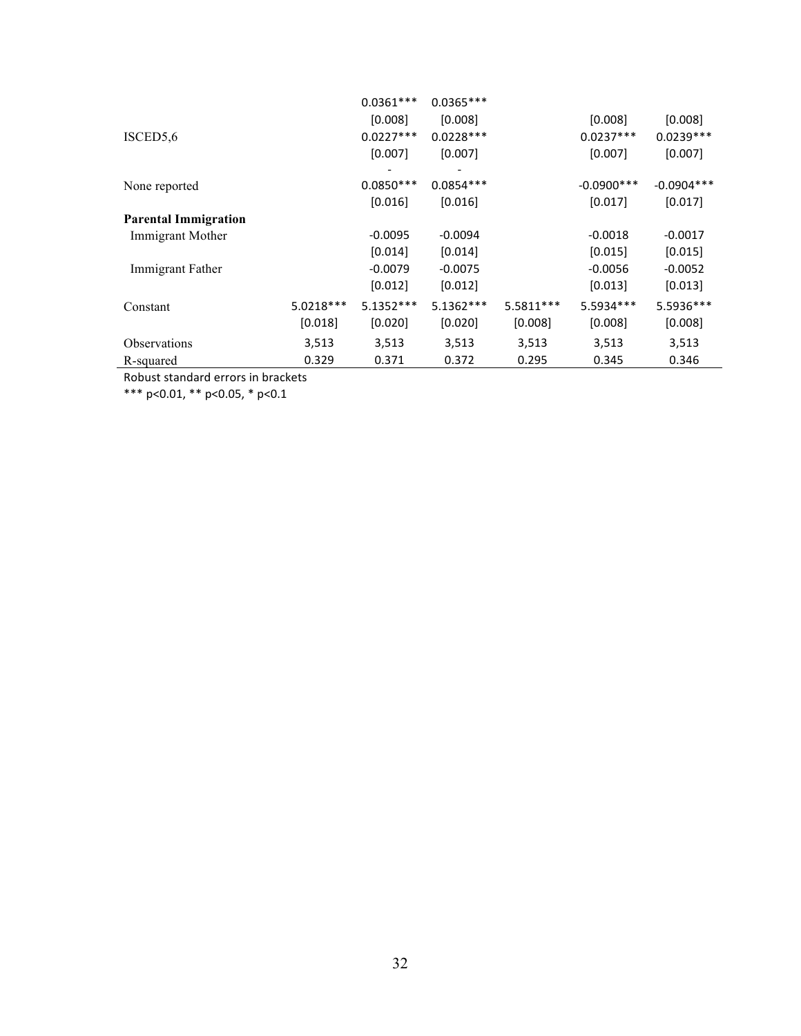| | | | | | | |
|---|---|---|---|---|---|---|
| | | 0.0361*** | 0.0365*** | | | |
| | | [0.008] | [0.008] | | [0.008] | [0.008] |
| ISCED5,6 | | 0.0227*** | 0.0228*** | | 0.0237*** | 0.0239*** |
| | | [0.007] | [0.007] | | [0.007] | [0.007] |
| | | - | - | | | |
| None reported | | 0.0850*** | 0.0854*** | | -0.0900*** | -0.0904*** |
| | | [0.016] | [0.016] | | [0.017] | [0.017] |
| **Parental Immigration** | | | | | | |
| Immigrant Mother | | -0.0095 | -0.0094 | | -0.0018 | -0.0017 |
| | | [0.014] | [0.014] | | [0.015] | [0.015] |
| Immigrant Father | | -0.0079 | -0.0075 | | -0.0056 | -0.0052 |
| | | [0.012] | [0.012] | | [0.013] | [0.013] |
| Constant | 5.0218*** | 5.1352*** | 5.1362*** | 5.5811*** | 5.5934*** | 5.5936*** |
| | [0.018] | [0.020] | [0.020] | [0.008] | [0.008] | [0.008] |
| Observations | 3,513 | 3,513 | 3,513 | 3,513 | 3,513 | 3,513 |
| R-squared | 0.329 | 0.371 | 0.372 | 0.295 | 0.345 | 0.346 |

Robust standard errors in brackets

*** p<0.01, ** p<0.05, * p<0.1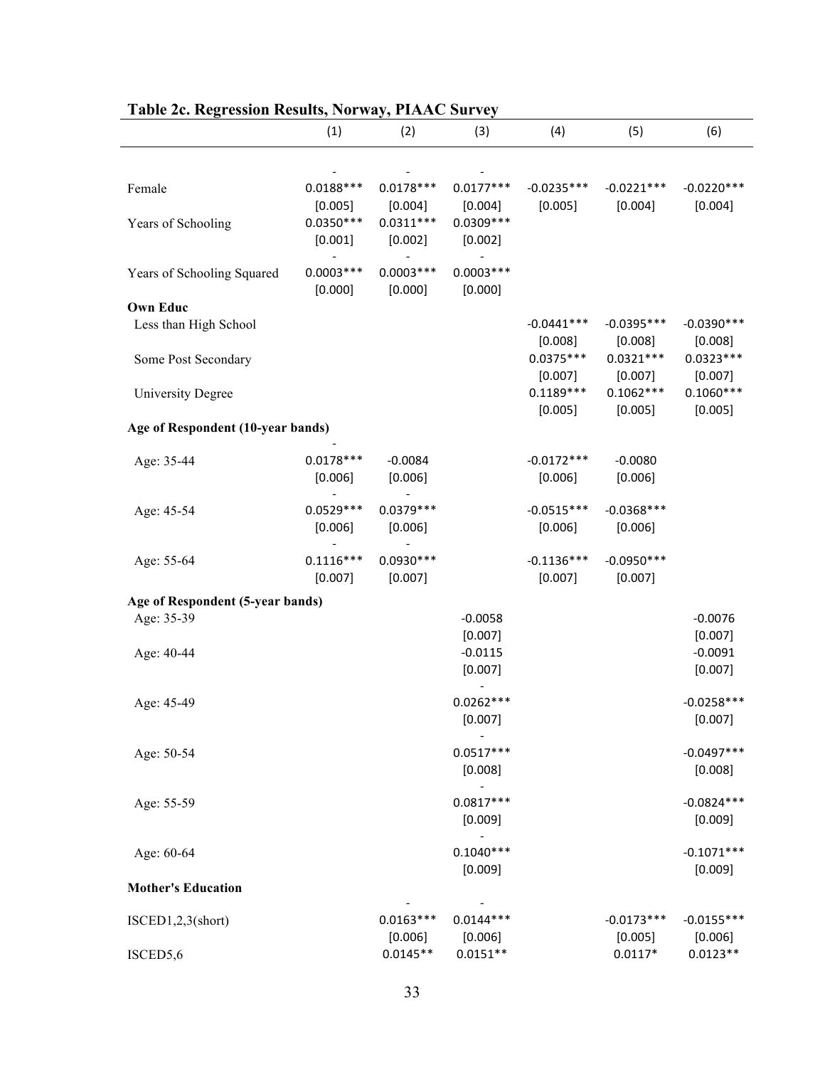**Table 2c. Regression Results, Norway, PIAAC Survey**

| | (1) | (2) | (3) | (4) | (5) | (6) |
|---|---|---|---|---|---|---|
| Female | -0.0188*** | -0.0178*** | -0.0177*** | -0.0235*** | -0.0221*** | -0.0220*** |
| | [0.005] | [0.004] | [0.004] | [0.005] | [0.004] | [0.004] |
| Years of Schooling | 0.0350*** | 0.0311*** | 0.0309*** | | | |
| | [0.001] | [0.002] | [0.002] | | | |
| Years of Schooling Squared | -0.0003*** | -0.0003*** | -0.0003*** | | | |
| | [0.000] | [0.000] | [0.000] | | | |
| **Own Educ** | | | | | | |
| Less than High School | | | | -0.0441*** | -0.0395*** | -0.0390*** |
| | | | | [0.008] | [0.008] | [0.008] |
| Some Post Secondary | | | | 0.0375*** | 0.0321*** | 0.0323*** |
| | | | | [0.007] | [0.007] | [0.007] |
| University Degree | | | | 0.1189*** | 0.1062*** | 0.1060*** |
| | | | | [0.005] | [0.005] | [0.005] |
| **Age of Respondent (10-year bands)** | | | | | | |
| Age: 35-44 | -0.0178*** | -0.0084 | | -0.0172*** | -0.0080 | |
| | [0.006] | [0.006] | | [0.006] | [0.006] | |
| Age: 45-54 | -0.0529*** | -0.0379*** | | -0.0515*** | -0.0368*** | |
| | [0.006] | [0.006] | | [0.006] | [0.006] | |
| Age: 55-64 | -0.1116*** | -0.0930*** | | -0.1136*** | -0.0950*** | |
| | [0.007] | [0.007] | | [0.007] | [0.007] | |
| **Age of Respondent (5-year bands)** | | | | | | |
| Age: 35-39 | | | -0.0058 | | | -0.0076 |
| | | | [0.007] | | | [0.007] |
| Age: 40-44 | | | -0.0115 | | | -0.0091 |
| | | | [0.007] | | | [0.007] |
| Age: 45-49 | | | -0.0262*** | | | -0.0258*** |
| | | | [0.007] | | | [0.007] |
| Age: 50-54 | | | -0.0517*** | | | -0.0497*** |
| | | | [0.008] | | | [0.008] |
| Age: 55-59 | | | -0.0817*** | | | -0.0824*** |
| | | | [0.009] | | | [0.009] |
| Age: 60-64 | | | -0.1040*** | | | -0.1071*** |
| | | | [0.009] | | | [0.009] |
| **Mother's Education** | | | | | | |
| ISCED1,2,3(short) | | -0.0163*** | -0.0144*** | | -0.0173*** | -0.0155*** |
| | | [0.006] | [0.006] | | [0.005] | [0.006] |
| ISCED5,6 | | 0.0145** | 0.0151** | | 0.0117* | 0.0123** |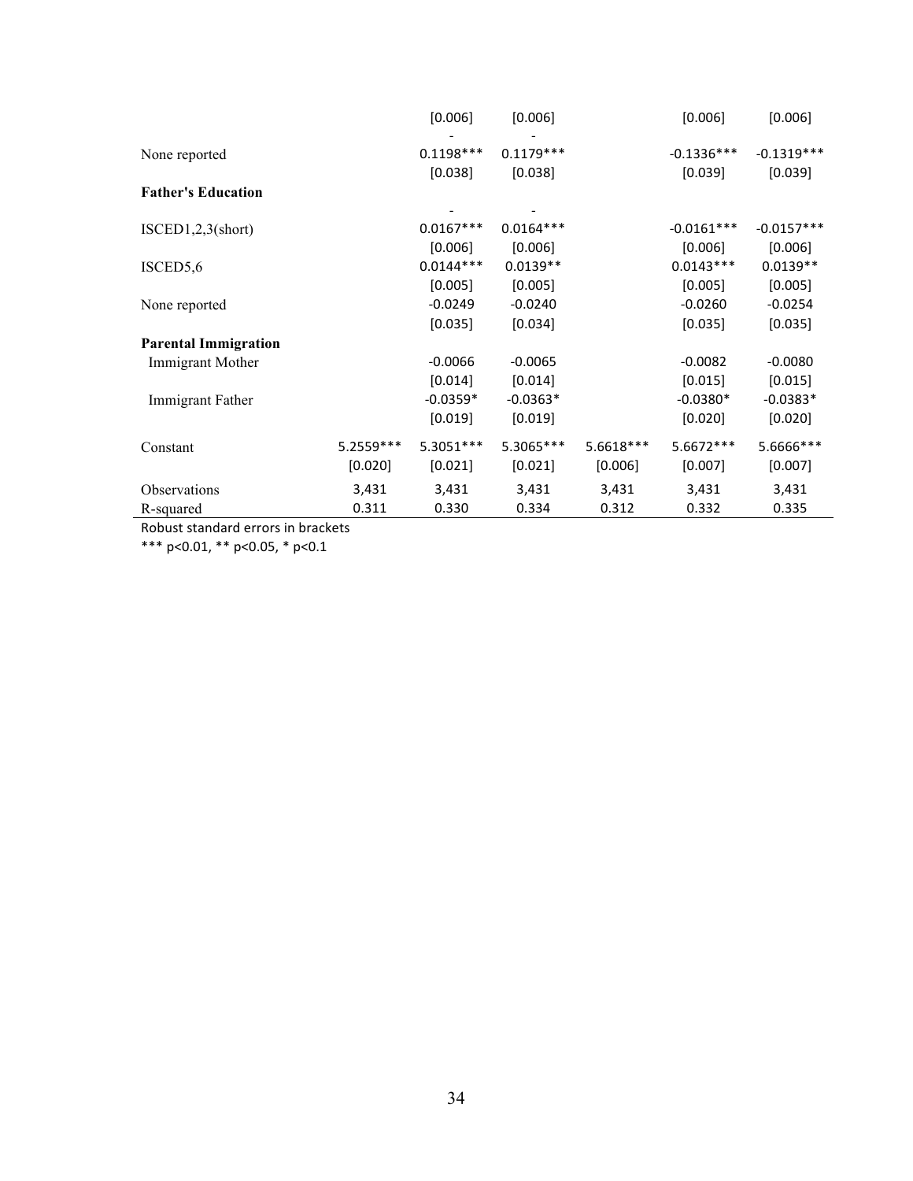| | (1) | (2) | (3) | (4) | (5) | (6) |
|---|---|---|---|---|---|---|
| | | [0.006] | [0.006] | | [0.006] | [0.006] |
| None reported | | -0.1198*** | -0.1179*** | | -0.1336*** | -0.1319*** |
| | | [0.038] | [0.038] | | [0.039] | [0.039] |
| **Father's Education** | | | | | | |
| ISCED1,2,3(short) | | -0.0167*** | -0.0164*** | | -0.0161*** | -0.0157*** |
| | | [0.006] | [0.006] | | [0.006] | [0.006] |
| ISCED5,6 | | 0.0144*** | 0.0139** | | 0.0143*** | 0.0139** |
| | | [0.005] | [0.005] | | [0.005] | [0.005] |
| None reported | | -0.0249 | -0.0240 | | -0.0260 | -0.0254 |
| | | [0.035] | [0.034] | | [0.035] | [0.035] |
| **Parental Immigration** | | | | | | |
| Immigrant Mother | | -0.0066 | -0.0065 | | -0.0082 | -0.0080 |
| | | [0.014] | [0.014] | | [0.015] | [0.015] |
| Immigrant Father | | -0.0359* | -0.0363* | | -0.0380* | -0.0383* |
| | | [0.019] | [0.019] | | [0.020] | [0.020] |
| Constant | 5.2559*** | 5.3051*** | 5.3065*** | 5.6618*** | 5.6672*** | 5.6666*** |
| | [0.020] | [0.021] | [0.021] | [0.006] | [0.007] | [0.007] |
| Observations | 3,431 | 3,431 | 3,431 | 3,431 | 3,431 | 3,431 |
| R-squared | 0.311 | 0.330 | 0.334 | 0.312 | 0.332 | 0.335 |

Robust standard errors in brackets

*** p<0.01, ** p<0.05, * p<0.1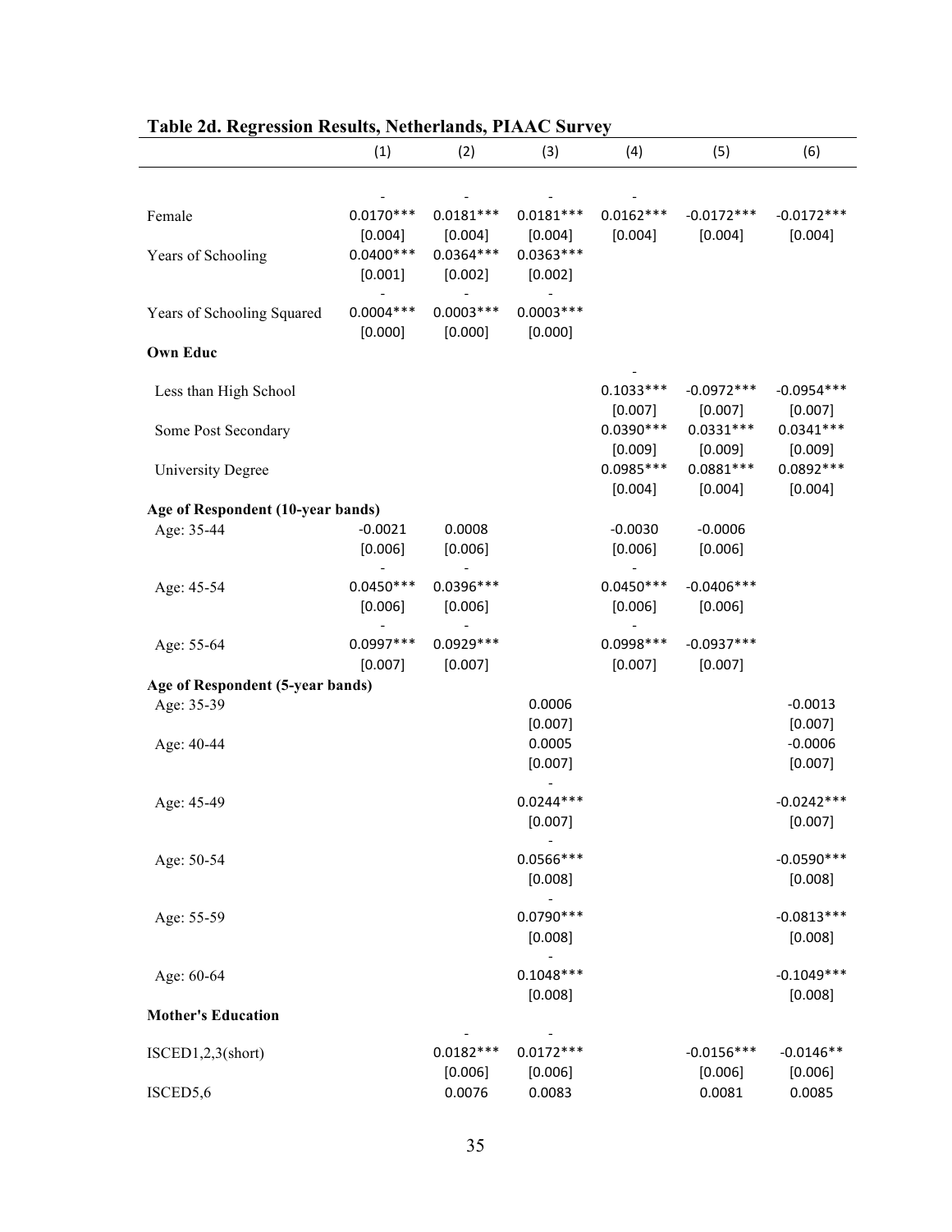**Table 2d. Regression Results, Netherlands, PIAAC Survey**

| | (1) | (2) | (3) | (4) | (5) | (6) |
|---|---|---|---|---|---|---|
| Female | -0.0170*** | -0.0181*** | -0.0181*** | -0.0162*** | -0.0172*** | -0.0172*** |
| | [0.004] | [0.004] | [0.004] | [0.004] | [0.004] | [0.004] |
| Years of Schooling | 0.0400*** | 0.0364*** | 0.0363*** | | | |
| | [0.001] | [0.002] | [0.002] | | | |
| Years of Schooling Squared | -0.0004*** | -0.0003*** | -0.0003*** | | | |
| | [0.000] | [0.000] | [0.000] | | | |
| **Own Educ** | | | | | | |
| Less than High School | | | | -0.1033*** | -0.0972*** | -0.0954*** |
| | | | | [0.007] | [0.007] | [0.007] |
| Some Post Secondary | | | | 0.0390*** | 0.0331*** | 0.0341*** |
| | | | | [0.009] | [0.009] | [0.009] |
| University Degree | | | | 0.0985*** | 0.0881*** | 0.0892*** |
| | | | | [0.004] | [0.004] | [0.004] |
| **Age of Respondent (10-year bands)** | | | | | | |
| Age: 35-44 | -0.0021 | 0.0008 | | -0.0030 | -0.0006 | |
| | [0.006] | [0.006] | | [0.006] | [0.006] | |
| Age: 45-54 | -0.0450*** | -0.0396*** | | -0.0450*** | -0.0406*** | |
| | [0.006] | [0.006] | | [0.006] | [0.006] | |
| Age: 55-64 | -0.0997*** | -0.0929*** | | -0.0998*** | -0.0937*** | |
| | [0.007] | [0.007] | | [0.007] | [0.007] | |
| **Age of Respondent (5-year bands)** | | | | | | |
| Age: 35-39 | | | 0.0006 | | | -0.0013 |
| | | | [0.007] | | | [0.007] |
| Age: 40-44 | | | 0.0005 | | | -0.0006 |
| | | | [0.007] | | | [0.007] |
| Age: 45-49 | | | -0.0244*** | | | -0.0242*** |
| | | | [0.007] | | | [0.007] |
| Age: 50-54 | | | -0.0566*** | | | -0.0590*** |
| | | | [0.008] | | | [0.008] |
| Age: 55-59 | | | -0.0790*** | | | -0.0813*** |
| | | | [0.008] | | | [0.008] |
| Age: 60-64 | | | -0.1048*** | | | -0.1049*** |
| | | | [0.008] | | | [0.008] |
| **Mother's Education** | | | | | | |
| ISCED1,2,3(short) | | -0.0182*** | -0.0172*** | | -0.0156*** | -0.0146** |
| | | [0.006] | [0.006] | | [0.006] | [0.006] |
| ISCED5,6 | | 0.0076 | 0.0083 | | 0.0081 | 0.0085 |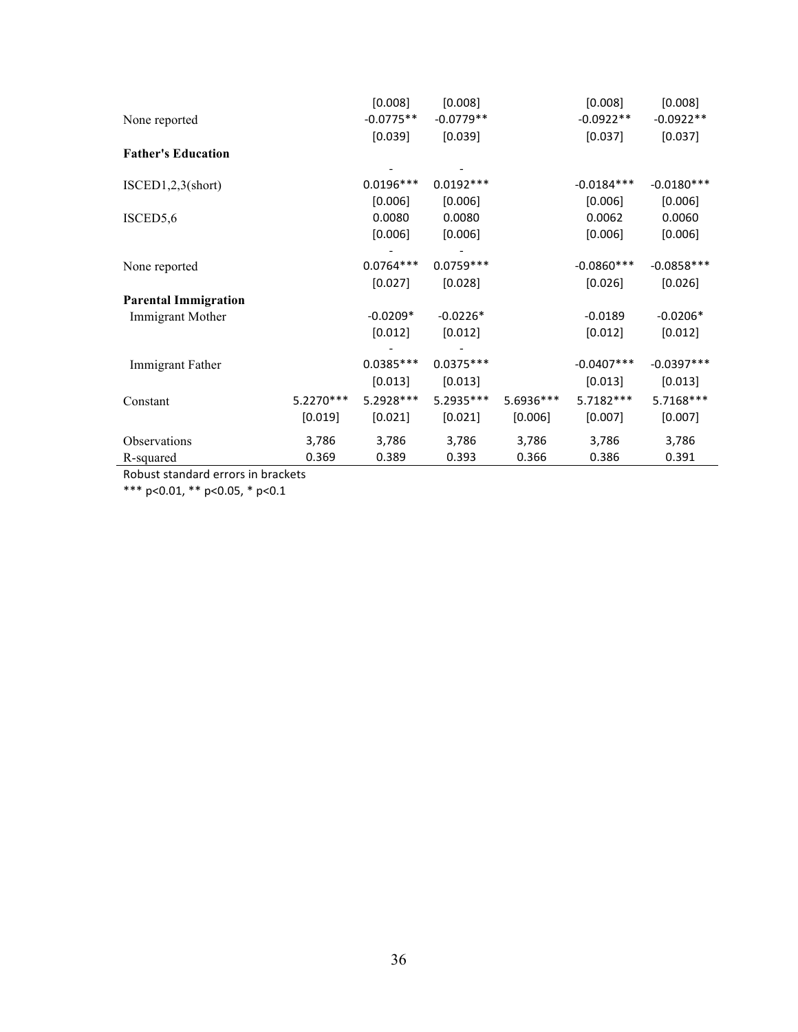| | (1) | (2) | (3) | (4) | (5) | (6) |
|---|---|---|---|---|---|---|
| | | [0.008] | [0.008] | | [0.008] | [0.008] |
| None reported | | -0.0775** | -0.0779** | | -0.0922** | -0.0922** |
| | | [0.039] | [0.039] | | [0.037] | [0.037] |
| **Father's Education** | | | | | | |
| | | - | - | | | |
| ISCED1,2,3(short) | | 0.0196*** | 0.0192*** | | -0.0184*** | -0.0180*** |
| | | [0.006] | [0.006] | | [0.006] | [0.006] |
| ISCED5,6 | | 0.0080 | 0.0080 | | 0.0062 | 0.0060 |
| | | [0.006] | [0.006] | | [0.006] | [0.006] |
| | | - | - | | | |
| None reported | | 0.0764*** | 0.0759*** | | -0.0860*** | -0.0858*** |
| | | [0.027] | [0.028] | | [0.026] | [0.026] |
| **Parental Immigration** | | | | | | |
| Immigrant Mother | | -0.0209* | -0.0226* | | -0.0189 | -0.0206* |
| | | [0.012] | [0.012] | | [0.012] | [0.012] |
| | | - | - | | | |
| Immigrant Father | | 0.0385*** | 0.0375*** | | -0.0407*** | -0.0397*** |
| | | [0.013] | [0.013] | | [0.013] | [0.013] |
| Constant | 5.2270*** | 5.2928*** | 5.2935*** | 5.6936*** | 5.7182*** | 5.7168*** |
| | [0.019] | [0.021] | [0.021] | [0.006] | [0.007] | [0.007] |
| Observations | 3,786 | 3,786 | 3,786 | 3,786 | 3,786 | 3,786 |
| R-squared | 0.369 | 0.389 | 0.393 | 0.366 | 0.386 | 0.391 |

Robust standard errors in brackets

*** p<0.01, ** p<0.05, * p<0.1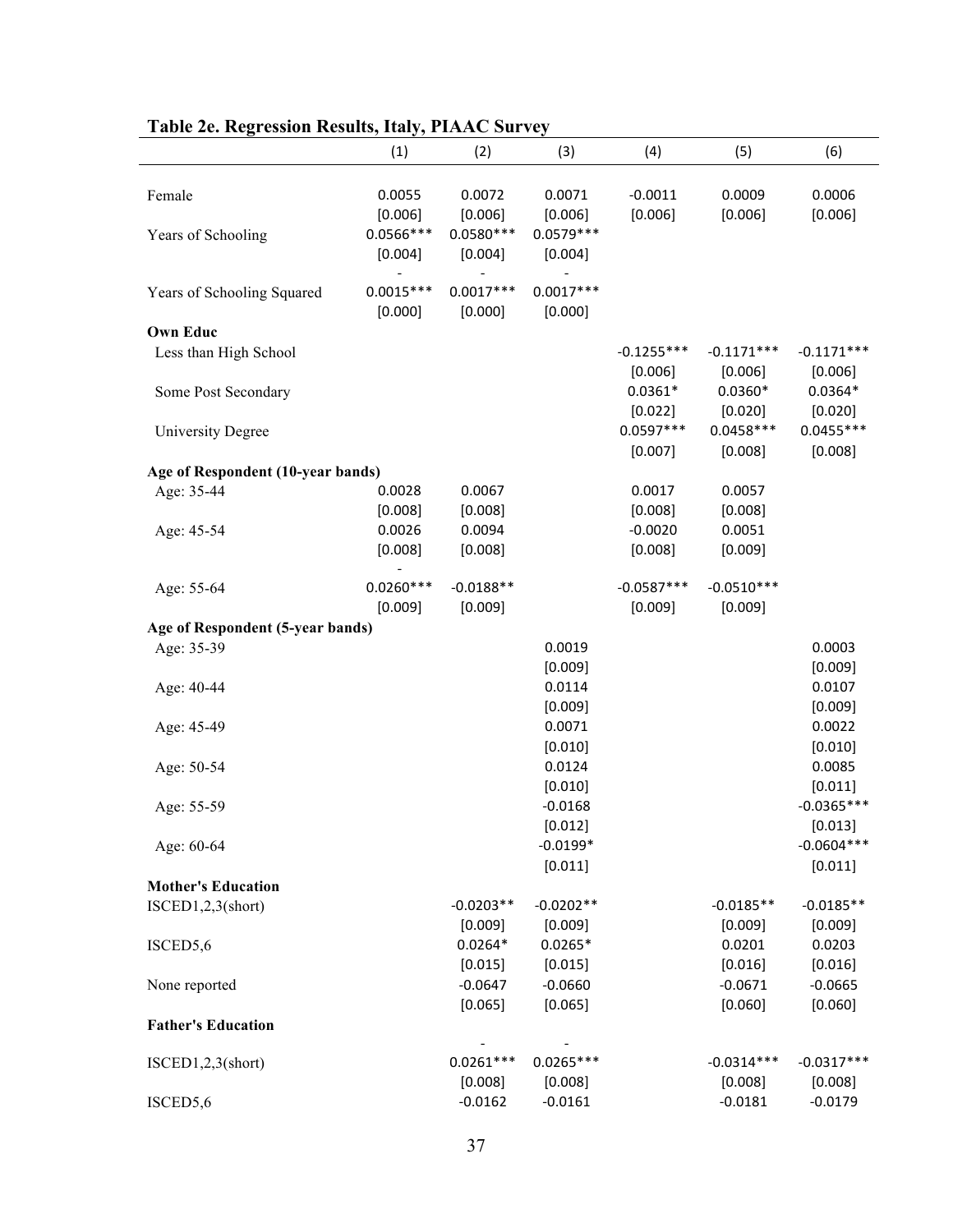**Table 2e. Regression Results, Italy, PIAAC Survey**

| | (1) | (2) | (3) | (4) | (5) | (6) |
|---|---|---|---|---|---|---|
| Female | 0.0055 | 0.0072 | 0.0071 | -0.0011 | 0.0009 | 0.0006 |
| | [0.006] | [0.006] | [0.006] | [0.006] | [0.006] | [0.006] |
| Years of Schooling | 0.0566*** | 0.0580*** | 0.0579*** | | | |
| | [0.004] | [0.004] | [0.004] | | | |
| Years of Schooling Squared | -0.0015*** | -0.0017*** | -0.0017*** | | | |
| | [0.000] | [0.000] | [0.000] | | | |
| **Own Educ** | | | | | | |
| Less than High School | | | | -0.1255*** | -0.1171*** | -0.1171*** |
| | | | | [0.006] | [0.006] | [0.006] |
| Some Post Secondary | | | | 0.0361* | 0.0360* | 0.0364* |
| | | | | [0.022] | [0.020] | [0.020] |
| University Degree | | | | 0.0597*** | 0.0458*** | 0.0455*** |
| | | | | [0.007] | [0.008] | [0.008] |
| **Age of Respondent (10-year bands)** | | | | | | |
| Age: 35-44 | 0.0028 | 0.0067 | | 0.0017 | 0.0057 | |
| | [0.008] | [0.008] | | [0.008] | [0.008] | |
| Age: 45-54 | 0.0026 | 0.0094 | | -0.0020 | 0.0051 | |
| | [0.008] | [0.008] | | [0.008] | [0.009] | |
| Age: 55-64 | -0.0260*** | -0.0188** | | -0.0587*** | -0.0510*** | |
| | [0.009] | [0.009] | | [0.009] | [0.009] | |
| **Age of Respondent (5-year bands)** | | | | | | |
| Age: 35-39 | | | 0.0019 | | | 0.0003 |
| | | | [0.009] | | | [0.009] |
| Age: 40-44 | | | 0.0114 | | | 0.0107 |
| | | | [0.009] | | | [0.009] |
| Age: 45-49 | | | 0.0071 | | | 0.0022 |
| | | | [0.010] | | | [0.010] |
| Age: 50-54 | | | 0.0124 | | | 0.0085 |
| | | | [0.010] | | | [0.011] |
| Age: 55-59 | | | -0.0168 | | | -0.0365*** |
| | | | [0.012] | | | [0.013] |
| Age: 60-64 | | | -0.0199* | | | -0.0604*** |
| | | | [0.011] | | | [0.011] |
| **Mother's Education** | | | | | | |
| ISCED1,2,3(short) | | -0.0203** | -0.0202** | | -0.0185** | -0.0185** |
| | | [0.009] | [0.009] | | [0.009] | [0.009] |
| ISCED5,6 | | 0.0264* | 0.0265* | | 0.0201 | 0.0203 |
| | | [0.015] | [0.015] | | [0.016] | [0.016] |
| None reported | | -0.0647 | -0.0660 | | -0.0671 | -0.0665 |
| | | [0.065] | [0.065] | | [0.060] | [0.060] |
| **Father's Education** | | | | | | |
| ISCED1,2,3(short) | | -0.0261*** | -0.0265*** | | -0.0314*** | -0.0317*** |
| | | [0.008] | [0.008] | | [0.008] | [0.008] |
| ISCED5,6 | | -0.0162 | -0.0161 | | -0.0181 | -0.0179 |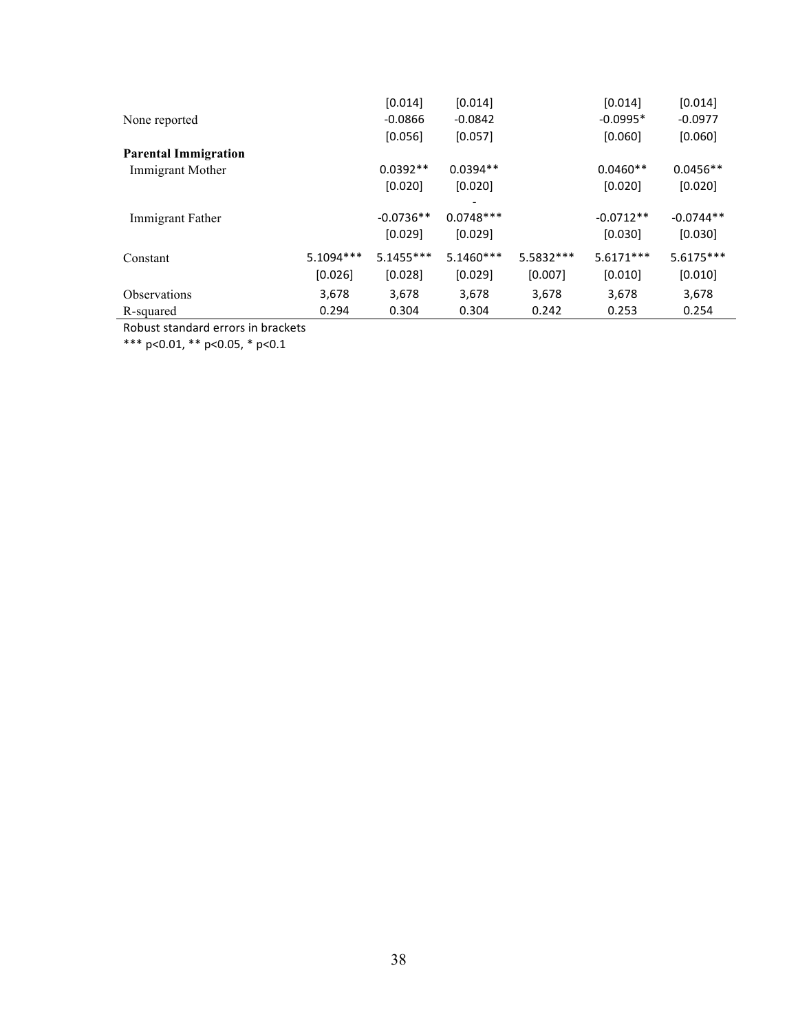| | (1) | (2) | (3) | (4) | (5) | (6) |
|---|---|---|---|---|---|---|
| | | [0.014] | [0.014] | | [0.014] | [0.014] |
| None reported | | -0.0866 | -0.0842 | | -0.0995* | -0.0977 |
| | | [0.056] | [0.057] | | [0.060] | [0.060] |
| **Parental Immigration** | | | | | | |
| Immigrant Mother | | 0.0392** | 0.0394** | | 0.0460** | 0.0456** |
| | | [0.020] | [0.020] | | [0.020] | [0.020] |
| Immigrant Father | | -0.0736** | -0.0748*** | | -0.0712** | -0.0744** |
| | | [0.029] | [0.029] | | [0.030] | [0.030] |
| Constant | 5.1094*** | 5.1455*** | 5.1460*** | 5.5832*** | 5.6171*** | 5.6175*** |
| | [0.026] | [0.028] | [0.029] | [0.007] | [0.010] | [0.010] |
| Observations | 3,678 | 3,678 | 3,678 | 3,678 | 3,678 | 3,678 |
| R-squared | 0.294 | 0.304 | 0.304 | 0.242 | 0.253 | 0.254 |

Robust standard errors in brackets

*** p<0.01, ** p<0.05, * p<0.1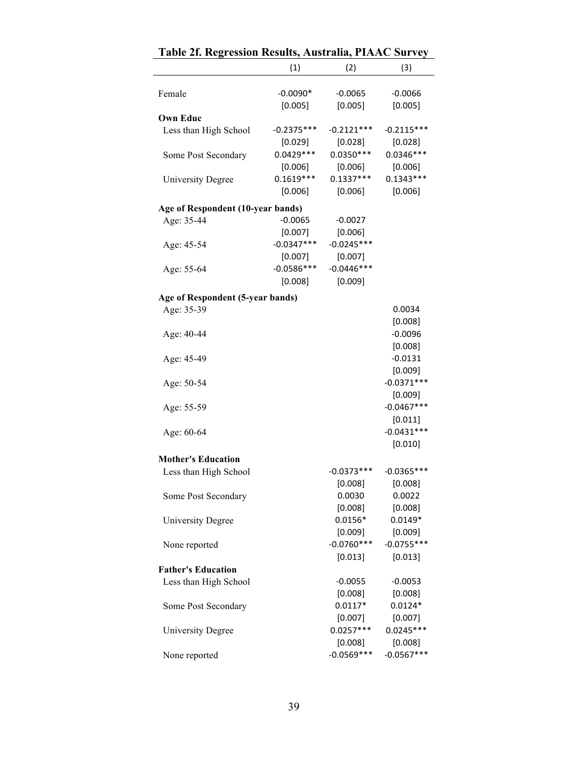**Table 2f. Regression Results, Australia, PIAAC Survey**

| | (1) | (2) | (3) |
|---|---|---|---|
| Female | -0.0090* | -0.0065 | -0.0066 |
| | [0.005] | [0.005] | [0.005] |
| **Own Educ** | | | |
| Less than High School | -0.2375*** | -0.2121*** | -0.2115*** |
| | [0.029] | [0.028] | [0.028] |
| Some Post Secondary | 0.0429*** | 0.0350*** | 0.0346*** |
| | [0.006] | [0.006] | [0.006] |
| University Degree | 0.1619*** | 0.1337*** | 0.1343*** |
| | [0.006] | [0.006] | [0.006] |
| **Age of Respondent (10-year bands)** | | | |
| Age: 35-44 | -0.0065 | -0.0027 | |
| | [0.007] | [0.006] | |
| Age: 45-54 | -0.0347*** | -0.0245*** | |
| | [0.007] | [0.007] | |
| Age: 55-64 | -0.0586*** | -0.0446*** | |
| | [0.008] | [0.009] | |
| **Age of Respondent (5-year bands)** | | | |
| Age: 35-39 | | | 0.0034 |
| | | | [0.008] |
| Age: 40-44 | | | -0.0096 |
| | | | [0.008] |
| Age: 45-49 | | | -0.0131 |
| | | | [0.009] |
| Age: 50-54 | | | -0.0371*** |
| | | | [0.009] |
| Age: 55-59 | | | -0.0467*** |
| | | | [0.011] |
| Age: 60-64 | | | -0.0431*** |
| | | | [0.010] |
| **Mother's Education** | | | |
| Less than High School | | -0.0373*** | -0.0365*** |
| | | [0.008] | [0.008] |
| Some Post Secondary | | 0.0030 | 0.0022 |
| | | [0.008] | [0.008] |
| University Degree | | 0.0156* | 0.0149* |
| | | [0.009] | [0.009] |
| None reported | | -0.0760*** | -0.0755*** |
| | | [0.013] | [0.013] |
| **Father's Education** | | | |
| Less than High School | | -0.0055 | -0.0053 |
| | | [0.008] | [0.008] |
| Some Post Secondary | | 0.0117* | 0.0124* |
| | | [0.007] | [0.007] |
| University Degree | | 0.0257*** | 0.0245*** |
| | | [0.008] | [0.008] |
| None reported | | -0.0569*** | -0.0567*** |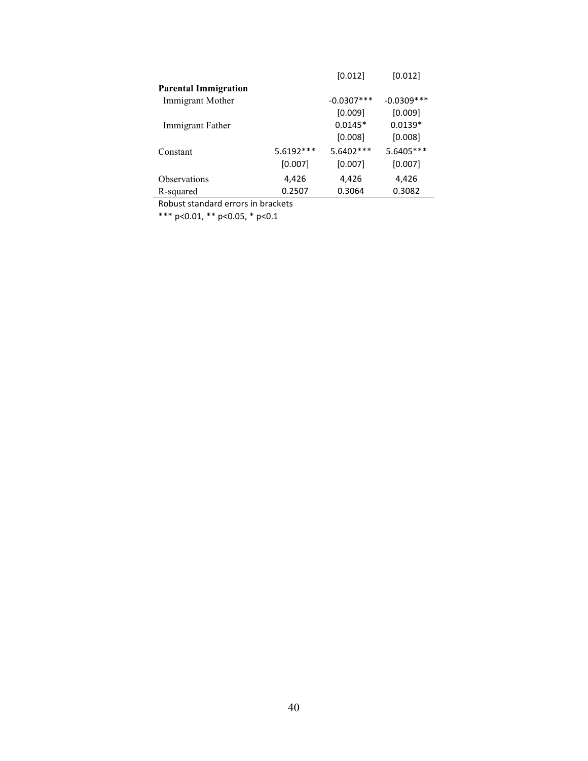| | | | |
|---|---|---|---|
| | | [0.012] | [0.012] |
| **Parental Immigration** | | | |
| Immigrant Mother | | -0.0307*** | -0.0309*** |
| | | [0.009] | [0.009] |
| Immigrant Father | | 0.0145* | 0.0139* |
| | | [0.008] | [0.008] |
| Constant | 5.6192*** | 5.6402*** | 5.6405*** |
| | [0.007] | [0.007] | [0.007] |
| Observations | 4,426 | 4,426 | 4,426 |
| R-squared | 0.2507 | 0.3064 | 0.3082 |

Robust standard errors in brackets

*** p<0.01, ** p<0.05, * p<0.1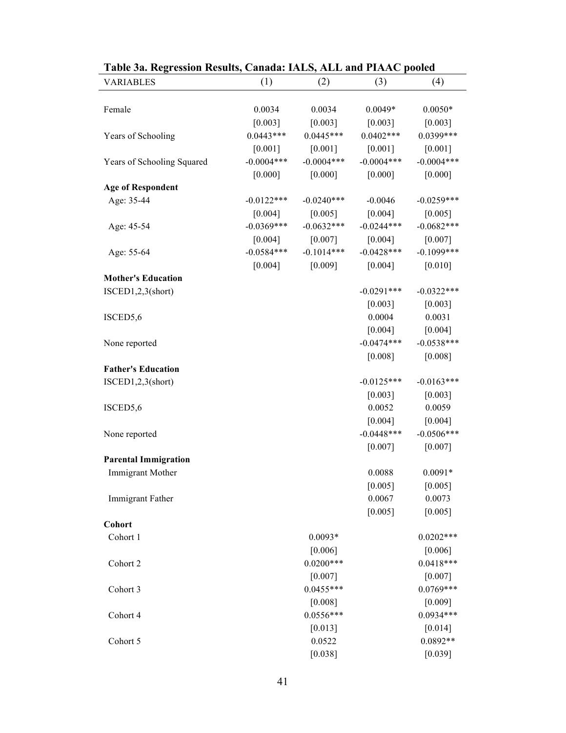**Table 3a. Regression Results, Canada: IALS, ALL and PIAAC pooled**

| VARIABLES | (1) | (2) | (3) | (4) |
|---|---|---|---|---|
| Female | 0.0034 | 0.0034 | 0.0049* | 0.0050* |
| | [0.003] | [0.003] | [0.003] | [0.003] |
| Years of Schooling | 0.0443*** | 0.0445*** | 0.0402*** | 0.0399*** |
| | [0.001] | [0.001] | [0.001] | [0.001] |
| Years of Schooling Squared | -0.0004*** | -0.0004*** | -0.0004*** | -0.0004*** |
| | [0.000] | [0.000] | [0.000] | [0.000] |
| **Age of Respondent** | | | | |
| Age: 35-44 | -0.0122*** | -0.0240*** | -0.0046 | -0.0259*** |
| | [0.004] | [0.005] | [0.004] | [0.005] |
| Age: 45-54 | -0.0369*** | -0.0632*** | -0.0244*** | -0.0682*** |
| | [0.004] | [0.007] | [0.004] | [0.007] |
| Age: 55-64 | -0.0584*** | -0.1014*** | -0.0428*** | -0.1099*** |
| | [0.004] | [0.009] | [0.004] | [0.010] |
| **Mother's Education** | | | | |
| ISCED1,2,3(short) | | | -0.0291*** | -0.0322*** |
| | | | [0.003] | [0.003] |
| ISCED5,6 | | | 0.0004 | 0.0031 |
| | | | [0.004] | [0.004] |
| None reported | | | -0.0474*** | -0.0538*** |
| | | | [0.008] | [0.008] |
| **Father's Education** | | | | |
| ISCED1,2,3(short) | | | -0.0125*** | -0.0163*** |
| | | | [0.003] | [0.003] |
| ISCED5,6 | | | 0.0052 | 0.0059 |
| | | | [0.004] | [0.004] |
| None reported | | | -0.0448*** | -0.0506*** |
| | | | [0.007] | [0.007] |
| **Parental Immigration** | | | | |
| Immigrant Mother | | | 0.0088 | 0.0091* |
| | | | [0.005] | [0.005] |
| Immigrant Father | | | 0.0067 | 0.0073 |
| | | | [0.005] | [0.005] |
| **Cohort** | | | | |
| Cohort 1 | | 0.0093* | | 0.0202*** |
| | | [0.006] | | [0.006] |
| Cohort 2 | | 0.0200*** | | 0.0418*** |
| | | [0.007] | | [0.007] |
| Cohort 3 | | 0.0455*** | | 0.0769*** |
| | | [0.008] | | [0.009] |
| Cohort 4 | | 0.0556*** | | 0.0934*** |
| | | [0.013] | | [0.014] |
| Cohort 5 | | 0.0522 | | 0.0892** |
| | | [0.038] | | [0.039] |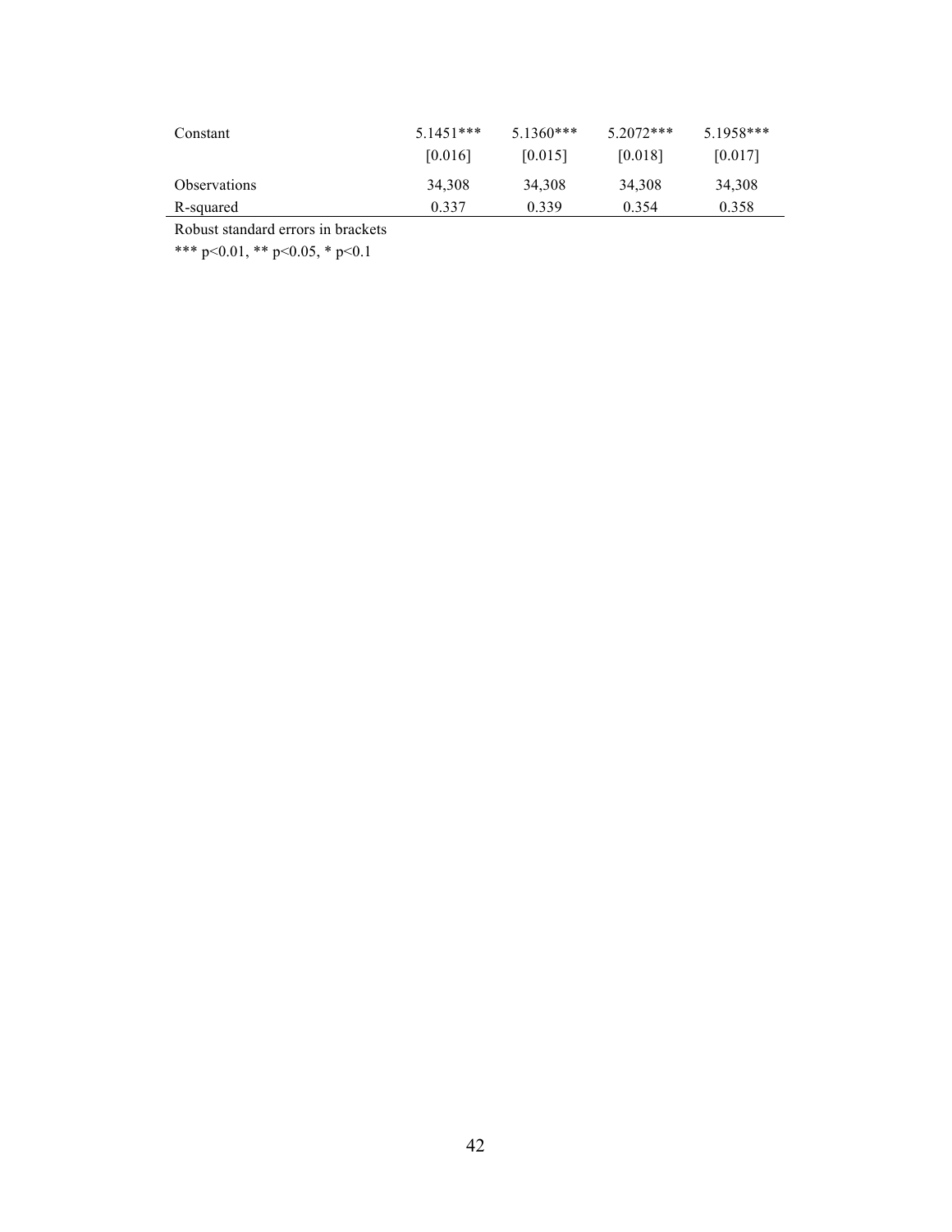| | | | | |
|---|---|---|---|---|
| Constant | 5.1451*** | 5.1360*** | 5.2072*** | 5.1958*** |
| | [0.016] | [0.015] | [0.018] | [0.017] |
| Observations | 34,308 | 34,308 | 34,308 | 34,308 |
| R-squared | 0.337 | 0.339 | 0.354 | 0.358 |

Robust standard errors in brackets

*** p<0.01, ** p<0.05, * p<0.1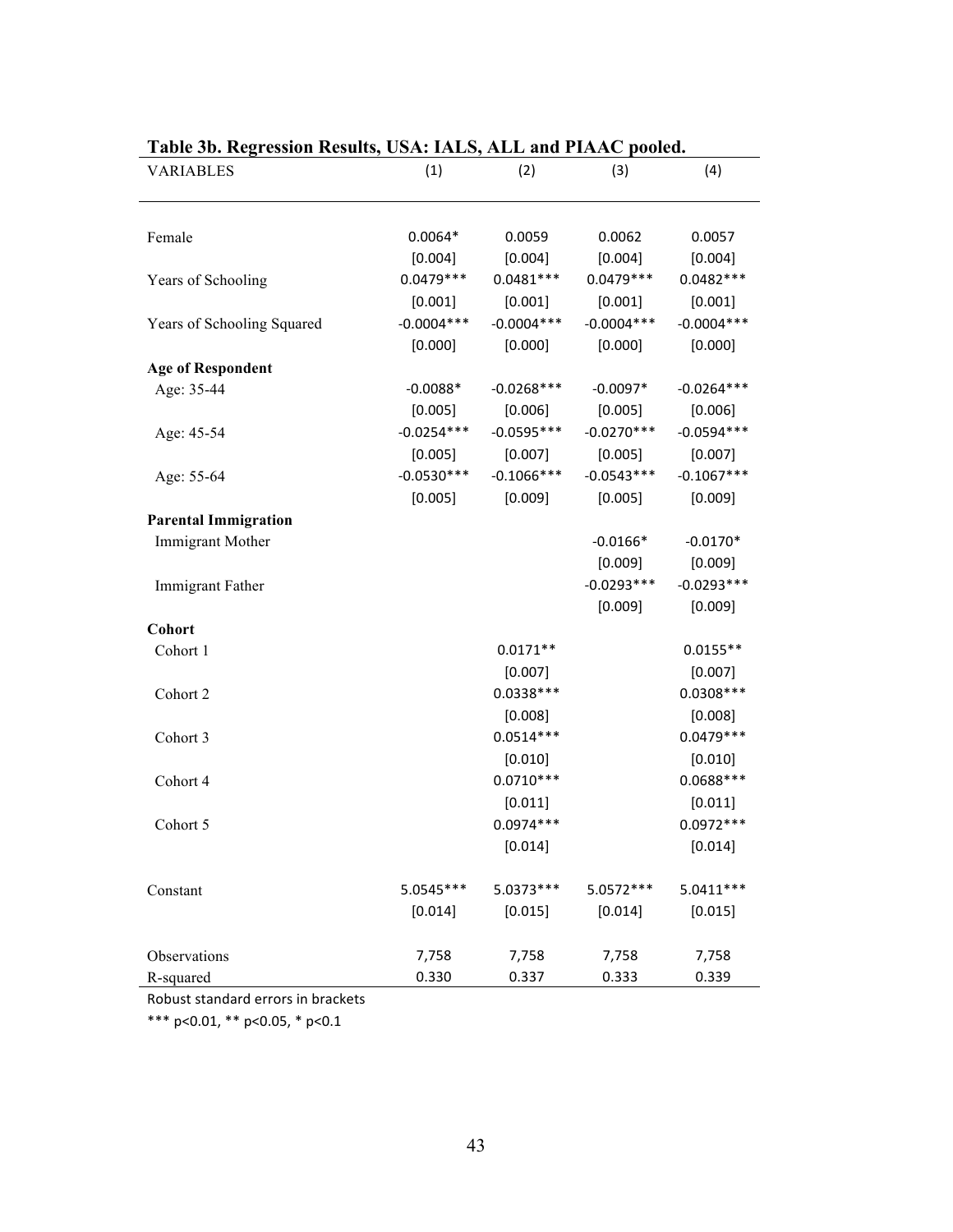**Table 3b. Regression Results, USA: IALS, ALL and PIAAC pooled.**

| VARIABLES | (1) | (2) | (3) | (4) |
|---|---|---|---|---|
| Female | 0.0064* | 0.0059 | 0.0062 | 0.0057 |
| | [0.004] | [0.004] | [0.004] | [0.004] |
| Years of Schooling | 0.0479*** | 0.0481*** | 0.0479*** | 0.0482*** |
| | [0.001] | [0.001] | [0.001] | [0.001] |
| Years of Schooling Squared | -0.0004*** | -0.0004*** | -0.0004*** | -0.0004*** |
| | [0.000] | [0.000] | [0.000] | [0.000] |
| **Age of Respondent** | | | | |
| Age: 35-44 | -0.0088* | -0.0268*** | -0.0097* | -0.0264*** |
| | [0.005] | [0.006] | [0.005] | [0.006] |
| Age: 45-54 | -0.0254*** | -0.0595*** | -0.0270*** | -0.0594*** |
| | [0.005] | [0.007] | [0.005] | [0.007] |
| Age: 55-64 | -0.0530*** | -0.1066*** | -0.0543*** | -0.1067*** |
| | [0.005] | [0.009] | [0.005] | [0.009] |
| **Parental Immigration** | | | | |
| Immigrant Mother | | | -0.0166* | -0.0170* |
| | | | [0.009] | [0.009] |
| Immigrant Father | | | -0.0293*** | -0.0293*** |
| | | | [0.009] | [0.009] |
| **Cohort** | | | | |
| Cohort 1 | | 0.0171** | | 0.0155** |
| | | [0.007] | | [0.007] |
| Cohort 2 | | 0.0338*** | | 0.0308*** |
| | | [0.008] | | [0.008] |
| Cohort 3 | | 0.0514*** | | 0.0479*** |
| | | [0.010] | | [0.010] |
| Cohort 4 | | 0.0710*** | | 0.0688*** |
| | | [0.011] | | [0.011] |
| Cohort 5 | | 0.0974*** | | 0.0972*** |
| | | [0.014] | | [0.014] |
| Constant | 5.0545*** | 5.0373*** | 5.0572*** | 5.0411*** |
| | [0.014] | [0.015] | [0.014] | [0.015] |
| Observations | 7,758 | 7,758 | 7,758 | 7,758 |
| R-squared | 0.330 | 0.337 | 0.333 | 0.339 |

Robust standard errors in brackets

*** p<0.01, ** p<0.05, * p<0.1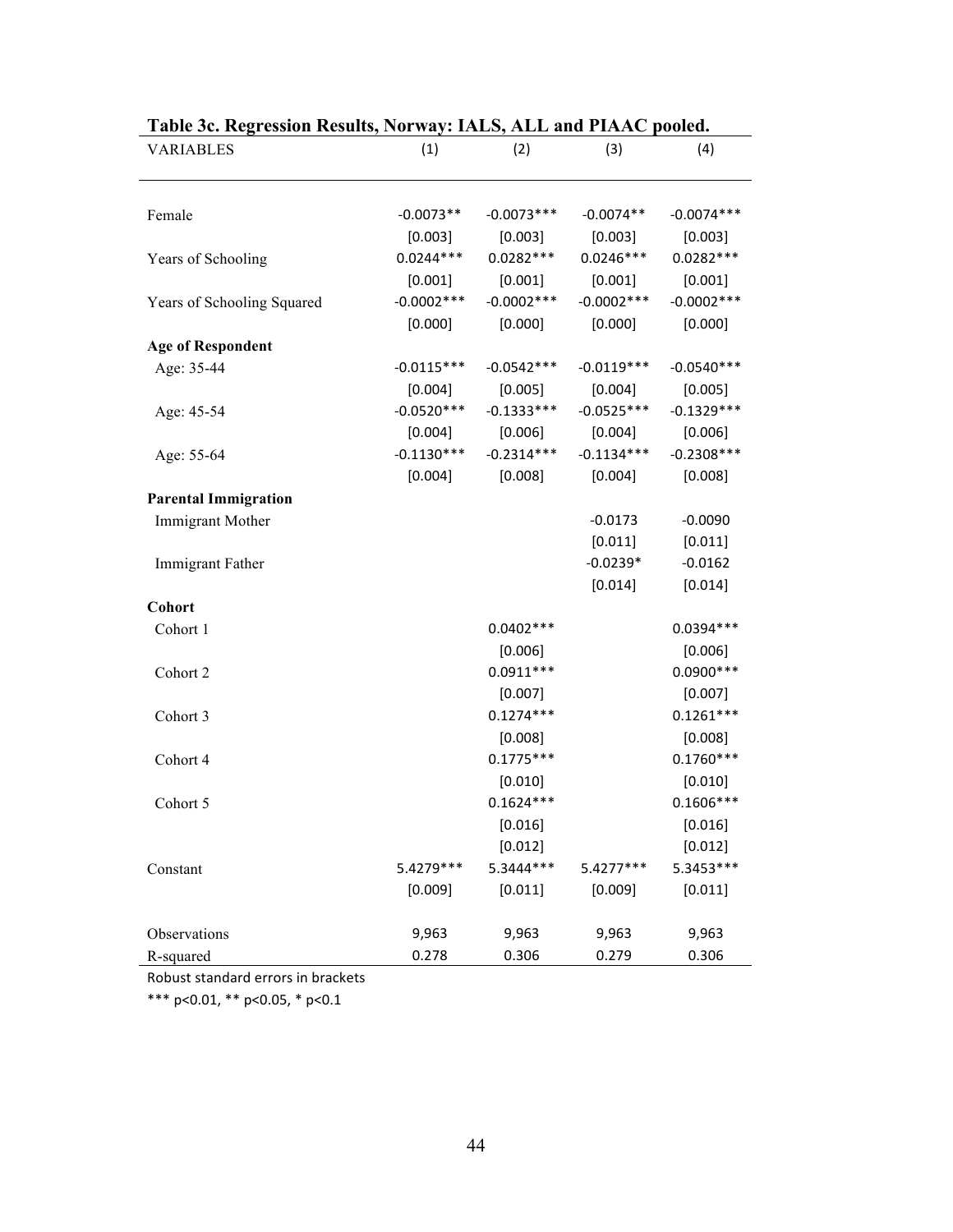**Table 3c. Regression Results, Norway: IALS, ALL and PIAAC pooled.**

| VARIABLES | (1) | (2) | (3) | (4) |
|---|---|---|---|---|
| Female | -0.0073** | -0.0073*** | -0.0074** | -0.0074*** |
| | [0.003] | [0.003] | [0.003] | [0.003] |
| Years of Schooling | 0.0244*** | 0.0282*** | 0.0246*** | 0.0282*** |
| | [0.001] | [0.001] | [0.001] | [0.001] |
| Years of Schooling Squared | -0.0002*** | -0.0002*** | -0.0002*** | -0.0002*** |
| | [0.000] | [0.000] | [0.000] | [0.000] |
| **Age of Respondent** | | | | |
| Age: 35-44 | -0.0115*** | -0.0542*** | -0.0119*** | -0.0540*** |
| | [0.004] | [0.005] | [0.004] | [0.005] |
| Age: 45-54 | -0.0520*** | -0.1333*** | -0.0525*** | -0.1329*** |
| | [0.004] | [0.006] | [0.004] | [0.006] |
| Age: 55-64 | -0.1130*** | -0.2314*** | -0.1134*** | -0.2308*** |
| | [0.004] | [0.008] | [0.004] | [0.008] |
| **Parental Immigration** | | | | |
| Immigrant Mother | | | -0.0173 | -0.0090 |
| | | | [0.011] | [0.011] |
| Immigrant Father | | | -0.0239* | -0.0162 |
| | | | [0.014] | [0.014] |
| **Cohort** | | | | |
| Cohort 1 | | 0.0402*** | | 0.0394*** |
| | | [0.006] | | [0.006] |
| Cohort 2 | | 0.0911*** | | 0.0900*** |
| | | [0.007] | | [0.007] |
| Cohort 3 | | 0.1274*** | | 0.1261*** |
| | | [0.008] | | [0.008] |
| Cohort 4 | | 0.1775*** | | 0.1760*** |
| | | [0.010] | | [0.010] |
| Cohort 5 | | 0.1624*** | | 0.1606*** |
| | | [0.016] | | [0.016] |
| | | [0.012] | | [0.012] |
| Constant | 5.4279*** | 5.3444*** | 5.4277*** | 5.3453*** |
| | [0.009] | [0.011] | [0.009] | [0.011] |
| Observations | 9,963 | 9,963 | 9,963 | 9,963 |
| R-squared | 0.278 | 0.306 | 0.279 | 0.306 |

Robust standard errors in brackets

*** p<0.01, ** p<0.05, * p<0.1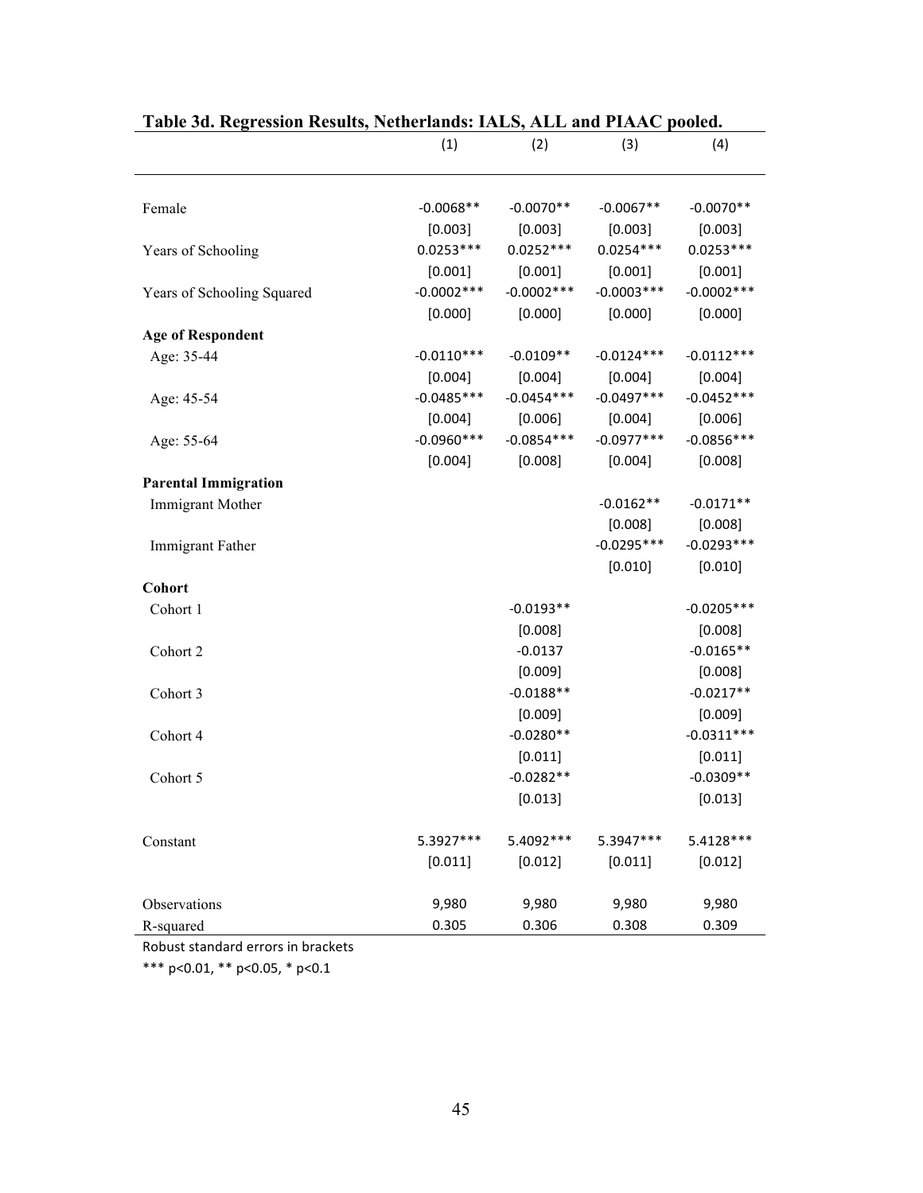**Table 3d. Regression Results, Netherlands: IALS, ALL and PIAAC pooled.**

| | (1) | (2) | (3) | (4) |
|---|---|---|---|---|
| Female | -0.0068** | -0.0070** | -0.0067** | -0.0070** |
| | [0.003] | [0.003] | [0.003] | [0.003] |
| Years of Schooling | 0.0253*** | 0.0252*** | 0.0254*** | 0.0253*** |
| | [0.001] | [0.001] | [0.001] | [0.001] |
| Years of Schooling Squared | -0.0002*** | -0.0002*** | -0.0003*** | -0.0002*** |
| | [0.000] | [0.000] | [0.000] | [0.000] |
| **Age of Respondent** | | | | |
| Age: 35-44 | -0.0110*** | -0.0109** | -0.0124*** | -0.0112*** |
| | [0.004] | [0.004] | [0.004] | [0.004] |
| Age: 45-54 | -0.0485*** | -0.0454*** | -0.0497*** | -0.0452*** |
| | [0.004] | [0.006] | [0.004] | [0.006] |
| Age: 55-64 | -0.0960*** | -0.0854*** | -0.0977*** | -0.0856*** |
| | [0.004] | [0.008] | [0.004] | [0.008] |
| **Parental Immigration** | | | | |
| Immigrant Mother | | | -0.0162** | -0.0171** |
| | | | [0.008] | [0.008] |
| Immigrant Father | | | -0.0295*** | -0.0293*** |
| | | | [0.010] | [0.010] |
| **Cohort** | | | | |
| Cohort 1 | | -0.0193** | | -0.0205*** |
| | | [0.008] | | [0.008] |
| Cohort 2 | | -0.0137 | | -0.0165** |
| | | [0.009] | | [0.008] |
| Cohort 3 | | -0.0188** | | -0.0217** |
| | | [0.009] | | [0.009] |
| Cohort 4 | | -0.0280** | | -0.0311*** |
| | | [0.011] | | [0.011] |
| Cohort 5 | | -0.0282** | | -0.0309** |
| | | [0.013] | | [0.013] |
| Constant | 5.3927*** | 5.4092*** | 5.3947*** | 5.4128*** |
| | [0.011] | [0.012] | [0.011] | [0.012] |
| Observations | 9,980 | 9,980 | 9,980 | 9,980 |
| R-squared | 0.305 | 0.306 | 0.308 | 0.309 |

Robust standard errors in brackets

*** p<0.01, ** p<0.05, * p<0.1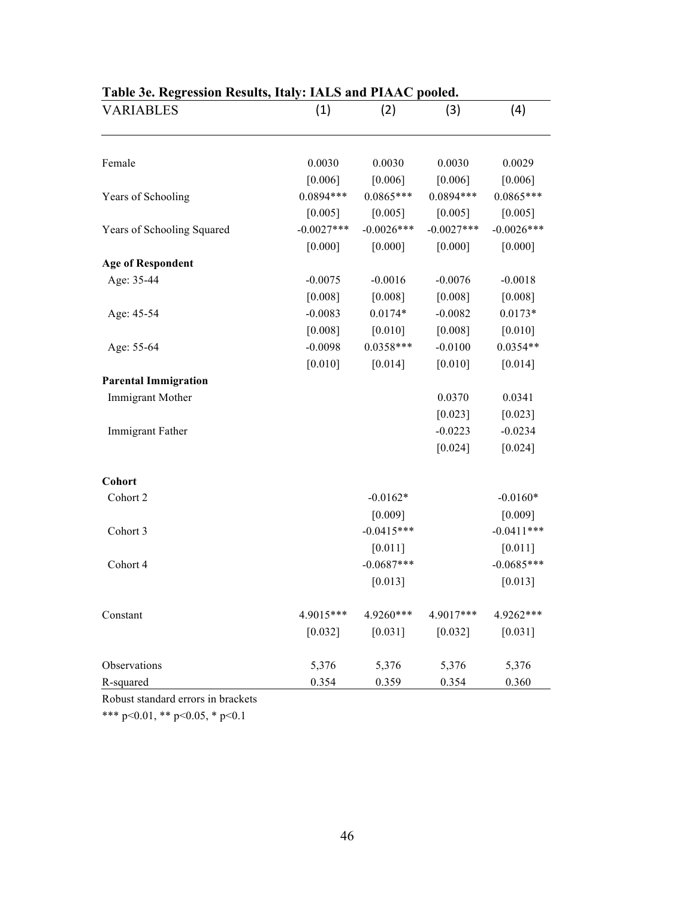**Table 3e. Regression Results, Italy: IALS and PIAAC pooled.**

| VARIABLES | (1) | (2) | (3) | (4) |
|---|---|---|---|---|
| Female | 0.0030 | 0.0030 | 0.0030 | 0.0029 |
| | [0.006] | [0.006] | [0.006] | [0.006] |
| Years of Schooling | 0.0894*** | 0.0865*** | 0.0894*** | 0.0865*** |
| | [0.005] | [0.005] | [0.005] | [0.005] |
| Years of Schooling Squared | -0.0027*** | -0.0026*** | -0.0027*** | -0.0026*** |
| | [0.000] | [0.000] | [0.000] | [0.000] |
| **Age of Respondent** | | | | |
| Age: 35-44 | -0.0075 | -0.0016 | -0.0076 | -0.0018 |
| | [0.008] | [0.008] | [0.008] | [0.008] |
| Age: 45-54 | -0.0083 | 0.0174* | -0.0082 | 0.0173* |
| | [0.008] | [0.010] | [0.008] | [0.010] |
| Age: 55-64 | -0.0098 | 0.0358*** | -0.0100 | 0.0354** |
| | [0.010] | [0.014] | [0.010] | [0.014] |
| **Parental Immigration** | | | | |
| Immigrant Mother | | | 0.0370 | 0.0341 |
| | | | [0.023] | [0.023] |
| Immigrant Father | | | -0.0223 | -0.0234 |
| | | | [0.024] | [0.024] |
| **Cohort** | | | | |
| Cohort 2 | | -0.0162* | | -0.0160* |
| | | [0.009] | | [0.009] |
| Cohort 3 | | -0.0415*** | | -0.0411*** |
| | | [0.011] | | [0.011] |
| Cohort 4 | | -0.0687*** | | -0.0685*** |
| | | [0.013] | | [0.013] |
| Constant | 4.9015*** | 4.9260*** | 4.9017*** | 4.9262*** |
| | [0.032] | [0.031] | [0.032] | [0.031] |
| Observations | 5,376 | 5,376 | 5,376 | 5,376 |
| R-squared | 0.354 | 0.359 | 0.354 | 0.360 |

Robust standard errors in brackets

*** p<0.01, ** p<0.05, * p<0.1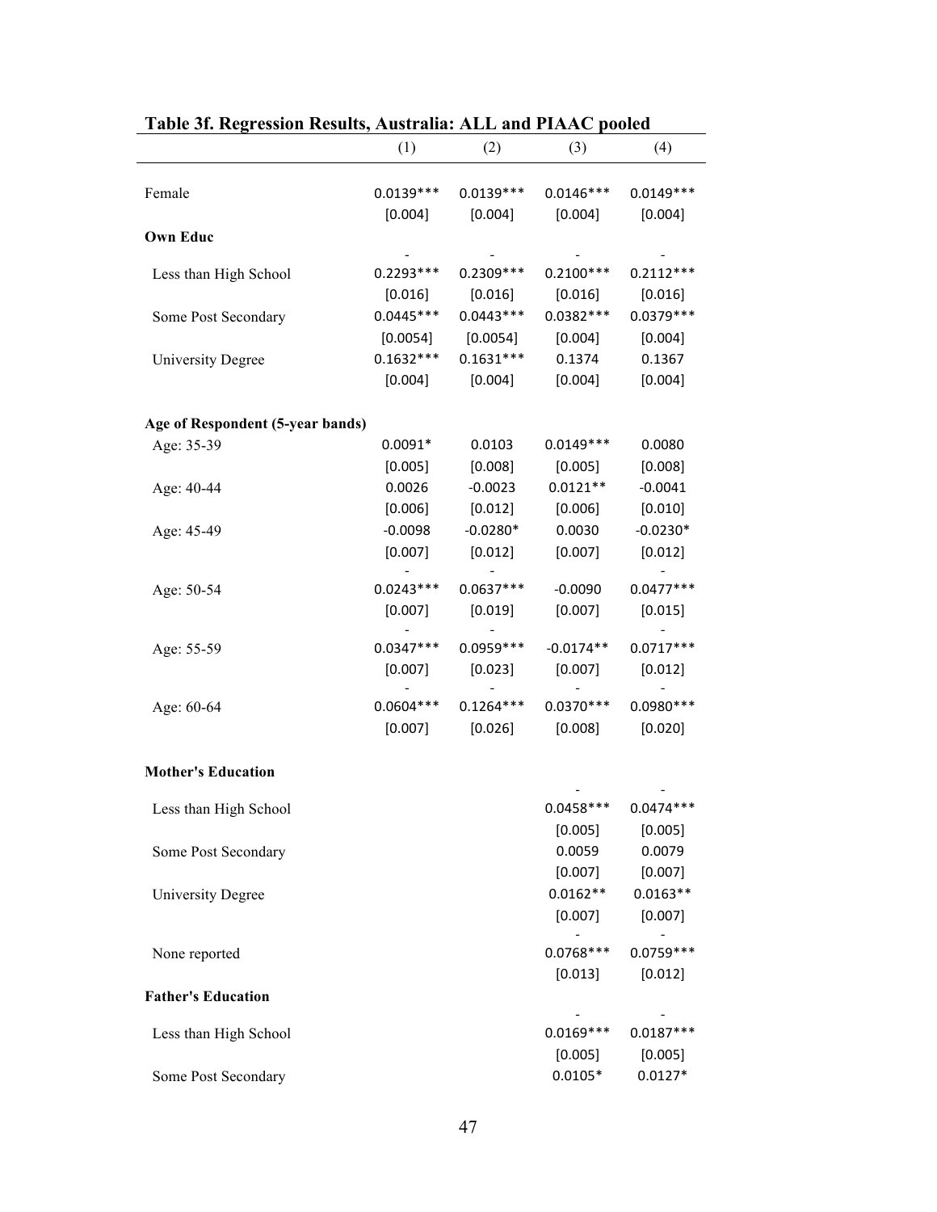### Table 3f. Regression Results, Australia: ALL and PIAAC pooled

| | (1) | (2) | (3) | (4) |
|---|---|---|---|---|
| Female | 0.0139*** | 0.0139*** | 0.0146*** | 0.0149*** |
| | [0.004] | [0.004] | [0.004] | [0.004] |
| **Own Educ** | | | | |
| Less than High School | -0.2293*** | -0.2309*** | -0.2100*** | -0.2112*** |
| | [0.016] | [0.016] | [0.016] | [0.016] |
| Some Post Secondary | 0.0445*** | 0.0443*** | 0.0382*** | 0.0379*** |
| | [0.0054] | [0.0054] | [0.004] | [0.004] |
| University Degree | 0.1632*** | 0.1631*** | 0.1374 | 0.1367 |
| | [0.004] | [0.004] | [0.004] | [0.004] |
| **Age of Respondent (5-year bands)** | | | | |
| Age: 35-39 | 0.0091* | 0.0103 | 0.0149*** | 0.0080 |
| | [0.005] | [0.008] | [0.005] | [0.008] |
| Age: 40-44 | 0.0026 | -0.0023 | 0.0121** | -0.0041 |
| | [0.006] | [0.012] | [0.006] | [0.010] |
| Age: 45-49 | -0.0098 | -0.0280* | 0.0030 | -0.0230* |
| | [0.007] | [0.012] | [0.007] | [0.012] |
| Age: 50-54 | -0.0243*** | -0.0637*** | -0.0090 | -0.0477*** |
| | [0.007] | [0.019] | [0.007] | [0.015] |
| Age: 55-59 | -0.0347*** | -0.0959*** | -0.0174** | -0.0717*** |
| | [0.007] | [0.023] | [0.007] | [0.012] |
| Age: 60-64 | -0.0604*** | -0.1264*** | -0.0370*** | -0.0980*** |
| | [0.007] | [0.026] | [0.008] | [0.020] |
| **Mother's Education** | | | | |
| Less than High School | | | -0.0458*** | -0.0474*** |
| | | | [0.005] | [0.005] |
| Some Post Secondary | | | 0.0059 | 0.0079 |
| | | | [0.007] | [0.007] |
| University Degree | | | 0.0162** | 0.0163** |
| | | | [0.007] | [0.007] |
| None reported | | | -0.0768*** | -0.0759*** |
| | | | [0.013] | [0.012] |
| **Father's Education** | | | | |
| Less than High School | | | -0.0169*** | -0.0187*** |
| | | | [0.005] | [0.005] |
| Some Post Secondary | | | 0.0105* | 0.0127* |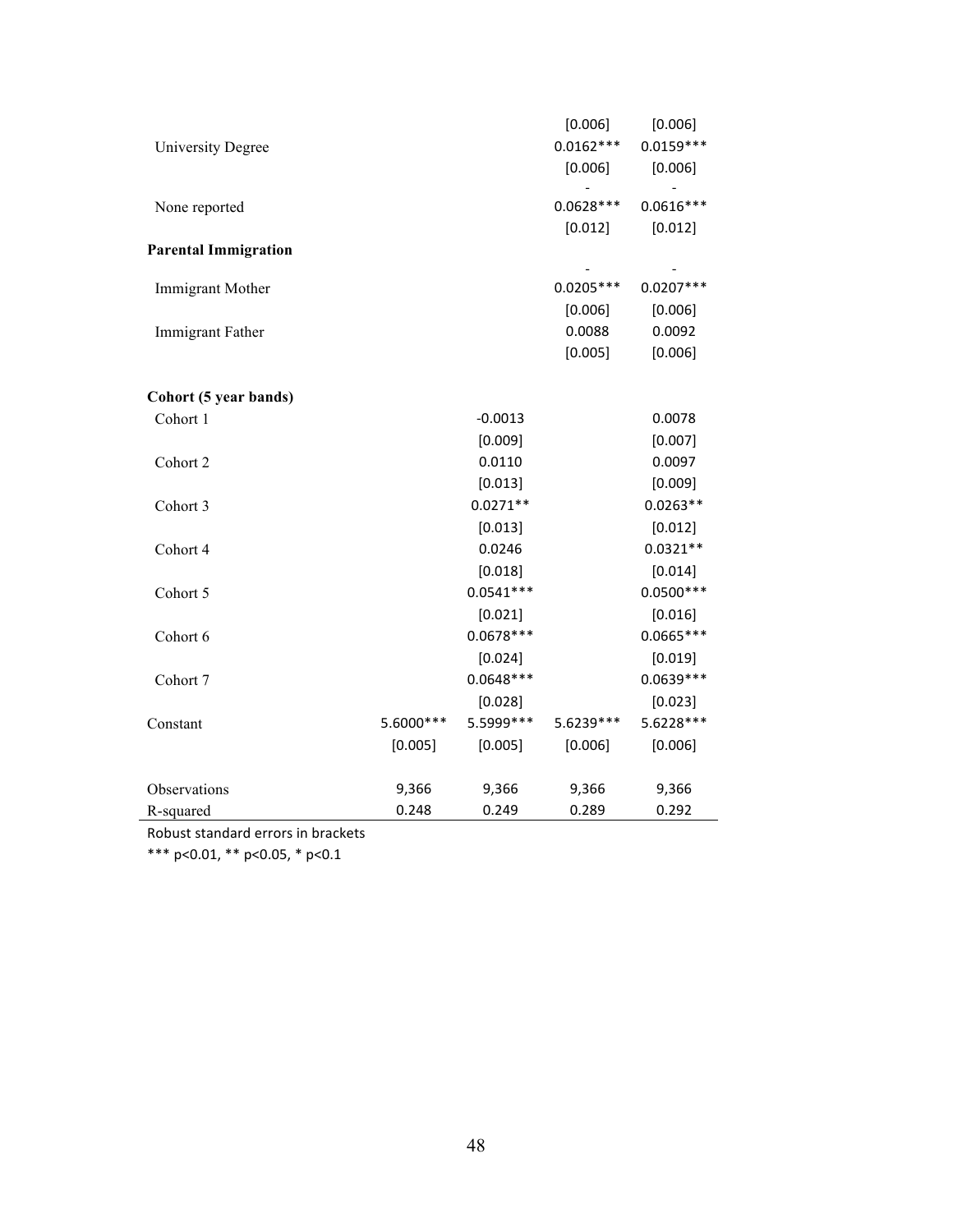| | (1) | (2) | (3) | (4) |
|---|---|---|---|---|
| | | | [0.006] | [0.006] |
| University Degree | | | 0.0162*** | 0.0159*** |
| | | | [0.006] | [0.006] |
| None reported | | | -0.0628*** | -0.0616*** |
| | | | [0.012] | [0.012] |
| **Parental Immigration** | | | | |
| Immigrant Mother | | | -0.0205*** | -0.0207*** |
| | | | [0.006] | [0.006] |
| Immigrant Father | | | 0.0088 | 0.0092 |
| | | | [0.005] | [0.006] |
| **Cohort (5 year bands)** | | | | |
| Cohort 1 | | -0.0013 | | 0.0078 |
| | | [0.009] | | [0.007] |
| Cohort 2 | | 0.0110 | | 0.0097 |
| | | [0.013] | | [0.009] |
| Cohort 3 | | 0.0271** | | 0.0263** |
| | | [0.013] | | [0.012] |
| Cohort 4 | | 0.0246 | | 0.0321** |
| | | [0.018] | | [0.014] |
| Cohort 5 | | 0.0541*** | | 0.0500*** |
| | | [0.021] | | [0.016] |
| Cohort 6 | | 0.0678*** | | 0.0665*** |
| | | [0.024] | | [0.019] |
| Cohort 7 | | 0.0648*** | | 0.0639*** |
| | | [0.028] | | [0.023] |
| Constant | 5.6000*** | 5.5999*** | 5.6239*** | 5.6228*** |
| | [0.005] | [0.005] | [0.006] | [0.006] |
| Observations | 9,366 | 9,366 | 9,366 | 9,366 |
| R-squared | 0.248 | 0.249 | 0.289 | 0.292 |

Robust standard errors in brackets

*** p<0.01, ** p<0.05, * p<0.1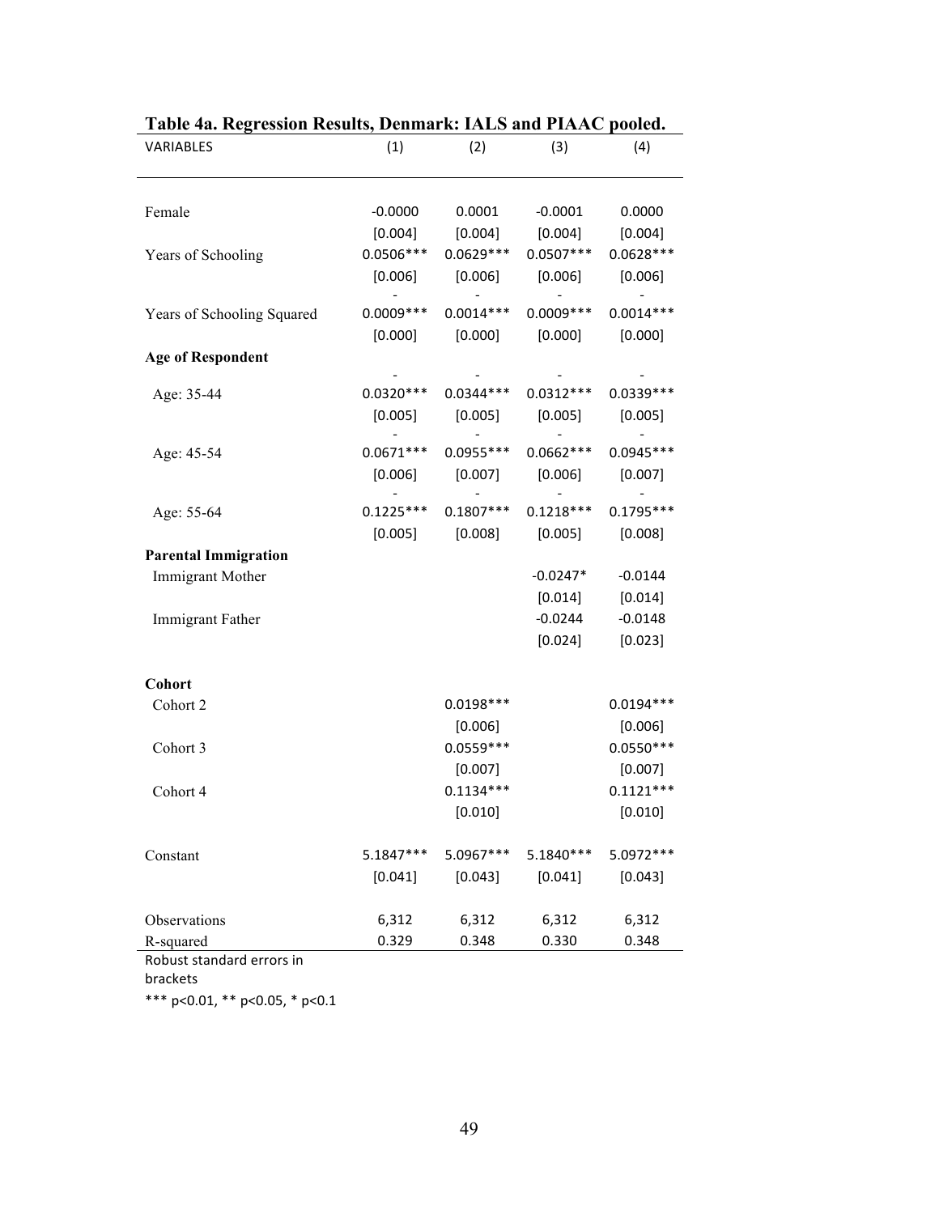**Table 4a. Regression Results, Denmark: IALS and PIAAC pooled.**

| VARIABLES | (1) | (2) | (3) | (4) |
|---|---|---|---|---|
| Female | -0.0000 | 0.0001 | -0.0001 | 0.0000 |
| | [0.004] | [0.004] | [0.004] | [0.004] |
| Years of Schooling | 0.0506*** | 0.0629*** | 0.0507*** | 0.0628*** |
| | [0.006] | [0.006] | [0.006] | [0.006] |
| Years of Schooling Squared | -0.0009*** | -0.0014*** | -0.0009*** | -0.0014*** |
| | [0.000] | [0.000] | [0.000] | [0.000] |
| **Age of Respondent** | | | | |
| Age: 35-44 | -0.0320*** | -0.0344*** | -0.0312*** | -0.0339*** |
| | [0.005] | [0.005] | [0.005] | [0.005] |
| Age: 45-54 | -0.0671*** | -0.0955*** | -0.0662*** | -0.0945*** |
| | [0.006] | [0.007] | [0.006] | [0.007] |
| Age: 55-64 | -0.1225*** | -0.1807*** | -0.1218*** | -0.1795*** |
| | [0.005] | [0.008] | [0.005] | [0.008] |
| **Parental Immigration** | | | | |
| Immigrant Mother | | | -0.0247* | -0.0144 |
| | | | [0.014] | [0.014] |
| Immigrant Father | | | -0.0244 | -0.0148 |
| | | | [0.024] | [0.023] |
| **Cohort** | | | | |
| Cohort 2 | | 0.0198*** | | 0.0194*** |
| | | [0.006] | | [0.006] |
| Cohort 3 | | 0.0559*** | | 0.0550*** |
| | | [0.007] | | [0.007] |
| Cohort 4 | | 0.1134*** | | 0.1121*** |
| | | [0.010] | | [0.010] |
| Constant | 5.1847*** | 5.0967*** | 5.1840*** | 5.0972*** |
| | [0.041] | [0.043] | [0.041] | [0.043] |
| Observations | 6,312 | 6,312 | 6,312 | 6,312 |
| R-squared | 0.329 | 0.348 | 0.330 | 0.348 |

Robust standard errors in brackets

*** p<0.01, ** p<0.05, * p<0.1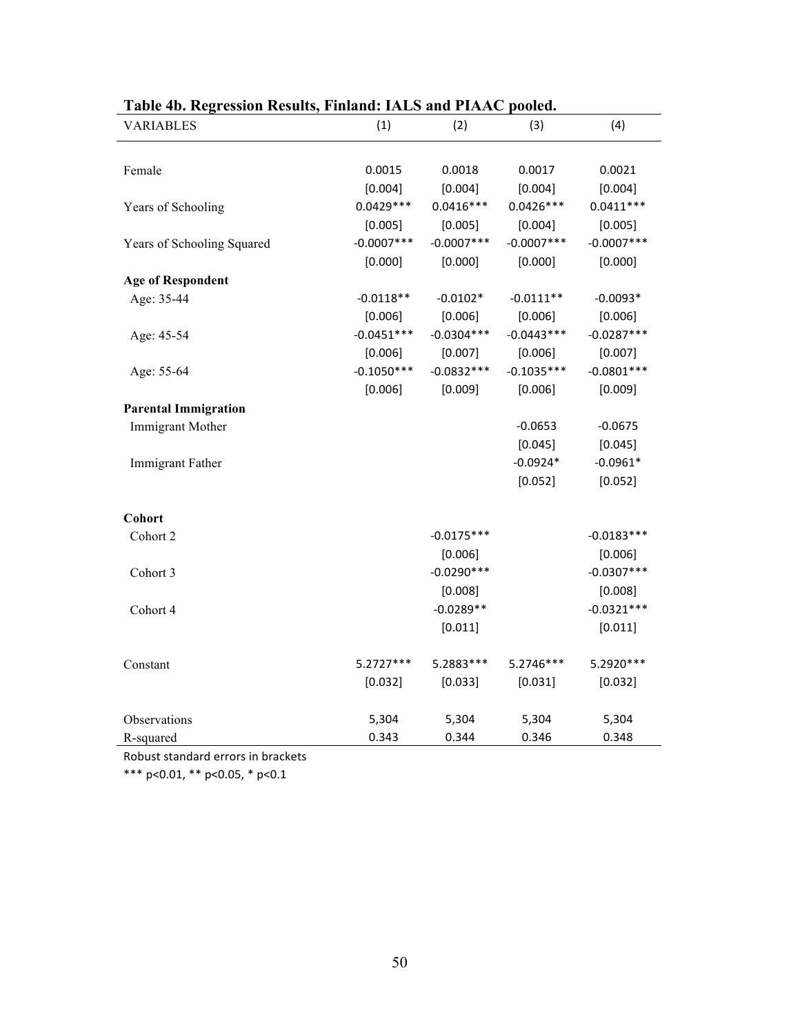**Table 4b. Regression Results, Finland: IALS and PIAAC pooled.**

| VARIABLES | (1) | (2) | (3) | (4) |
|---|---|---|---|---|
| Female | 0.0015 | 0.0018 | 0.0017 | 0.0021 |
| | [0.004] | [0.004] | [0.004] | [0.004] |
| Years of Schooling | 0.0429*** | 0.0416*** | 0.0426*** | 0.0411*** |
| | [0.005] | [0.005] | [0.004] | [0.005] |
| Years of Schooling Squared | -0.0007*** | -0.0007*** | -0.0007*** | -0.0007*** |
| | [0.000] | [0.000] | [0.000] | [0.000] |
| **Age of Respondent** | | | | |
| Age: 35-44 | -0.0118** | -0.0102* | -0.0111** | -0.0093* |
| | [0.006] | [0.006] | [0.006] | [0.006] |
| Age: 45-54 | -0.0451*** | -0.0304*** | -0.0443*** | -0.0287*** |
| | [0.006] | [0.007] | [0.006] | [0.007] |
| Age: 55-64 | -0.1050*** | -0.0832*** | -0.1035*** | -0.0801*** |
| | [0.006] | [0.009] | [0.006] | [0.009] |
| **Parental Immigration** | | | | |
| Immigrant Mother | | | -0.0653 | -0.0675 |
| | | | [0.045] | [0.045] |
| Immigrant Father | | | -0.0924* | -0.0961* |
| | | | [0.052] | [0.052] |
| **Cohort** | | | | |
| Cohort 2 | | -0.0175*** | | -0.0183*** |
| | | [0.006] | | [0.006] |
| Cohort 3 | | -0.0290*** | | -0.0307*** |
| | | [0.008] | | [0.008] |
| Cohort 4 | | -0.0289** | | -0.0321*** |
| | | [0.011] | | [0.011] |
| Constant | 5.2727*** | 5.2883*** | 5.2746*** | 5.2920*** |
| | [0.032] | [0.033] | [0.031] | [0.032] |
| Observations | 5,304 | 5,304 | 5,304 | 5,304 |
| R-squared | 0.343 | 0.344 | 0.346 | 0.348 |

Robust standard errors in brackets

*** p<0.01, ** p<0.05, * p<0.1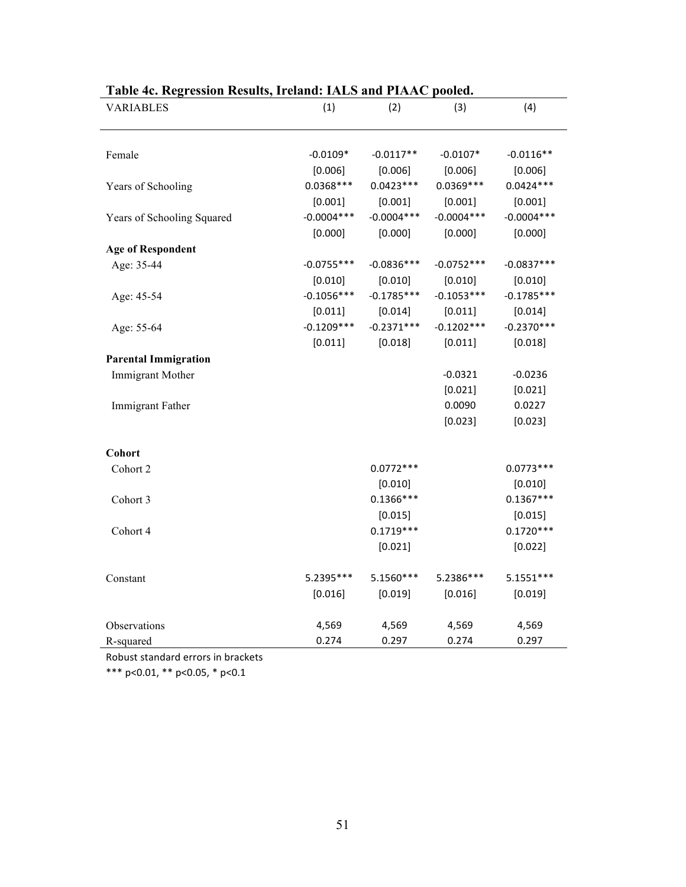**Table 4c. Regression Results, Ireland: IALS and PIAAC pooled.**

| VARIABLES | (1) | (2) | (3) | (4) |
|---|---|---|---|---|
| Female | -0.0109* | -0.0117** | -0.0107* | -0.0116** |
| | [0.006] | [0.006] | [0.006] | [0.006] |
| Years of Schooling | 0.0368*** | 0.0423*** | 0.0369*** | 0.0424*** |
| | [0.001] | [0.001] | [0.001] | [0.001] |
| Years of Schooling Squared | -0.0004*** | -0.0004*** | -0.0004*** | -0.0004*** |
| | [0.000] | [0.000] | [0.000] | [0.000] |
| **Age of Respondent** | | | | |
| Age: 35-44 | -0.0755*** | -0.0836*** | -0.0752*** | -0.0837*** |
| | [0.010] | [0.010] | [0.010] | [0.010] |
| Age: 45-54 | -0.1056*** | -0.1785*** | -0.1053*** | -0.1785*** |
| | [0.011] | [0.014] | [0.011] | [0.014] |
| Age: 55-64 | -0.1209*** | -0.2371*** | -0.1202*** | -0.2370*** |
| | [0.011] | [0.018] | [0.011] | [0.018] |
| **Parental Immigration** | | | | |
| Immigrant Mother | | | -0.0321 | -0.0236 |
| | | | [0.021] | [0.021] |
| Immigrant Father | | | 0.0090 | 0.0227 |
| | | | [0.023] | [0.023] |
| **Cohort** | | | | |
| Cohort 2 | | 0.0772*** | | 0.0773*** |
| | | [0.010] | | [0.010] |
| Cohort 3 | | 0.1366*** | | 0.1367*** |
| | | [0.015] | | [0.015] |
| Cohort 4 | | 0.1719*** | | 0.1720*** |
| | | [0.021] | | [0.022] |
| Constant | 5.2395*** | 5.1560*** | 5.2386*** | 5.1551*** |
| | [0.016] | [0.019] | [0.016] | [0.019] |
| Observations | 4,569 | 4,569 | 4,569 | 4,569 |
| R-squared | 0.274 | 0.297 | 0.274 | 0.297 |

Robust standard errors in brackets

*** p<0.01, ** p<0.05, * p<0.1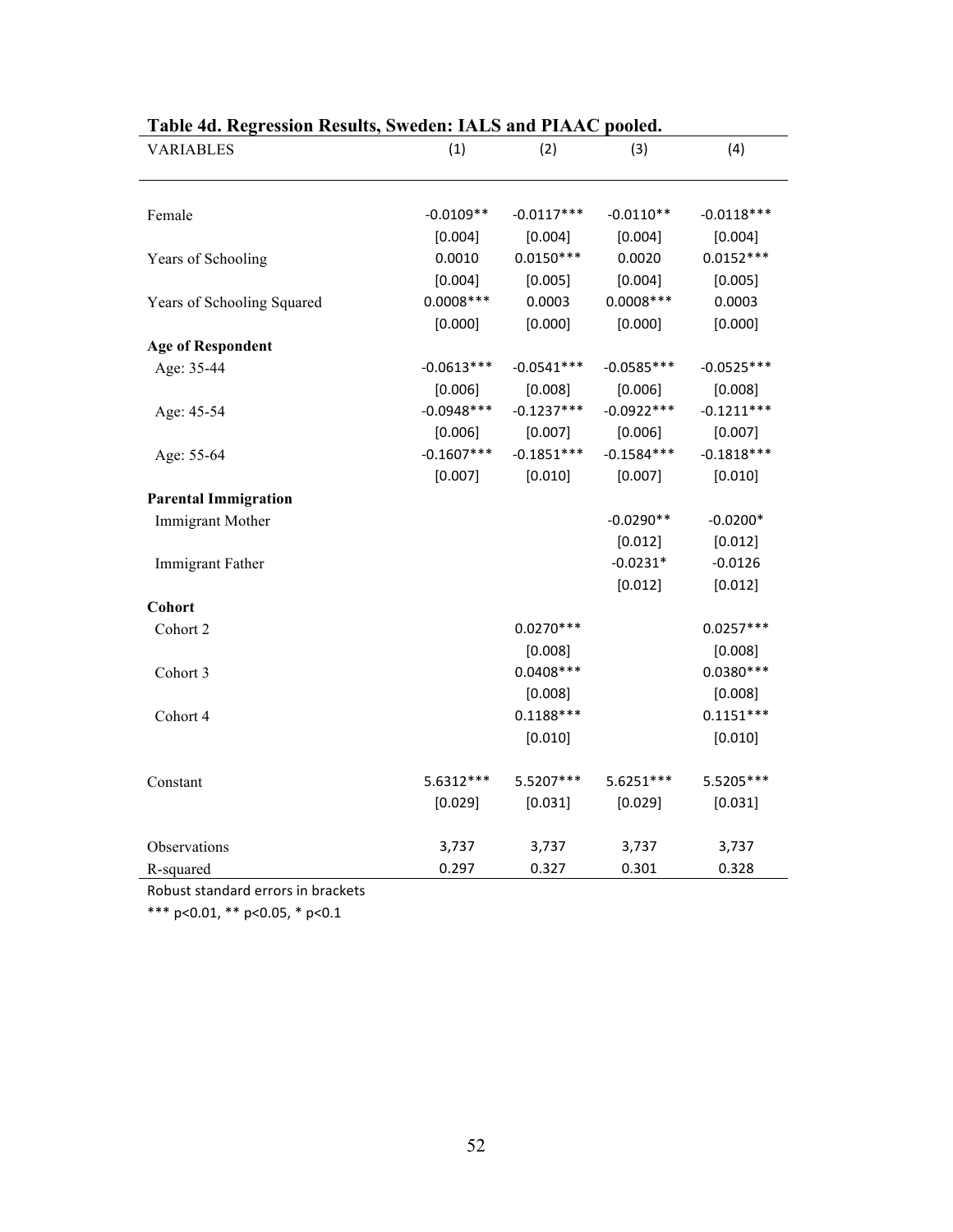**Table 4d. Regression Results, Sweden: IALS and PIAAC pooled.**

| VARIABLES | (1) | (2) | (3) | (4) |
|---|---|---|---|---|
| Female | -0.0109** | -0.0117*** | -0.0110** | -0.0118*** |
| | [0.004] | [0.004] | [0.004] | [0.004] |
| Years of Schooling | 0.0010 | 0.0150*** | 0.0020 | 0.0152*** |
| | [0.004] | [0.005] | [0.004] | [0.005] |
| Years of Schooling Squared | 0.0008*** | 0.0003 | 0.0008*** | 0.0003 |
| | [0.000] | [0.000] | [0.000] | [0.000] |
| **Age of Respondent** | | | | |
| Age: 35-44 | -0.0613*** | -0.0541*** | -0.0585*** | -0.0525*** |
| | [0.006] | [0.008] | [0.006] | [0.008] |
| Age: 45-54 | -0.0948*** | -0.1237*** | -0.0922*** | -0.1211*** |
| | [0.006] | [0.007] | [0.006] | [0.007] |
| Age: 55-64 | -0.1607*** | -0.1851*** | -0.1584*** | -0.1818*** |
| | [0.007] | [0.010] | [0.007] | [0.010] |
| **Parental Immigration** | | | | |
| Immigrant Mother | | | -0.0290** | -0.0200* |
| | | | [0.012] | [0.012] |
| Immigrant Father | | | -0.0231* | -0.0126 |
| | | | [0.012] | [0.012] |
| **Cohort** | | | | |
| Cohort 2 | | 0.0270*** | | 0.0257*** |
| | | [0.008] | | [0.008] |
| Cohort 3 | | 0.0408*** | | 0.0380*** |
| | | [0.008] | | [0.008] |
| Cohort 4 | | 0.1188*** | | 0.1151*** |
| | | [0.010] | | [0.010] |
| Constant | 5.6312*** | 5.5207*** | 5.6251*** | 5.5205*** |
| | [0.029] | [0.031] | [0.029] | [0.031] |
| Observations | 3,737 | 3,737 | 3,737 | 3,737 |
| R-squared | 0.297 | 0.327 | 0.301 | 0.328 |

Robust standard errors in brackets

*** p<0.01, ** p<0.05, * p<0.1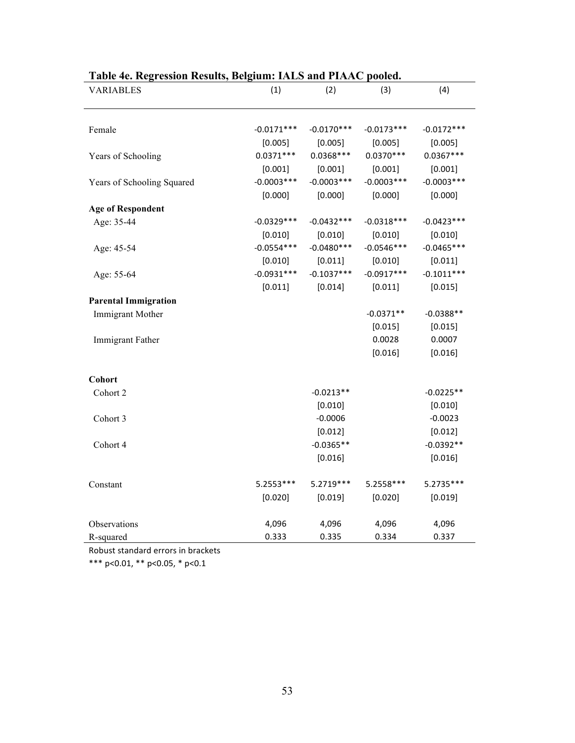**Table 4e. Regression Results, Belgium: IALS and PIAAC pooled.**

| VARIABLES | (1) | (2) | (3) | (4) |
|---|---|---|---|---|
| Female | -0.0171*** | -0.0170*** | -0.0173*** | -0.0172*** |
| | [0.005] | [0.005] | [0.005] | [0.005] |
| Years of Schooling | 0.0371*** | 0.0368*** | 0.0370*** | 0.0367*** |
| | [0.001] | [0.001] | [0.001] | [0.001] |
| Years of Schooling Squared | -0.0003*** | -0.0003*** | -0.0003*** | -0.0003*** |
| | [0.000] | [0.000] | [0.000] | [0.000] |
| **Age of Respondent** | | | | |
| Age: 35-44 | -0.0329*** | -0.0432*** | -0.0318*** | -0.0423*** |
| | [0.010] | [0.010] | [0.010] | [0.010] |
| Age: 45-54 | -0.0554*** | -0.0480*** | -0.0546*** | -0.0465*** |
| | [0.010] | [0.011] | [0.010] | [0.011] |
| Age: 55-64 | -0.0931*** | -0.1037*** | -0.0917*** | -0.1011*** |
| | [0.011] | [0.014] | [0.011] | [0.015] |
| **Parental Immigration** | | | | |
| Immigrant Mother | | | -0.0371** | -0.0388** |
| | | | [0.015] | [0.015] |
| Immigrant Father | | | 0.0028 | 0.0007 |
| | | | [0.016] | [0.016] |
| **Cohort** | | | | |
| Cohort 2 | | -0.0213** | | -0.0225** |
| | | [0.010] | | [0.010] |
| Cohort 3 | | -0.0006 | | -0.0023 |
| | | [0.012] | | [0.012] |
| Cohort 4 | | -0.0365** | | -0.0392** |
| | | [0.016] | | [0.016] |
| Constant | 5.2553*** | 5.2719*** | 5.2558*** | 5.2735*** |
| | [0.020] | [0.019] | [0.020] | [0.019] |
| Observations | 4,096 | 4,096 | 4,096 | 4,096 |
| R-squared | 0.333 | 0.335 | 0.334 | 0.337 |

Robust standard errors in brackets

*** p<0.01, ** p<0.05, * p<0.1